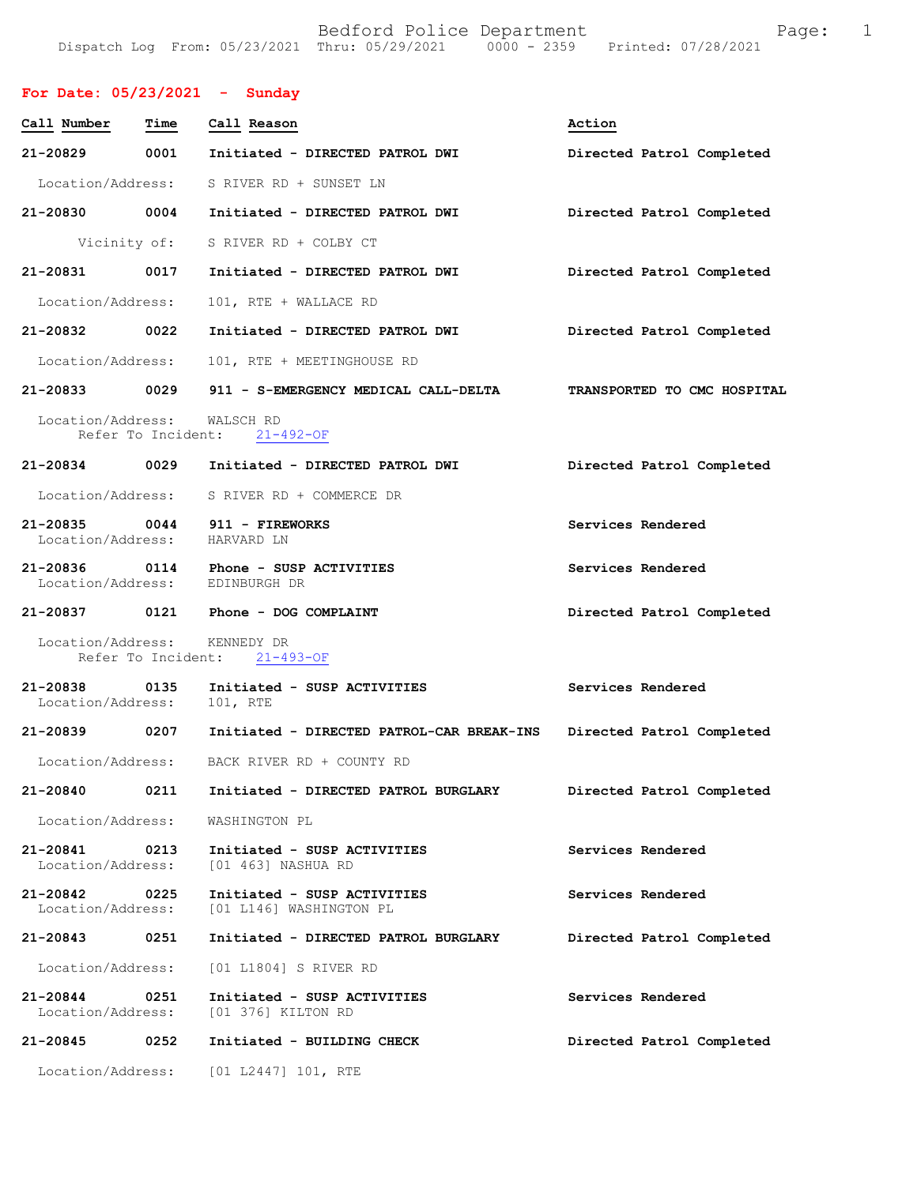Bedford Police Department
Dispatch Log From: 05/23/2021 Thru: 05/29/2021 0000 - 2359 Printed: 07/28/2021

**For Date: 05/23/2021 - Sunday**

| Call Number | Time | Call Reason | Action |
|---|---|---|---|
| **21-20829** | **0001** | **Initiated - DIRECTED PATROL DWI** | **Directed Patrol Completed** |
| Location/Address: | | S RIVER RD + SUNSET LN | |
| **21-20830** | **0004** | **Initiated - DIRECTED PATROL DWI** | **Directed Patrol Completed** |
| Vicinity of: | | S RIVER RD + COLBY CT | |
| **21-20831** | **0017** | **Initiated - DIRECTED PATROL DWI** | **Directed Patrol Completed** |
| Location/Address: | | 101, RTE + WALLACE RD | |
| **21-20832** | **0022** | **Initiated - DIRECTED PATROL DWI** | **Directed Patrol Completed** |
| Location/Address: | | 101, RTE + MEETINGHOUSE RD | |
| **21-20833** | **0029** | **911 - S-EMERGENCY MEDICAL CALL-DELTA** | **TRANSPORTED TO CMC HOSPITAL** |
| Location/Address: | | WALSCH RD | |
| Refer To Incident: | | 21-492-OF | |
| **21-20834** | **0029** | **Initiated - DIRECTED PATROL DWI** | **Directed Patrol Completed** |
| Location/Address: | | S RIVER RD + COMMERCE DR | |
| **21-20835** | **0044** | **911 - FIREWORKS** | **Services Rendered** |
| Location/Address: | | HARVARD LN | |
| **21-20836** | **0114** | **Phone - SUSP ACTIVITIES** | **Services Rendered** |
| Location/Address: | | EDINBURGH DR | |
| **21-20837** | **0121** | **Phone - DOG COMPLAINT** | **Directed Patrol Completed** |
| Location/Address: | | KENNEDY DR | |
| Refer To Incident: | | 21-493-OF | |
| **21-20838** | **0135** | **Initiated - SUSP ACTIVITIES** | **Services Rendered** |
| Location/Address: | | 101, RTE | |
| **21-20839** | **0207** | **Initiated - DIRECTED PATROL-CAR BREAK-INS** | **Directed Patrol Completed** |
| Location/Address: | | BACK RIVER RD + COUNTY RD | |
| **21-20840** | **0211** | **Initiated - DIRECTED PATROL BURGLARY** | **Directed Patrol Completed** |
| Location/Address: | | WASHINGTON PL | |
| **21-20841** | **0213** | **Initiated - SUSP ACTIVITIES** | **Services Rendered** |
| Location/Address: | | [01 463] NASHUA RD | |
| **21-20842** | **0225** | **Initiated - SUSP ACTIVITIES** | **Services Rendered** |
| Location/Address: | | [01 L146] WASHINGTON PL | |
| **21-20843** | **0251** | **Initiated - DIRECTED PATROL BURGLARY** | **Directed Patrol Completed** |
| Location/Address: | | [01 L1804] S RIVER RD | |
| **21-20844** | **0251** | **Initiated - SUSP ACTIVITIES** | **Services Rendered** |
| Location/Address: | | [01 376] KILTON RD | |
| **21-20845** | **0252** | **Initiated - BUILDING CHECK** | **Directed Patrol Completed** |
| Location/Address: | | [01 L2447] 101, RTE | |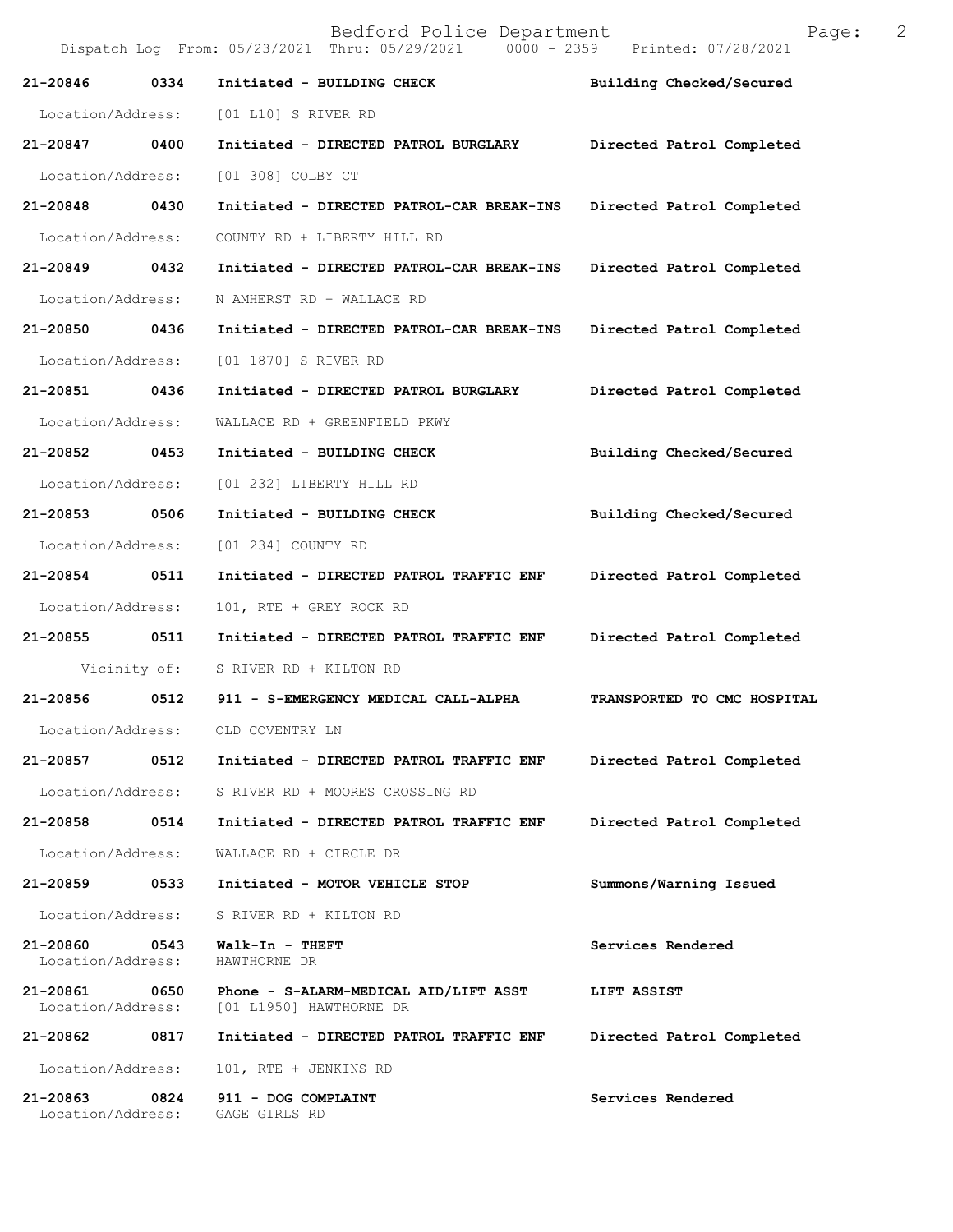| Call Number | Time | Call Reason | Action |
| --- | --- | --- | --- |
| 21-20846 | 0334 | Initiated - BUILDING CHECK | Building Checked/Secured |
| Location/Address: | | [01 L10] S RIVER RD | |
| 21-20847 | 0400 | Initiated - DIRECTED PATROL BURGLARY | Directed Patrol Completed |
| Location/Address: | | [01 308] COLBY CT | |
| 21-20848 | 0430 | Initiated - DIRECTED PATROL-CAR BREAK-INS | Directed Patrol Completed |
| Location/Address: | | COUNTY RD + LIBERTY HILL RD | |
| 21-20849 | 0432 | Initiated - DIRECTED PATROL-CAR BREAK-INS | Directed Patrol Completed |
| Location/Address: | | N AMHERST RD + WALLACE RD | |
| 21-20850 | 0436 | Initiated - DIRECTED PATROL-CAR BREAK-INS | Directed Patrol Completed |
| Location/Address: | | [01 1870] S RIVER RD | |
| 21-20851 | 0436 | Initiated - DIRECTED PATROL BURGLARY | Directed Patrol Completed |
| Location/Address: | | WALLACE RD + GREENFIELD PKWY | |
| 21-20852 | 0453 | Initiated - BUILDING CHECK | Building Checked/Secured |
| Location/Address: | | [01 232] LIBERTY HILL RD | |
| 21-20853 | 0506 | Initiated - BUILDING CHECK | Building Checked/Secured |
| Location/Address: | | [01 234] COUNTY RD | |
| 21-20854 | 0511 | Initiated - DIRECTED PATROL TRAFFIC ENF | Directed Patrol Completed |
| Location/Address: | | 101, RTE + GREY ROCK RD | |
| 21-20855 | 0511 | Initiated - DIRECTED PATROL TRAFFIC ENF | Directed Patrol Completed |
| Vicinity of: | | S RIVER RD + KILTON RD | |
| 21-20856 | 0512 | 911 - S-EMERGENCY MEDICAL CALL-ALPHA | TRANSPORTED TO CMC HOSPITAL |
| Location/Address: | | OLD COVENTRY LN | |
| 21-20857 | 0512 | Initiated - DIRECTED PATROL TRAFFIC ENF | Directed Patrol Completed |
| Location/Address: | | S RIVER RD + MOORES CROSSING RD | |
| 21-20858 | 0514 | Initiated - DIRECTED PATROL TRAFFIC ENF | Directed Patrol Completed |
| Location/Address: | | WALLACE RD + CIRCLE DR | |
| 21-20859 | 0533 | Initiated - MOTOR VEHICLE STOP | Summons/Warning Issued |
| Location/Address: | | S RIVER RD + KILTON RD | |
| 21-20860 | 0543 | Walk-In - THEFT | Services Rendered |
| Location/Address: | | HAWTHORNE DR | |
| 21-20861 | 0650 | Phone - S-ALARM-MEDICAL AID/LIFT ASST | LIFT ASSIST |
| Location/Address: | | [01 L1950] HAWTHORNE DR | |
| 21-20862 | 0817 | Initiated - DIRECTED PATROL TRAFFIC ENF | Directed Patrol Completed |
| Location/Address: | | 101, RTE + JENKINS RD | |
| 21-20863 | 0824 | 911 - DOG COMPLAINT | Services Rendered |
| Location/Address: | | GAGE GIRLS RD | |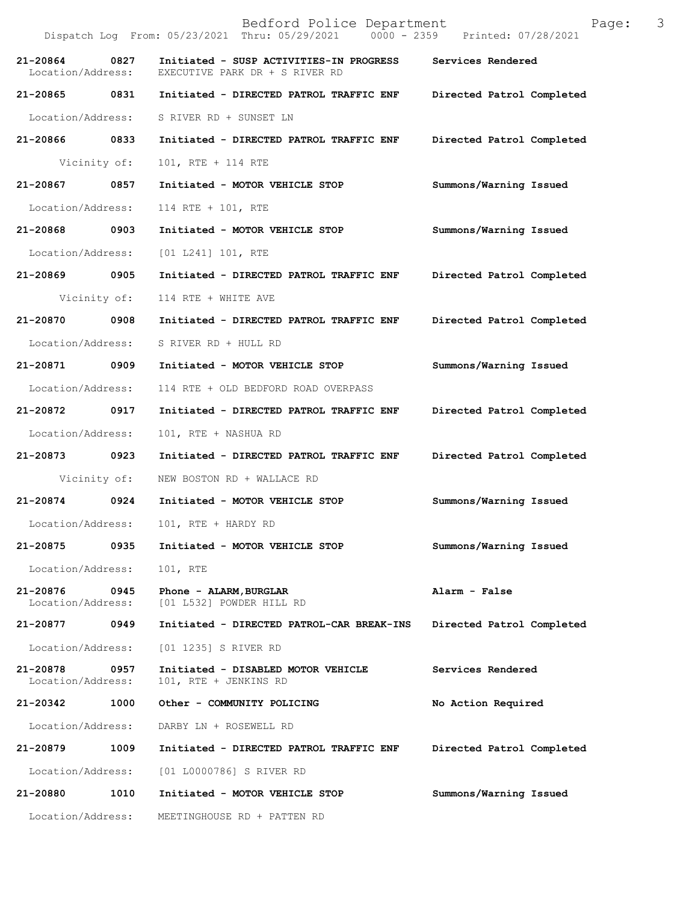| Call # | Time | Call Type | Disposition |
|---|---|---|---|
| 21-20864 | 0827 | Initiated - SUSP ACTIVITIES-IN PROGRESS | Services Rendered |
| Location/Address: | | EXECUTIVE PARK DR + S RIVER RD | |
| 21-20865 | 0831 | Initiated - DIRECTED PATROL TRAFFIC ENF | Directed Patrol Completed |
| Location/Address: | | S RIVER RD + SUNSET LN | |
| 21-20866 | 0833 | Initiated - DIRECTED PATROL TRAFFIC ENF | Directed Patrol Completed |
| Vicinity of: | | 101, RTE + 114 RTE | |
| 21-20867 | 0857 | Initiated - MOTOR VEHICLE STOP | Summons/Warning Issued |
| Location/Address: | | 114 RTE + 101, RTE | |
| 21-20868 | 0903 | Initiated - MOTOR VEHICLE STOP | Summons/Warning Issued |
| Location/Address: | | [01 L241] 101, RTE | |
| 21-20869 | 0905 | Initiated - DIRECTED PATROL TRAFFIC ENF | Directed Patrol Completed |
| Vicinity of: | | 114 RTE + WHITE AVE | |
| 21-20870 | 0908 | Initiated - DIRECTED PATROL TRAFFIC ENF | Directed Patrol Completed |
| Location/Address: | | S RIVER RD + HULL RD | |
| 21-20871 | 0909 | Initiated - MOTOR VEHICLE STOP | Summons/Warning Issued |
| Location/Address: | | 114 RTE + OLD BEDFORD ROAD OVERPASS | |
| 21-20872 | 0917 | Initiated - DIRECTED PATROL TRAFFIC ENF | Directed Patrol Completed |
| Location/Address: | | 101, RTE + NASHUA RD | |
| 21-20873 | 0923 | Initiated - DIRECTED PATROL TRAFFIC ENF | Directed Patrol Completed |
| Vicinity of: | | NEW BOSTON RD + WALLACE RD | |
| 21-20874 | 0924 | Initiated - MOTOR VEHICLE STOP | Summons/Warning Issued |
| Location/Address: | | 101, RTE + HARDY RD | |
| 21-20875 | 0935 | Initiated - MOTOR VEHICLE STOP | Summons/Warning Issued |
| Location/Address: | | 101, RTE | |
| 21-20876 | 0945 | Phone - ALARM,BURGLAR | Alarm - False |
| Location/Address: | | [01 L532] POWDER HILL RD | |
| 21-20877 | 0949 | Initiated - DIRECTED PATROL-CAR BREAK-INS | Directed Patrol Completed |
| Location/Address: | | [01 1235] S RIVER RD | |
| 21-20878 | 0957 | Initiated - DISABLED MOTOR VEHICLE | Services Rendered |
| Location/Address: | | 101, RTE + JENKINS RD | |
| 21-20342 | 1000 | Other - COMMUNITY POLICING | No Action Required |
| Location/Address: | | DARBY LN + ROSEWELL RD | |
| 21-20879 | 1009 | Initiated - DIRECTED PATROL TRAFFIC ENF | Directed Patrol Completed |
| Location/Address: | | [01 L0000786] S RIVER RD | |
| 21-20880 | 1010 | Initiated - MOTOR VEHICLE STOP | Summons/Warning Issued |
| Location/Address: | | MEETINGHOUSE RD + PATTEN RD | |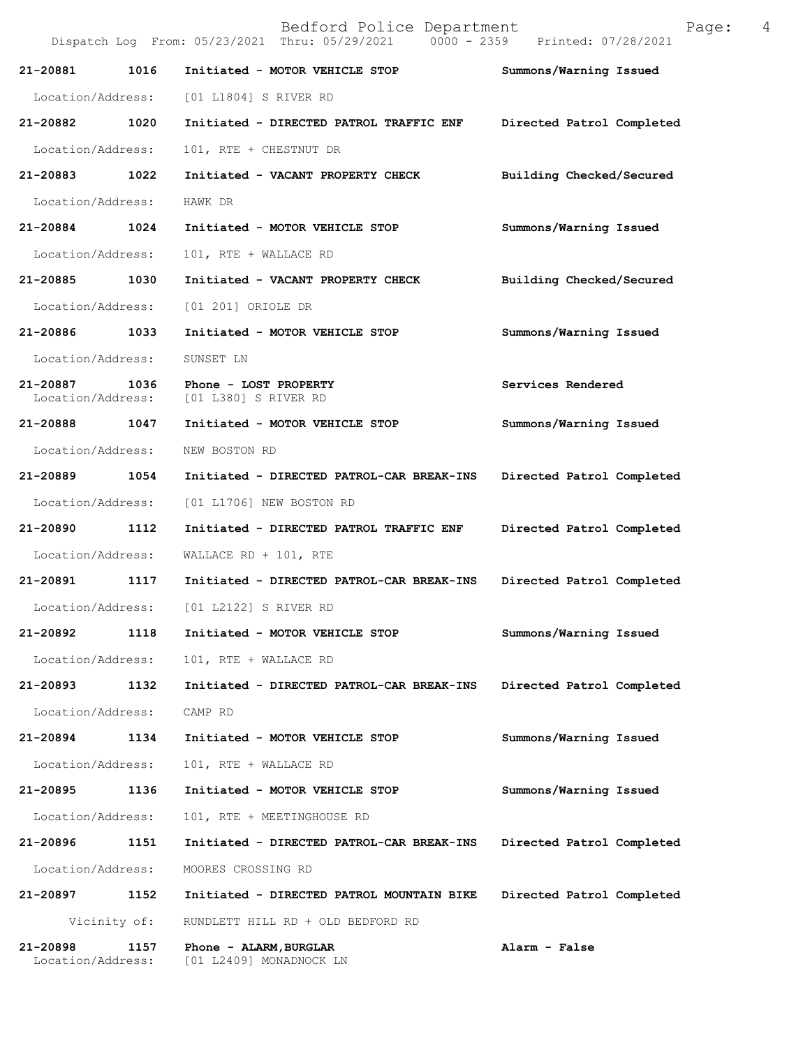Dispatch Log From: 05/23/2021 Thru: 05/29/2021 0000 - 2359 Printed: 07/28/2021

**21-20881 1016 Initiated - MOTOR VEHICLE STOP** **Summons/Warning Issued**
Location/Address: [01 L1804] S RIVER RD

**21-20882 1020 Initiated - DIRECTED PATROL TRAFFIC ENF** **Directed Patrol Completed**
Location/Address: 101, RTE + CHESTNUT DR

**21-20883 1022 Initiated - VACANT PROPERTY CHECK** **Building Checked/Secured**
Location/Address: HAWK DR

**21-20884 1024 Initiated - MOTOR VEHICLE STOP** **Summons/Warning Issued**
Location/Address: 101, RTE + WALLACE RD

**21-20885 1030 Initiated - VACANT PROPERTY CHECK** **Building Checked/Secured**
Location/Address: [01 201] ORIOLE DR

**21-20886 1033 Initiated - MOTOR VEHICLE STOP** **Summons/Warning Issued**
Location/Address: SUNSET LN

**21-20887 1036 Phone - LOST PROPERTY** **Services Rendered**
Location/Address: [01 L380] S RIVER RD

**21-20888 1047 Initiated - MOTOR VEHICLE STOP** **Summons/Warning Issued**
Location/Address: NEW BOSTON RD

**21-20889 1054 Initiated - DIRECTED PATROL-CAR BREAK-INS** **Directed Patrol Completed**
Location/Address: [01 L1706] NEW BOSTON RD

**21-20890 1112 Initiated - DIRECTED PATROL TRAFFIC ENF** **Directed Patrol Completed**
Location/Address: WALLACE RD + 101, RTE

**21-20891 1117 Initiated - DIRECTED PATROL-CAR BREAK-INS** **Directed Patrol Completed**
Location/Address: [01 L2122] S RIVER RD

**21-20892 1118 Initiated - MOTOR VEHICLE STOP** **Summons/Warning Issued**
Location/Address: 101, RTE + WALLACE RD

**21-20893 1132 Initiated - DIRECTED PATROL-CAR BREAK-INS** **Directed Patrol Completed**
Location/Address: CAMP RD

**21-20894 1134 Initiated - MOTOR VEHICLE STOP** **Summons/Warning Issued**
Location/Address: 101, RTE + WALLACE RD

**21-20895 1136 Initiated - MOTOR VEHICLE STOP** **Summons/Warning Issued**
Location/Address: 101, RTE + MEETINGHOUSE RD

**21-20896 1151 Initiated - DIRECTED PATROL-CAR BREAK-INS** **Directed Patrol Completed**
Location/Address: MOORES CROSSING RD

**21-20897 1152 Initiated - DIRECTED PATROL MOUNTAIN BIKE** **Directed Patrol Completed**
Vicinity of: RUNDLETT HILL RD + OLD BEDFORD RD

**21-20898 1157 Phone - ALARM,BURGLAR** **Alarm - False**
Location/Address: [01 L2409] MONADNOCK LN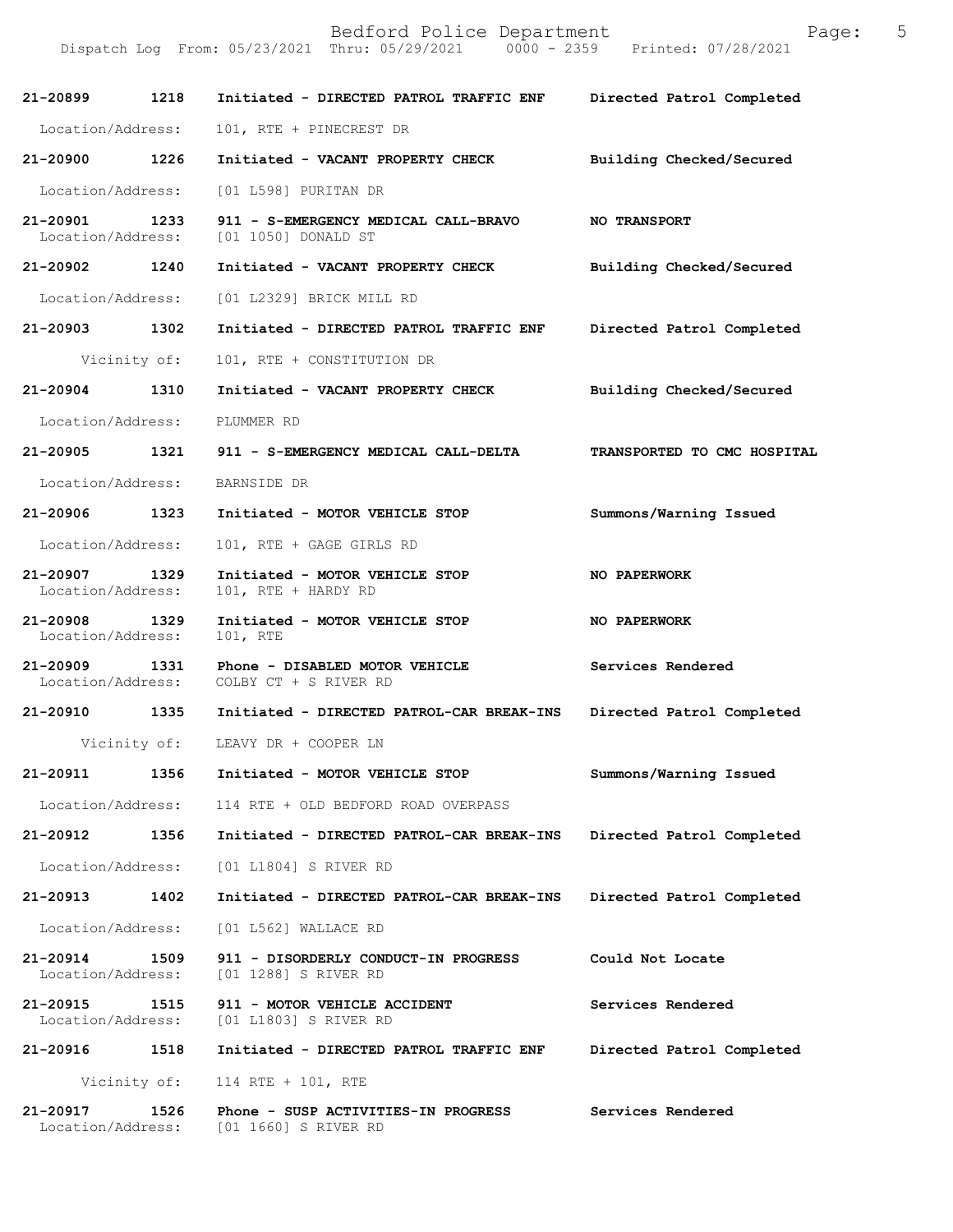Bedford Police Department

Dispatch Log From: 05/23/2021 Thru: 05/29/2021 0000 - 2359 Printed: 07/28/2021

**21-20899 1218 Initiated - DIRECTED PATROL TRAFFIC ENF Directed Patrol Completed**

Location/Address: 101, RTE + PINECREST DR

**21-20900 1226 Initiated - VACANT PROPERTY CHECK Building Checked/Secured**

Location/Address: [01 L598] PURITAN DR

**21-20901 1233 911 - S-EMERGENCY MEDICAL CALL-BRAVO NO TRANSPORT**

Location/Address: [01 1050] DONALD ST

**21-20902 1240 Initiated - VACANT PROPERTY CHECK Building Checked/Secured**

Location/Address: [01 L2329] BRICK MILL RD

**21-20903 1302 Initiated - DIRECTED PATROL TRAFFIC ENF Directed Patrol Completed**

Vicinity of: 101, RTE + CONSTITUTION DR

**21-20904 1310 Initiated - VACANT PROPERTY CHECK Building Checked/Secured**

Location/Address: PLUMMER RD

**21-20905 1321 911 - S-EMERGENCY MEDICAL CALL-DELTA TRANSPORTED TO CMC HOSPITAL**

Location/Address: BARNSIDE DR

**21-20906 1323 Initiated - MOTOR VEHICLE STOP Summons/Warning Issued**

Location/Address: 101, RTE + GAGE GIRLS RD

**21-20907 1329 Initiated - MOTOR VEHICLE STOP NO PAPERWORK**

Location/Address: 101, RTE + HARDY RD

**21-20908 1329 Initiated - MOTOR VEHICLE STOP NO PAPERWORK**

Location/Address: 101, RTE

**21-20909 1331 Phone - DISABLED MOTOR VEHICLE Services Rendered**

Location/Address: COLBY CT + S RIVER RD

**21-20910 1335 Initiated - DIRECTED PATROL-CAR BREAK-INS Directed Patrol Completed**

Vicinity of: LEAVY DR + COOPER LN

**21-20911 1356 Initiated - MOTOR VEHICLE STOP Summons/Warning Issued**

Location/Address: 114 RTE + OLD BEDFORD ROAD OVERPASS

**21-20912 1356 Initiated - DIRECTED PATROL-CAR BREAK-INS Directed Patrol Completed**

Location/Address: [01 L1804] S RIVER RD

**21-20913 1402 Initiated - DIRECTED PATROL-CAR BREAK-INS Directed Patrol Completed**

Location/Address: [01 L562] WALLACE RD

**21-20914 1509 911 - DISORDERLY CONDUCT-IN PROGRESS Could Not Locate**

Location/Address: [01 1288] S RIVER RD

**21-20915 1515 911 - MOTOR VEHICLE ACCIDENT Services Rendered**

Location/Address: [01 L1803] S RIVER RD

**21-20916 1518 Initiated - DIRECTED PATROL TRAFFIC ENF Directed Patrol Completed**

Vicinity of: 114 RTE + 101, RTE

**21-20917 1526 Phone - SUSP ACTIVITIES-IN PROGRESS Services Rendered**

Location/Address: [01 1660] S RIVER RD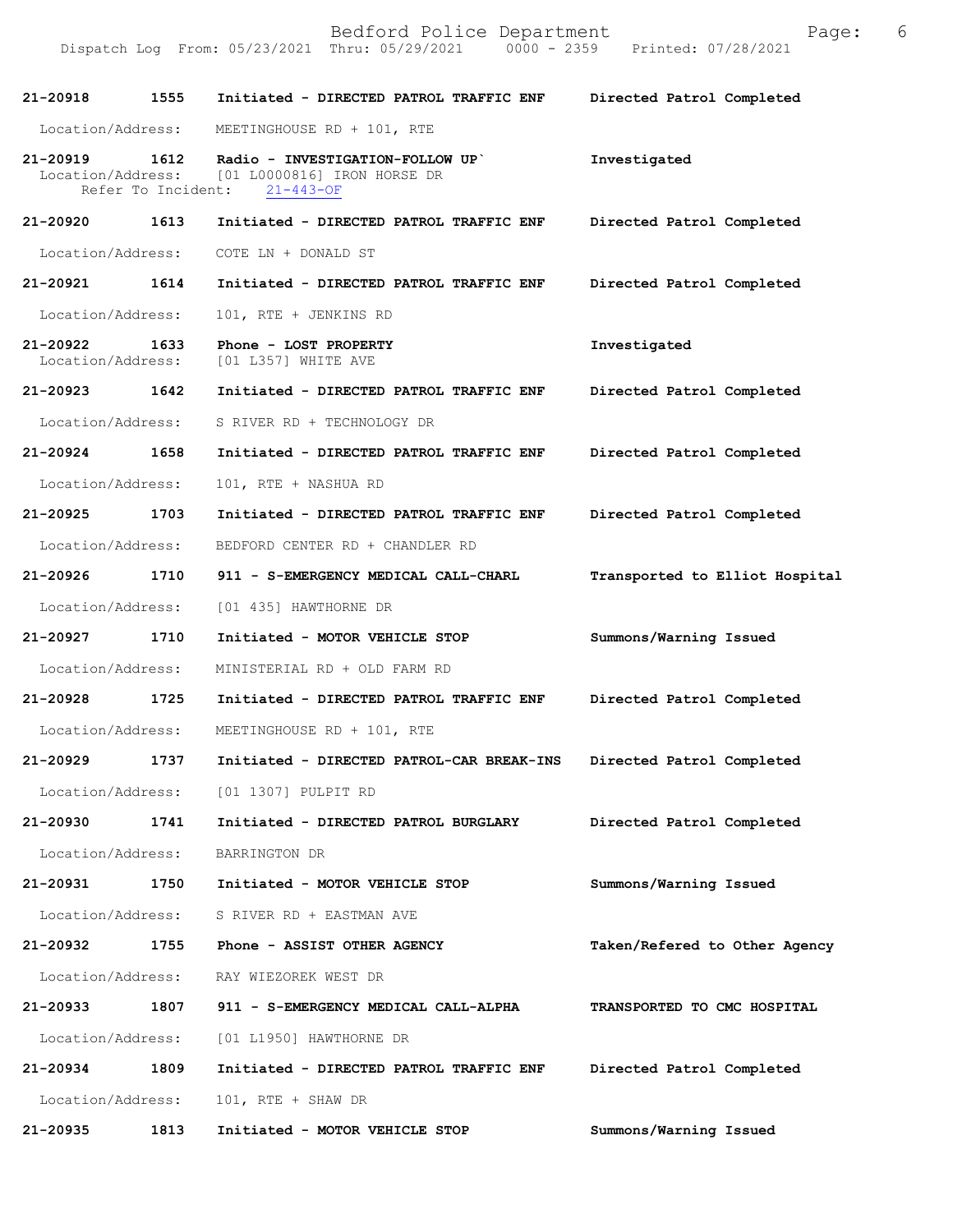| Call Number | Time | Call Reason | Action |
|---|---|---|---|
| 21-20918 | 1555 | Initiated - DIRECTED PATROL TRAFFIC ENF | Directed Patrol Completed |
| Location/Address: | | MEETINGHOUSE RD + 101, RTE | |
| 21-20919 | 1612 | Radio - INVESTIGATION-FOLLOW UP` | Investigated |
| Location/Address: | | [01 L0000816] IRON HORSE DR | |
| Refer To Incident: | | 21-443-OF | |
| 21-20920 | 1613 | Initiated - DIRECTED PATROL TRAFFIC ENF | Directed Patrol Completed |
| Location/Address: | | COTE LN + DONALD ST | |
| 21-20921 | 1614 | Initiated - DIRECTED PATROL TRAFFIC ENF | Directed Patrol Completed |
| Location/Address: | | 101, RTE + JENKINS RD | |
| 21-20922 | 1633 | Phone - LOST PROPERTY | Investigated |
| Location/Address: | | [01 L357] WHITE AVE | |
| 21-20923 | 1642 | Initiated - DIRECTED PATROL TRAFFIC ENF | Directed Patrol Completed |
| Location/Address: | | S RIVER RD + TECHNOLOGY DR | |
| 21-20924 | 1658 | Initiated - DIRECTED PATROL TRAFFIC ENF | Directed Patrol Completed |
| Location/Address: | | 101, RTE + NASHUA RD | |
| 21-20925 | 1703 | Initiated - DIRECTED PATROL TRAFFIC ENF | Directed Patrol Completed |
| Location/Address: | | BEDFORD CENTER RD + CHANDLER RD | |
| 21-20926 | 1710 | 911 - S-EMERGENCY MEDICAL CALL-CHARL | Transported to Elliot Hospital |
| Location/Address: | | [01 435] HAWTHORNE DR | |
| 21-20927 | 1710 | Initiated - MOTOR VEHICLE STOP | Summons/Warning Issued |
| Location/Address: | | MINISTERIAL RD + OLD FARM RD | |
| 21-20928 | 1725 | Initiated - DIRECTED PATROL TRAFFIC ENF | Directed Patrol Completed |
| Location/Address: | | MEETINGHOUSE RD + 101, RTE | |
| 21-20929 | 1737 | Initiated - DIRECTED PATROL-CAR BREAK-INS | Directed Patrol Completed |
| Location/Address: | | [01 1307] PULPIT RD | |
| 21-20930 | 1741 | Initiated - DIRECTED PATROL BURGLARY | Directed Patrol Completed |
| Location/Address: | | BARRINGTON DR | |
| 21-20931 | 1750 | Initiated - MOTOR VEHICLE STOP | Summons/Warning Issued |
| Location/Address: | | S RIVER RD + EASTMAN AVE | |
| 21-20932 | 1755 | Phone - ASSIST OTHER AGENCY | Taken/Refered to Other Agency |
| Location/Address: | | RAY WIEZOREK WEST DR | |
| 21-20933 | 1807 | 911 - S-EMERGENCY MEDICAL CALL-ALPHA | TRANSPORTED TO CMC HOSPITAL |
| Location/Address: | | [01 L1950] HAWTHORNE DR | |
| 21-20934 | 1809 | Initiated - DIRECTED PATROL TRAFFIC ENF | Directed Patrol Completed |
| Location/Address: | | 101, RTE + SHAW DR | |
| 21-20935 | 1813 | Initiated - MOTOR VEHICLE STOP | Summons/Warning Issued |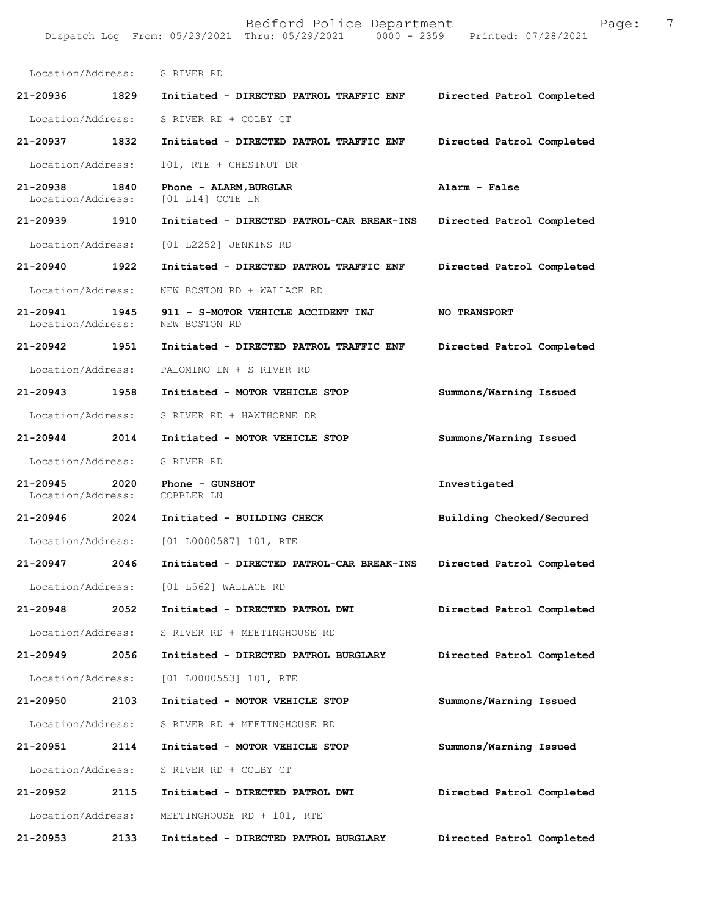Location/Address: S RIVER RD

**21-20936 1829 Initiated - DIRECTED PATROL TRAFFIC ENF Directed Patrol Completed**

Location/Address: S RIVER RD + COLBY CT

**21-20937 1832 Initiated - DIRECTED PATROL TRAFFIC ENF Directed Patrol Completed**

Location/Address: 101, RTE + CHESTNUT DR

**21-20938 1840 Phone - ALARM,BURGLAR Alarm - False**
Location/Address: [01 L14] COTE LN

**21-20939 1910 Initiated - DIRECTED PATROL-CAR BREAK-INS Directed Patrol Completed**

Location/Address: [01 L2252] JENKINS RD

**21-20940 1922 Initiated - DIRECTED PATROL TRAFFIC ENF Directed Patrol Completed**

Location/Address: NEW BOSTON RD + WALLACE RD

**21-20941 1945 911 - S-MOTOR VEHICLE ACCIDENT INJ NO TRANSPORT**
Location/Address: NEW BOSTON RD

**21-20942 1951 Initiated - DIRECTED PATROL TRAFFIC ENF Directed Patrol Completed**

Location/Address: PALOMINO LN + S RIVER RD

**21-20943 1958 Initiated - MOTOR VEHICLE STOP Summons/Warning Issued**

Location/Address: S RIVER RD + HAWTHORNE DR

**21-20944 2014 Initiated - MOTOR VEHICLE STOP Summons/Warning Issued**

Location/Address: S RIVER RD

**21-20945 2020 Phone - GUNSHOT Investigated**
Location/Address: COBBLER LN

**21-20946 2024 Initiated - BUILDING CHECK Building Checked/Secured**

Location/Address: [01 L0000587] 101, RTE

**21-20947 2046 Initiated - DIRECTED PATROL-CAR BREAK-INS Directed Patrol Completed**

Location/Address: [01 L562] WALLACE RD

**21-20948 2052 Initiated - DIRECTED PATROL DWI Directed Patrol Completed**

Location/Address: S RIVER RD + MEETINGHOUSE RD

**21-20949 2056 Initiated - DIRECTED PATROL BURGLARY Directed Patrol Completed**

Location/Address: [01 L0000553] 101, RTE

**21-20950 2103 Initiated - MOTOR VEHICLE STOP Summons/Warning Issued**

Location/Address: S RIVER RD + MEETINGHOUSE RD

**21-20951 2114 Initiated - MOTOR VEHICLE STOP Summons/Warning Issued**

Location/Address: S RIVER RD + COLBY CT

**21-20952 2115 Initiated - DIRECTED PATROL DWI Directed Patrol Completed**

Location/Address: MEETINGHOUSE RD + 101, RTE

**21-20953 2133 Initiated - DIRECTED PATROL BURGLARY Directed Patrol Completed**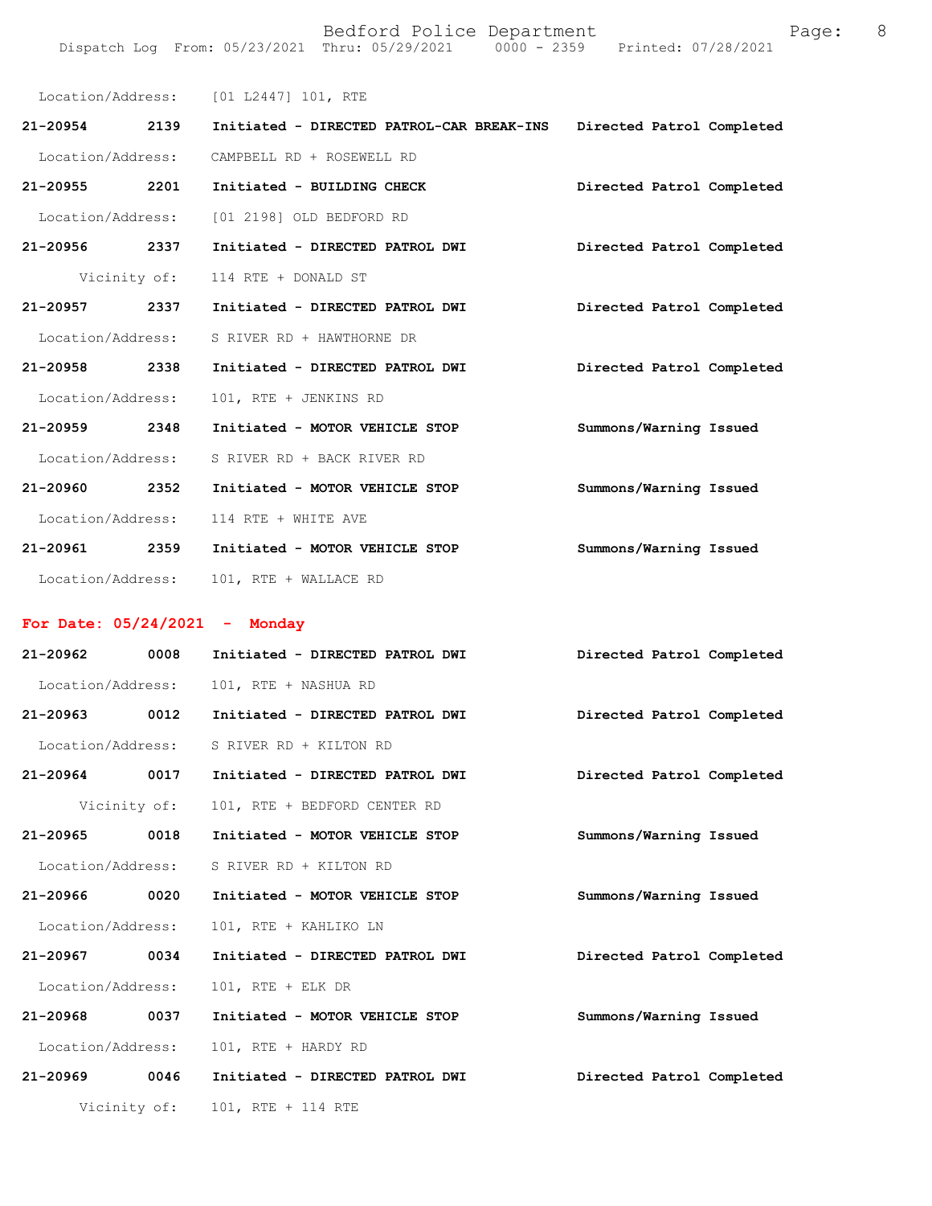Location/Address: [01 L2447] 101, RTE

**21-20954 2139 Initiated - DIRECTED PATROL-CAR BREAK-INS** **Directed Patrol Completed**

Location/Address: CAMPBELL RD + ROSEWELL RD

**21-20955 2201 Initiated - BUILDING CHECK** **Directed Patrol Completed**

Location/Address: [01 2198] OLD BEDFORD RD

**21-20956 2337 Initiated - DIRECTED PATROL DWI** **Directed Patrol Completed**

Vicinity of: 114 RTE + DONALD ST

**21-20957 2337 Initiated - DIRECTED PATROL DWI** **Directed Patrol Completed**

Location/Address: S RIVER RD + HAWTHORNE DR

**21-20958 2338 Initiated - DIRECTED PATROL DWI** **Directed Patrol Completed**

Location/Address: 101, RTE + JENKINS RD

**21-20959 2348 Initiated - MOTOR VEHICLE STOP** **Summons/Warning Issued**

Location/Address: S RIVER RD + BACK RIVER RD

**21-20960 2352 Initiated - MOTOR VEHICLE STOP** **Summons/Warning Issued**

Location/Address: 114 RTE + WHITE AVE

**21-20961 2359 Initiated - MOTOR VEHICLE STOP** **Summons/Warning Issued**

Location/Address: 101, RTE + WALLACE RD

## For Date: 05/24/2021 - Monday

**21-20962 0008 Initiated - DIRECTED PATROL DWI** **Directed Patrol Completed**

Location/Address: 101, RTE + NASHUA RD

**21-20963 0012 Initiated - DIRECTED PATROL DWI** **Directed Patrol Completed**

Location/Address: S RIVER RD + KILTON RD

**21-20964 0017 Initiated - DIRECTED PATROL DWI** **Directed Patrol Completed**

Vicinity of: 101, RTE + BEDFORD CENTER RD

**21-20965 0018 Initiated - MOTOR VEHICLE STOP** **Summons/Warning Issued**

Location/Address: S RIVER RD + KILTON RD

**21-20966 0020 Initiated - MOTOR VEHICLE STOP** **Summons/Warning Issued**

Location/Address: 101, RTE + KAHLIKO LN

**21-20967 0034 Initiated - DIRECTED PATROL DWI** **Directed Patrol Completed**

Location/Address: 101, RTE + ELK DR

**21-20968 0037 Initiated - MOTOR VEHICLE STOP** **Summons/Warning Issued**

Location/Address: 101, RTE + HARDY RD

**21-20969 0046 Initiated - DIRECTED PATROL DWI** **Directed Patrol Completed**

Vicinity of: 101, RTE + 114 RTE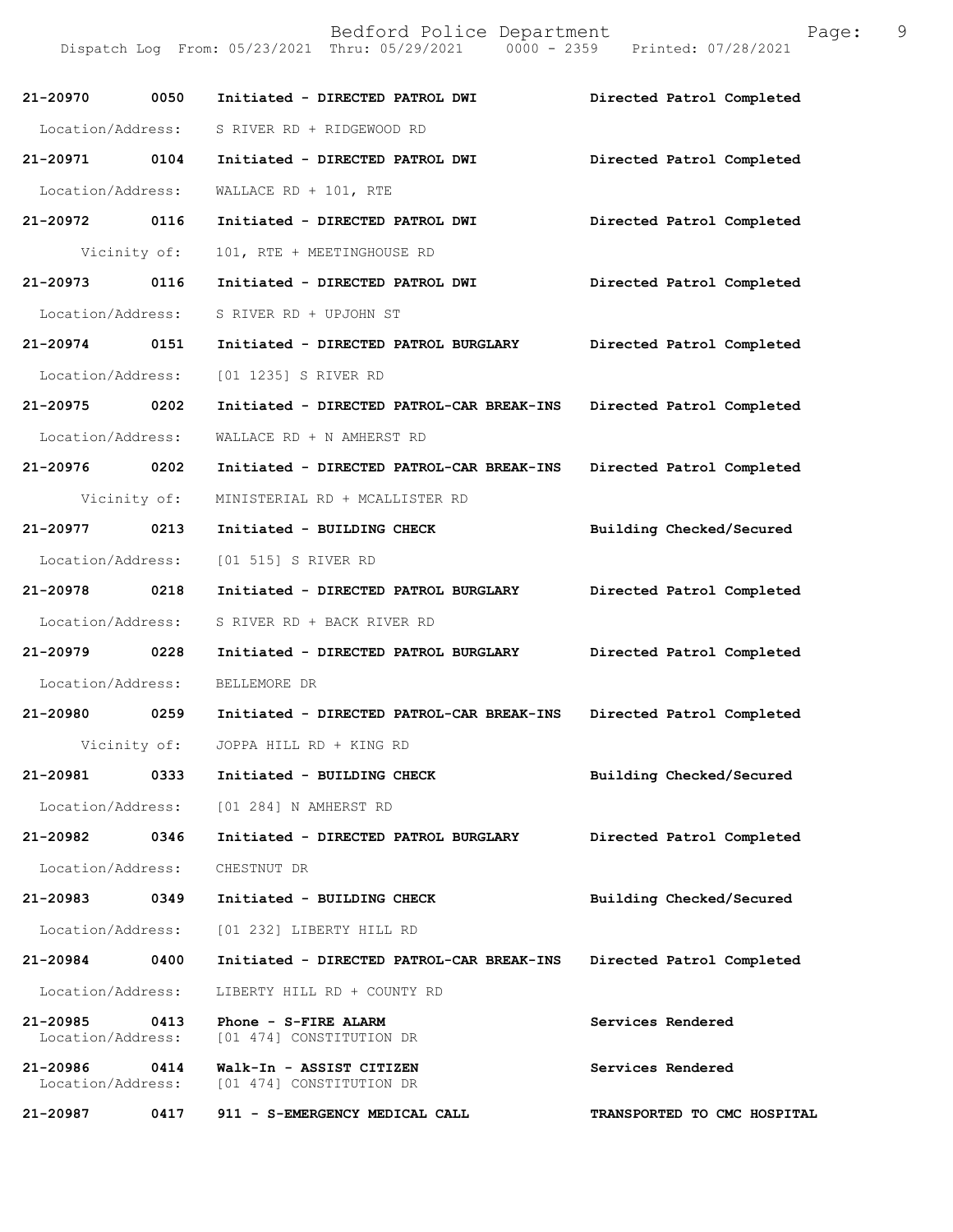**21-20970 0050 Initiated - DIRECTED PATROL DWI** Directed Patrol Completed
Location/Address: S RIVER RD + RIDGEWOOD RD

**21-20971 0104 Initiated - DIRECTED PATROL DWI** Directed Patrol Completed
Location/Address: WALLACE RD + 101, RTE

**21-20972 0116 Initiated - DIRECTED PATROL DWI** Directed Patrol Completed
Vicinity of: 101, RTE + MEETINGHOUSE RD

**21-20973 0116 Initiated - DIRECTED PATROL DWI** Directed Patrol Completed
Location/Address: S RIVER RD + UPJOHN ST

**21-20974 0151 Initiated - DIRECTED PATROL BURGLARY** Directed Patrol Completed
Location/Address: [01 1235] S RIVER RD

**21-20975 0202 Initiated - DIRECTED PATROL-CAR BREAK-INS** Directed Patrol Completed
Location/Address: WALLACE RD + N AMHERST RD

**21-20976 0202 Initiated - DIRECTED PATROL-CAR BREAK-INS** Directed Patrol Completed
Vicinity of: MINISTERIAL RD + MCALLISTER RD

**21-20977 0213 Initiated - BUILDING CHECK** Building Checked/Secured
Location/Address: [01 515] S RIVER RD

**21-20978 0218 Initiated - DIRECTED PATROL BURGLARY** Directed Patrol Completed
Location/Address: S RIVER RD + BACK RIVER RD

**21-20979 0228 Initiated - DIRECTED PATROL BURGLARY** Directed Patrol Completed
Location/Address: BELLEMORE DR

**21-20980 0259 Initiated - DIRECTED PATROL-CAR BREAK-INS** Directed Patrol Completed
Vicinity of: JOPPA HILL RD + KING RD

**21-20981 0333 Initiated - BUILDING CHECK** Building Checked/Secured
Location/Address: [01 284] N AMHERST RD

**21-20982 0346 Initiated - DIRECTED PATROL BURGLARY** Directed Patrol Completed
Location/Address: CHESTNUT DR

**21-20983 0349 Initiated - BUILDING CHECK** Building Checked/Secured
Location/Address: [01 232] LIBERTY HILL RD

**21-20984 0400 Initiated - DIRECTED PATROL-CAR BREAK-INS** Directed Patrol Completed
Location/Address: LIBERTY HILL RD + COUNTY RD

**21-20985 0413 Phone - S-FIRE ALARM** Services Rendered
Location/Address: [01 474] CONSTITUTION DR

**21-20986 0414 Walk-In - ASSIST CITIZEN** Services Rendered
Location/Address: [01 474] CONSTITUTION DR

**21-20987 0417 911 - S-EMERGENCY MEDICAL CALL** TRANSPORTED TO CMC HOSPITAL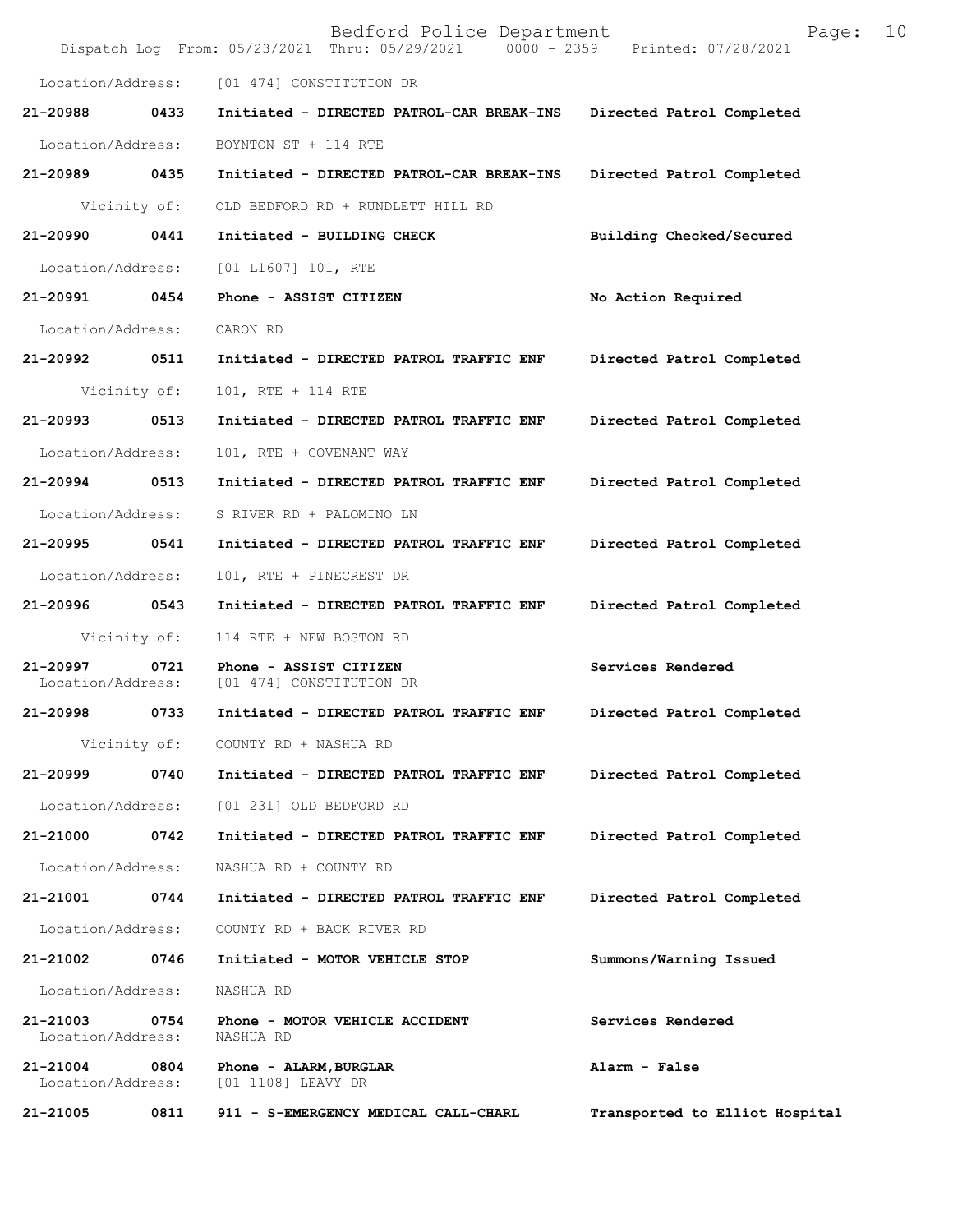Bedford Police Department
Dispatch Log From: 05/23/2021 Thru: 05/29/2021 0000 - 2359 Printed: 07/28/2021

Location/Address: [01 474] CONSTITUTION DR

**21-20988 0433 Initiated - DIRECTED PATROL-CAR BREAK-INS** Directed Patrol Completed
Location/Address: BOYNTON ST + 114 RTE

**21-20989 0435 Initiated - DIRECTED PATROL-CAR BREAK-INS** Directed Patrol Completed
Vicinity of: OLD BEDFORD RD + RUNDLETT HILL RD

**21-20990 0441 Initiated - BUILDING CHECK** Building Checked/Secured
Location/Address: [01 L1607] 101, RTE

**21-20991 0454 Phone - ASSIST CITIZEN** No Action Required
Location/Address: CARON RD

**21-20992 0511 Initiated - DIRECTED PATROL TRAFFIC ENF** Directed Patrol Completed
Vicinity of: 101, RTE + 114 RTE

**21-20993 0513 Initiated - DIRECTED PATROL TRAFFIC ENF** Directed Patrol Completed
Location/Address: 101, RTE + COVENANT WAY

**21-20994 0513 Initiated - DIRECTED PATROL TRAFFIC ENF** Directed Patrol Completed
Location/Address: S RIVER RD + PALOMINO LN

**21-20995 0541 Initiated - DIRECTED PATROL TRAFFIC ENF** Directed Patrol Completed
Location/Address: 101, RTE + PINECREST DR

**21-20996 0543 Initiated - DIRECTED PATROL TRAFFIC ENF** Directed Patrol Completed
Vicinity of: 114 RTE + NEW BOSTON RD

**21-20997 0721 Phone - ASSIST CITIZEN** Services Rendered
Location/Address: [01 474] CONSTITUTION DR

**21-20998 0733 Initiated - DIRECTED PATROL TRAFFIC ENF** Directed Patrol Completed
Vicinity of: COUNTY RD + NASHUA RD

**21-20999 0740 Initiated - DIRECTED PATROL TRAFFIC ENF** Directed Patrol Completed
Location/Address: [01 231] OLD BEDFORD RD

**21-21000 0742 Initiated - DIRECTED PATROL TRAFFIC ENF** Directed Patrol Completed
Location/Address: NASHUA RD + COUNTY RD

**21-21001 0744 Initiated - DIRECTED PATROL TRAFFIC ENF** Directed Patrol Completed
Location/Address: COUNTY RD + BACK RIVER RD

**21-21002 0746 Initiated - MOTOR VEHICLE STOP** Summons/Warning Issued
Location/Address: NASHUA RD

**21-21003 0754 Phone - MOTOR VEHICLE ACCIDENT** Services Rendered
Location/Address: NASHUA RD

**21-21004 0804 Phone - ALARM,BURGLAR** Alarm - False
Location/Address: [01 1108] LEAVY DR

**21-21005 0811 911 - S-EMERGENCY MEDICAL CALL-CHARL** Transported to Elliot Hospital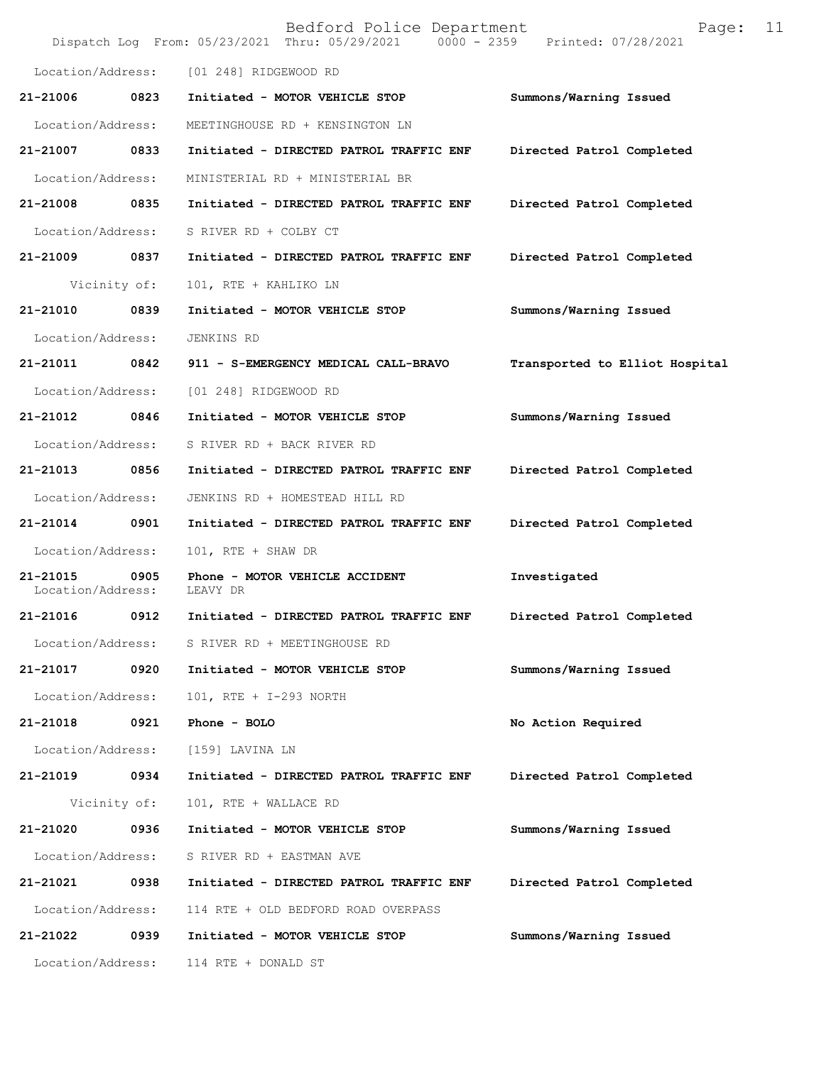Location/Address: [01 248] RIDGEWOOD RD

| | | | |
|---|---|---|---|
| **21-21006** | **0823** | **Initiated - MOTOR VEHICLE STOP** | **Summons/Warning Issued** |
| Location/Address: | MEETINGHOUSE RD + KENSINGTON LN | | |
| **21-21007** | **0833** | **Initiated - DIRECTED PATROL TRAFFIC ENF** | **Directed Patrol Completed** |
| Location/Address: | MINISTERIAL RD + MINISTERIAL BR | | |
| **21-21008** | **0835** | **Initiated - DIRECTED PATROL TRAFFIC ENF** | **Directed Patrol Completed** |
| Location/Address: | S RIVER RD + COLBY CT | | |
| **21-21009** | **0837** | **Initiated - DIRECTED PATROL TRAFFIC ENF** | **Directed Patrol Completed** |
| Vicinity of: | 101, RTE + KAHLIKO LN | | |
| **21-21010** | **0839** | **Initiated - MOTOR VEHICLE STOP** | **Summons/Warning Issued** |
| Location/Address: | JENKINS RD | | |
| **21-21011** | **0842** | **911 - S-EMERGENCY MEDICAL CALL-BRAVO** | **Transported to Elliot Hospital** |
| Location/Address: | [01 248] RIDGEWOOD RD | | |
| **21-21012** | **0846** | **Initiated - MOTOR VEHICLE STOP** | **Summons/Warning Issued** |
| Location/Address: | S RIVER RD + BACK RIVER RD | | |
| **21-21013** | **0856** | **Initiated - DIRECTED PATROL TRAFFIC ENF** | **Directed Patrol Completed** |
| Location/Address: | JENKINS RD + HOMESTEAD HILL RD | | |
| **21-21014** | **0901** | **Initiated - DIRECTED PATROL TRAFFIC ENF** | **Directed Patrol Completed** |
| Location/Address: | 101, RTE + SHAW DR | | |
| **21-21015** | **0905** | **Phone - MOTOR VEHICLE ACCIDENT** | **Investigated** |
| Location/Address: | LEAVY DR | | |
| **21-21016** | **0912** | **Initiated - DIRECTED PATROL TRAFFIC ENF** | **Directed Patrol Completed** |
| Location/Address: | S RIVER RD + MEETINGHOUSE RD | | |
| **21-21017** | **0920** | **Initiated - MOTOR VEHICLE STOP** | **Summons/Warning Issued** |
| Location/Address: | 101, RTE + I-293 NORTH | | |
| **21-21018** | **0921** | **Phone - BOLO** | **No Action Required** |
| Location/Address: | [159] LAVINA LN | | |
| **21-21019** | **0934** | **Initiated - DIRECTED PATROL TRAFFIC ENF** | **Directed Patrol Completed** |
| Vicinity of: | 101, RTE + WALLACE RD | | |
| **21-21020** | **0936** | **Initiated - MOTOR VEHICLE STOP** | **Summons/Warning Issued** |
| Location/Address: | S RIVER RD + EASTMAN AVE | | |
| **21-21021** | **0938** | **Initiated - DIRECTED PATROL TRAFFIC ENF** | **Directed Patrol Completed** |
| Location/Address: | 114 RTE + OLD BEDFORD ROAD OVERPASS | | |
| **21-21022** | **0939** | **Initiated - MOTOR VEHICLE STOP** | **Summons/Warning Issued** |
| Location/Address: | 114 RTE + DONALD ST | | |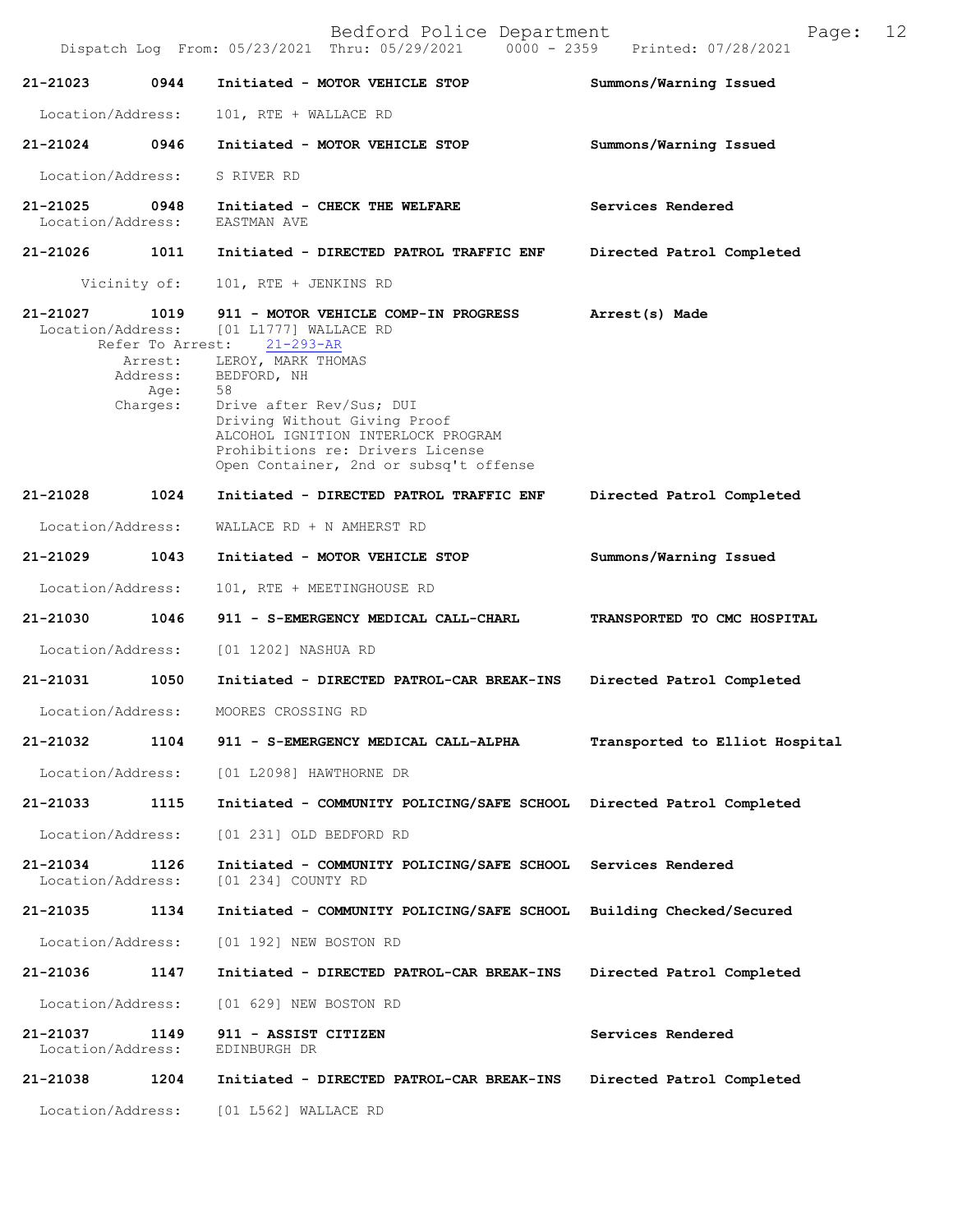**21-21023 0944 Initiated - MOTOR VEHICLE STOP** — Summons/Warning Issued

Location/Address: 101, RTE + WALLACE RD

**21-21024 0946 Initiated - MOTOR VEHICLE STOP** — Summons/Warning Issued

Location/Address: S RIVER RD

**21-21025 0948 Initiated - CHECK THE WELFARE** — Services Rendered

Location/Address: EASTMAN AVE

**21-21026 1011 Initiated - DIRECTED PATROL TRAFFIC ENF** — Directed Patrol Completed

Vicinity of: 101, RTE + JENKINS RD

**21-21027 1019 911 - MOTOR VEHICLE COMP-IN PROGRESS** — Arrest(s) Made

Location/Address: [01 L1777] WALLACE RD
Refer To Arrest: 21-293-AR
Arrest: LEROY, MARK THOMAS
Address: BEDFORD, NH
Age: 58
Charges: Drive after Rev/Sus; DUI
Driving Without Giving Proof
ALCOHOL IGNITION INTERLOCK PROGRAM
Prohibitions re: Drivers License
Open Container, 2nd or subsq't offense

**21-21028 1024 Initiated - DIRECTED PATROL TRAFFIC ENF** — Directed Patrol Completed

Location/Address: WALLACE RD + N AMHERST RD

**21-21029 1043 Initiated - MOTOR VEHICLE STOP** — Summons/Warning Issued

Location/Address: 101, RTE + MEETINGHOUSE RD

**21-21030 1046 911 - S-EMERGENCY MEDICAL CALL-CHARL** — TRANSPORTED TO CMC HOSPITAL

Location/Address: [01 1202] NASHUA RD

**21-21031 1050 Initiated - DIRECTED PATROL-CAR BREAK-INS** — Directed Patrol Completed

Location/Address: MOORES CROSSING RD

**21-21032 1104 911 - S-EMERGENCY MEDICAL CALL-ALPHA** — Transported to Elliot Hospital

Location/Address: [01 L2098] HAWTHORNE DR

**21-21033 1115 Initiated - COMMUNITY POLICING/SAFE SCHOOL** — Directed Patrol Completed

Location/Address: [01 231] OLD BEDFORD RD

**21-21034 1126 Initiated - COMMUNITY POLICING/SAFE SCHOOL** — Services Rendered

Location/Address: [01 234] COUNTY RD

**21-21035 1134 Initiated - COMMUNITY POLICING/SAFE SCHOOL** — Building Checked/Secured

Location/Address: [01 192] NEW BOSTON RD

**21-21036 1147 Initiated - DIRECTED PATROL-CAR BREAK-INS** — Directed Patrol Completed

Location/Address: [01 629] NEW BOSTON RD

**21-21037 1149 911 - ASSIST CITIZEN** — Services Rendered

Location/Address: EDINBURGH DR

**21-21038 1204 Initiated - DIRECTED PATROL-CAR BREAK-INS** — Directed Patrol Completed

Location/Address: [01 L562] WALLACE RD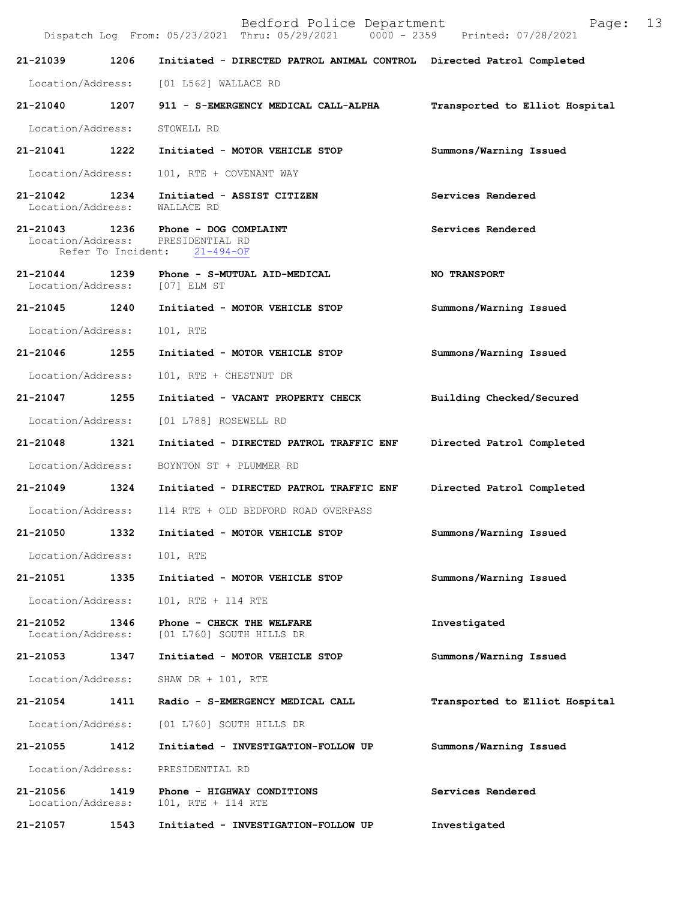| Call # | Time | Call Reason | Action |
|---|---|---|---|
| 21-21039 | 1206 | Initiated - DIRECTED PATROL ANIMAL CONTROL | Directed Patrol Completed |
| | | Location/Address: [01 L562] WALLACE RD | |
| 21-21040 | 1207 | 911 - S-EMERGENCY MEDICAL CALL-ALPHA | Transported to Elliot Hospital |
| | | Location/Address: STOWELL RD | |
| 21-21041 | 1222 | Initiated - MOTOR VEHICLE STOP | Summons/Warning Issued |
| | | Location/Address: 101, RTE + COVENANT WAY | |
| 21-21042 | 1234 | Initiated - ASSIST CITIZEN | Services Rendered |
| | | Location/Address: WALLACE RD | |
| 21-21043 | 1236 | Phone - DOG COMPLAINT | Services Rendered |
| | | Location/Address: PRESIDENTIAL RD; Refer To Incident: 21-494-OF | |
| 21-21044 | 1239 | Phone - S-MUTUAL AID-MEDICAL | NO TRANSPORT |
| | | Location/Address: [07] ELM ST | |
| 21-21045 | 1240 | Initiated - MOTOR VEHICLE STOP | Summons/Warning Issued |
| | | Location/Address: 101, RTE | |
| 21-21046 | 1255 | Initiated - MOTOR VEHICLE STOP | Summons/Warning Issued |
| | | Location/Address: 101, RTE + CHESTNUT DR | |
| 21-21047 | 1255 | Initiated - VACANT PROPERTY CHECK | Building Checked/Secured |
| | | Location/Address: [01 L788] ROSEWELL RD | |
| 21-21048 | 1321 | Initiated - DIRECTED PATROL TRAFFIC ENF | Directed Patrol Completed |
| | | Location/Address: BOYNTON ST + PLUMMER RD | |
| 21-21049 | 1324 | Initiated - DIRECTED PATROL TRAFFIC ENF | Directed Patrol Completed |
| | | Location/Address: 114 RTE + OLD BEDFORD ROAD OVERPASS | |
| 21-21050 | 1332 | Initiated - MOTOR VEHICLE STOP | Summons/Warning Issued |
| | | Location/Address: 101, RTE | |
| 21-21051 | 1335 | Initiated - MOTOR VEHICLE STOP | Summons/Warning Issued |
| | | Location/Address: 101, RTE + 114 RTE | |
| 21-21052 | 1346 | Phone - CHECK THE WELFARE | Investigated |
| | | Location/Address: [01 L760] SOUTH HILLS DR | |
| 21-21053 | 1347 | Initiated - MOTOR VEHICLE STOP | Summons/Warning Issued |
| | | Location/Address: SHAW DR + 101, RTE | |
| 21-21054 | 1411 | Radio - S-EMERGENCY MEDICAL CALL | Transported to Elliot Hospital |
| | | Location/Address: [01 L760] SOUTH HILLS DR | |
| 21-21055 | 1412 | Initiated - INVESTIGATION-FOLLOW UP | Summons/Warning Issued |
| | | Location/Address: PRESIDENTIAL RD | |
| 21-21056 | 1419 | Phone - HIGHWAY CONDITIONS | Services Rendered |
| | | Location/Address: 101, RTE + 114 RTE | |
| 21-21057 | 1543 | Initiated - INVESTIGATION-FOLLOW UP | Investigated |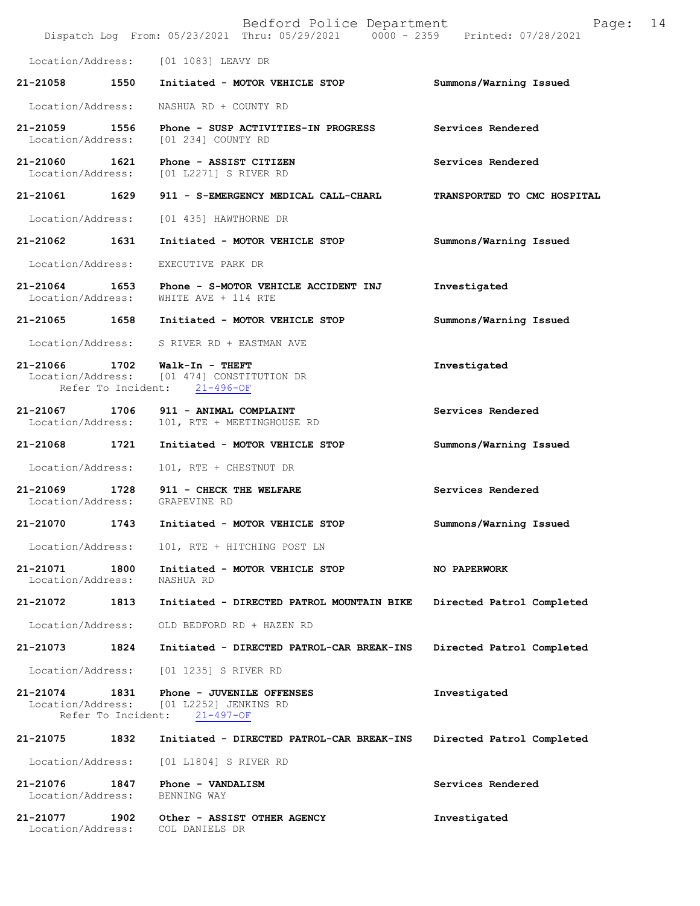Location/Address: [01 1083] LEAVY DR

**21-21058 1550 Initiated - MOTOR VEHICLE STOP** **Summons/Warning Issued**
Location/Address: NASHUA RD + COUNTY RD

**21-21059 1556 Phone - SUSP ACTIVITIES-IN PROGRESS** **Services Rendered**
Location/Address: [01 234] COUNTY RD

**21-21060 1621 Phone - ASSIST CITIZEN** **Services Rendered**
Location/Address: [01 L2271] S RIVER RD

**21-21061 1629 911 - S-EMERGENCY MEDICAL CALL-CHARL** **TRANSPORTED TO CMC HOSPITAL**
Location/Address: [01 435] HAWTHORNE DR

**21-21062 1631 Initiated - MOTOR VEHICLE STOP** **Summons/Warning Issued**
Location/Address: EXECUTIVE PARK DR

**21-21064 1653 Phone - S-MOTOR VEHICLE ACCIDENT INJ** **Investigated**
Location/Address: WHITE AVE + 114 RTE

**21-21065 1658 Initiated - MOTOR VEHICLE STOP** **Summons/Warning Issued**
Location/Address: S RIVER RD + EASTMAN AVE

**21-21066 1702 Walk-In - THEFT** **Investigated**
Location/Address: [01 474] CONSTITUTION DR
Refer To Incident: 21-496-OF

**21-21067 1706 911 - ANIMAL COMPLAINT** **Services Rendered**
Location/Address: 101, RTE + MEETINGHOUSE RD

**21-21068 1721 Initiated - MOTOR VEHICLE STOP** **Summons/Warning Issued**
Location/Address: 101, RTE + CHESTNUT DR

**21-21069 1728 911 - CHECK THE WELFARE** **Services Rendered**
Location/Address: GRAPEVINE RD

**21-21070 1743 Initiated - MOTOR VEHICLE STOP** **Summons/Warning Issued**
Location/Address: 101, RTE + HITCHING POST LN

**21-21071 1800 Initiated - MOTOR VEHICLE STOP** **NO PAPERWORK**
Location/Address: NASHUA RD

**21-21072 1813 Initiated - DIRECTED PATROL MOUNTAIN BIKE** **Directed Patrol Completed**
Location/Address: OLD BEDFORD RD + HAZEN RD

**21-21073 1824 Initiated - DIRECTED PATROL-CAR BREAK-INS** **Directed Patrol Completed**
Location/Address: [01 1235] S RIVER RD

**21-21074 1831 Phone - JUVENILE OFFENSES** **Investigated**
Location/Address: [01 L2252] JENKINS RD
Refer To Incident: 21-497-OF

**21-21075 1832 Initiated - DIRECTED PATROL-CAR BREAK-INS** **Directed Patrol Completed**
Location/Address: [01 L1804] S RIVER RD

**21-21076 1847 Phone - VANDALISM** **Services Rendered**
Location/Address: BENNING WAY

**21-21077 1902 Other - ASSIST OTHER AGENCY** **Investigated**
Location/Address: COL DANIELS DR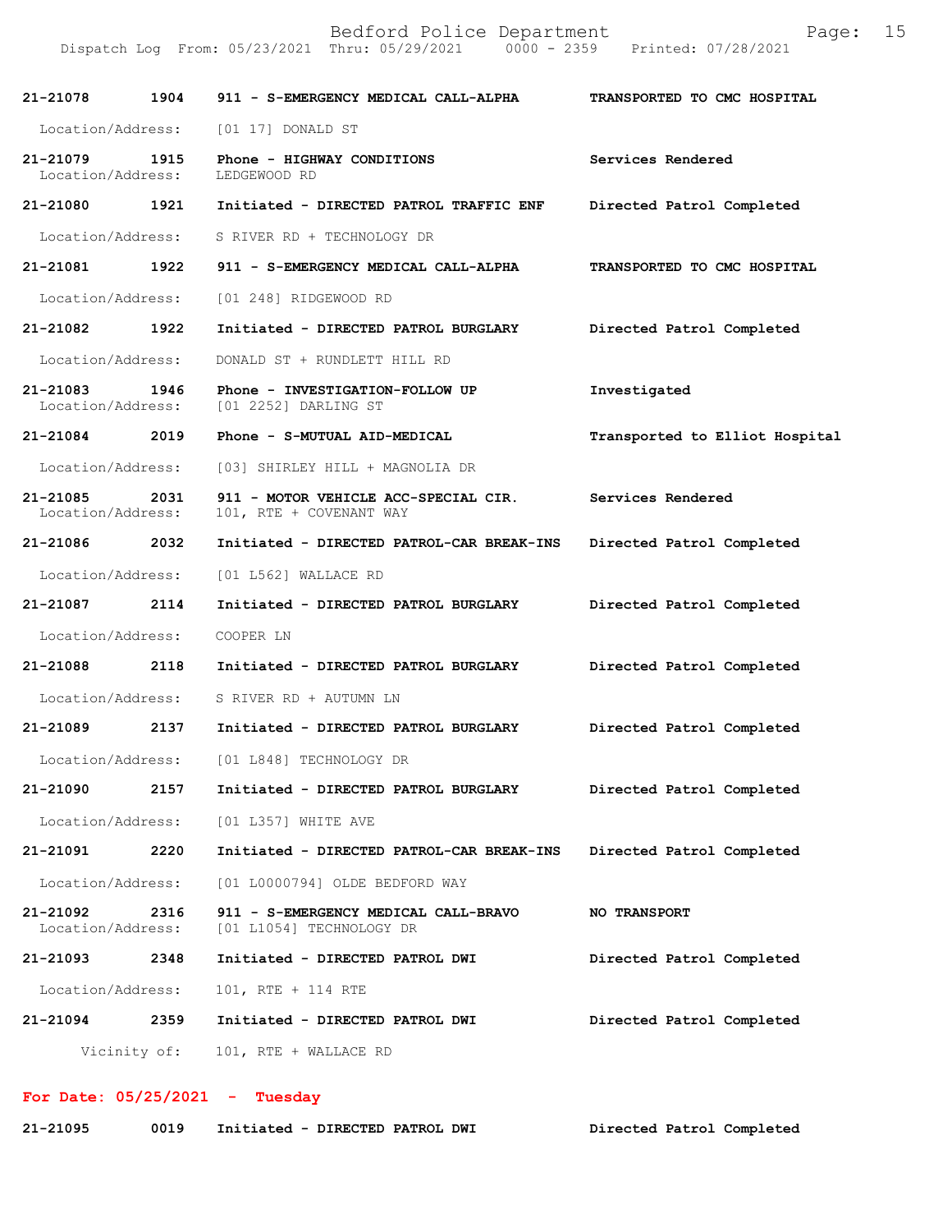**21-21078** 1904 **911 - S-EMERGENCY MEDICAL CALL-ALPHA** **TRANSPORTED TO CMC HOSPITAL**

Location/Address: [01 17] DONALD ST

**21-21079** 1915 **Phone - HIGHWAY CONDITIONS** **Services Rendered**
Location/Address: LEDGEWOOD RD

**21-21080** 1921 **Initiated - DIRECTED PATROL TRAFFIC ENF** **Directed Patrol Completed**

Location/Address: S RIVER RD + TECHNOLOGY DR

**21-21081** 1922 **911 - S-EMERGENCY MEDICAL CALL-ALPHA** **TRANSPORTED TO CMC HOSPITAL**

Location/Address: [01 248] RIDGEWOOD RD

**21-21082** 1922 **Initiated - DIRECTED PATROL BURGLARY** **Directed Patrol Completed**

Location/Address: DONALD ST + RUNDLETT HILL RD

**21-21083** 1946 **Phone - INVESTIGATION-FOLLOW UP** **Investigated**
Location/Address: [01 2252] DARLING ST

**21-21084** 2019 **Phone - S-MUTUAL AID-MEDICAL** **Transported to Elliot Hospital**

Location/Address: [03] SHIRLEY HILL + MAGNOLIA DR

**21-21085** 2031 **911 - MOTOR VEHICLE ACC-SPECIAL CIR.** **Services Rendered**
Location/Address: 101, RTE + COVENANT WAY

**21-21086** 2032 **Initiated - DIRECTED PATROL-CAR BREAK-INS** **Directed Patrol Completed**

Location/Address: [01 L562] WALLACE RD

**21-21087** 2114 **Initiated - DIRECTED PATROL BURGLARY** **Directed Patrol Completed**

Location/Address: COOPER LN

**21-21088** 2118 **Initiated - DIRECTED PATROL BURGLARY** **Directed Patrol Completed**

Location/Address: S RIVER RD + AUTUMN LN

**21-21089** 2137 **Initiated - DIRECTED PATROL BURGLARY** **Directed Patrol Completed**

Location/Address: [01 L848] TECHNOLOGY DR

**21-21090** 2157 **Initiated - DIRECTED PATROL BURGLARY** **Directed Patrol Completed**

Location/Address: [01 L357] WHITE AVE

**21-21091** 2220 **Initiated - DIRECTED PATROL-CAR BREAK-INS** **Directed Patrol Completed**

Location/Address: [01 L0000794] OLDE BEDFORD WAY

**21-21092** 2316 **911 - S-EMERGENCY MEDICAL CALL-BRAVO** **NO TRANSPORT**
Location/Address: [01 L1054] TECHNOLOGY DR

**21-21093** 2348 **Initiated - DIRECTED PATROL DWI** **Directed Patrol Completed**

Location/Address: 101, RTE + 114 RTE

**21-21094** 2359 **Initiated - DIRECTED PATROL DWI** **Directed Patrol Completed**

Vicinity of: 101, RTE + WALLACE RD

## For Date: 05/25/2021 - Tuesday

**21-21095** 0019 **Initiated - DIRECTED PATROL DWI** **Directed Patrol Completed**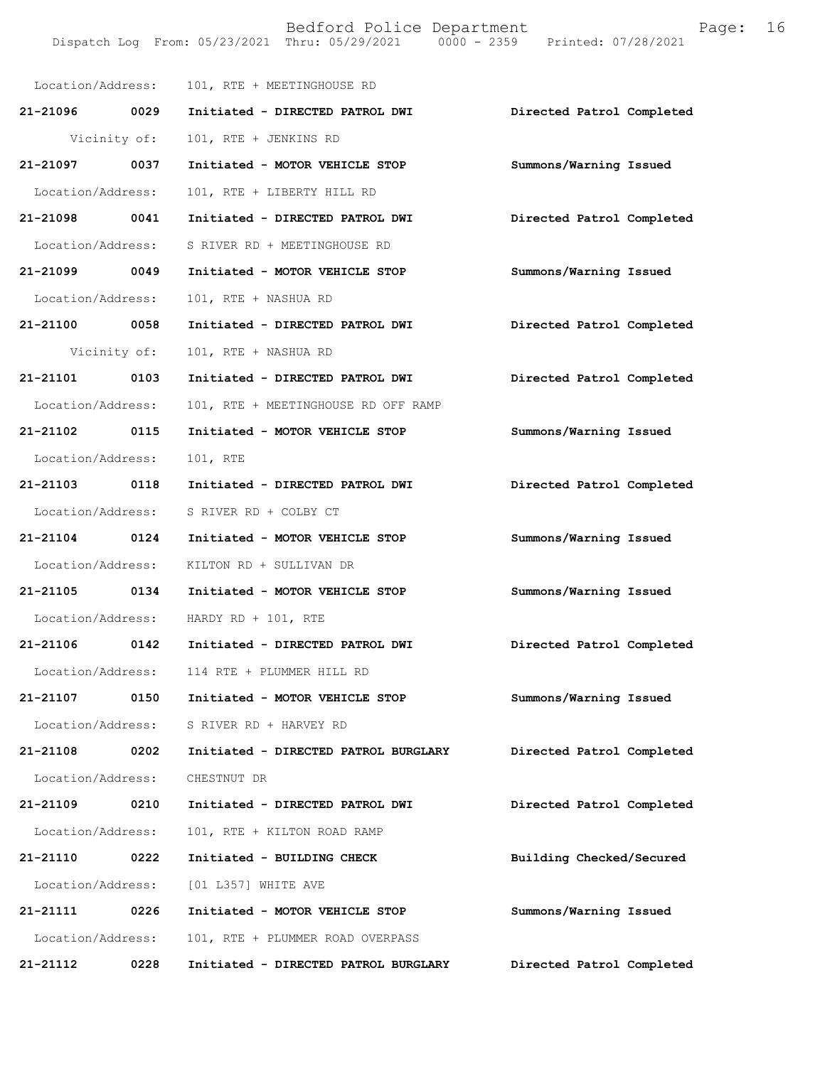Location/Address: 101, RTE + MEETINGHOUSE RD

**21-21096 0029 Initiated - DIRECTED PATROL DWI** **Directed Patrol Completed**
Vicinity of: 101, RTE + JENKINS RD

**21-21097 0037 Initiated - MOTOR VEHICLE STOP** **Summons/Warning Issued**
Location/Address: 101, RTE + LIBERTY HILL RD

**21-21098 0041 Initiated - DIRECTED PATROL DWI** **Directed Patrol Completed**
Location/Address: S RIVER RD + MEETINGHOUSE RD

**21-21099 0049 Initiated - MOTOR VEHICLE STOP** **Summons/Warning Issued**
Location/Address: 101, RTE + NASHUA RD

**21-21100 0058 Initiated - DIRECTED PATROL DWI** **Directed Patrol Completed**
Vicinity of: 101, RTE + NASHUA RD

**21-21101 0103 Initiated - DIRECTED PATROL DWI** **Directed Patrol Completed**
Location/Address: 101, RTE + MEETINGHOUSE RD OFF RAMP

**21-21102 0115 Initiated - MOTOR VEHICLE STOP** **Summons/Warning Issued**
Location/Address: 101, RTE

**21-21103 0118 Initiated - DIRECTED PATROL DWI** **Directed Patrol Completed**
Location/Address: S RIVER RD + COLBY CT

**21-21104 0124 Initiated - MOTOR VEHICLE STOP** **Summons/Warning Issued**
Location/Address: KILTON RD + SULLIVAN DR

**21-21105 0134 Initiated - MOTOR VEHICLE STOP** **Summons/Warning Issued**
Location/Address: HARDY RD + 101, RTE

**21-21106 0142 Initiated - DIRECTED PATROL DWI** **Directed Patrol Completed**
Location/Address: 114 RTE + PLUMMER HILL RD

**21-21107 0150 Initiated - MOTOR VEHICLE STOP** **Summons/Warning Issued**
Location/Address: S RIVER RD + HARVEY RD

**21-21108 0202 Initiated - DIRECTED PATROL BURGLARY** **Directed Patrol Completed**
Location/Address: CHESTNUT DR

**21-21109 0210 Initiated - DIRECTED PATROL DWI** **Directed Patrol Completed**
Location/Address: 101, RTE + KILTON ROAD RAMP

**21-21110 0222 Initiated - BUILDING CHECK** **Building Checked/Secured**
Location/Address: [01 L357] WHITE AVE

**21-21111 0226 Initiated - MOTOR VEHICLE STOP** **Summons/Warning Issued**
Location/Address: 101, RTE + PLUMMER ROAD OVERPASS

**21-21112 0228 Initiated - DIRECTED PATROL BURGLARY** **Directed Patrol Completed**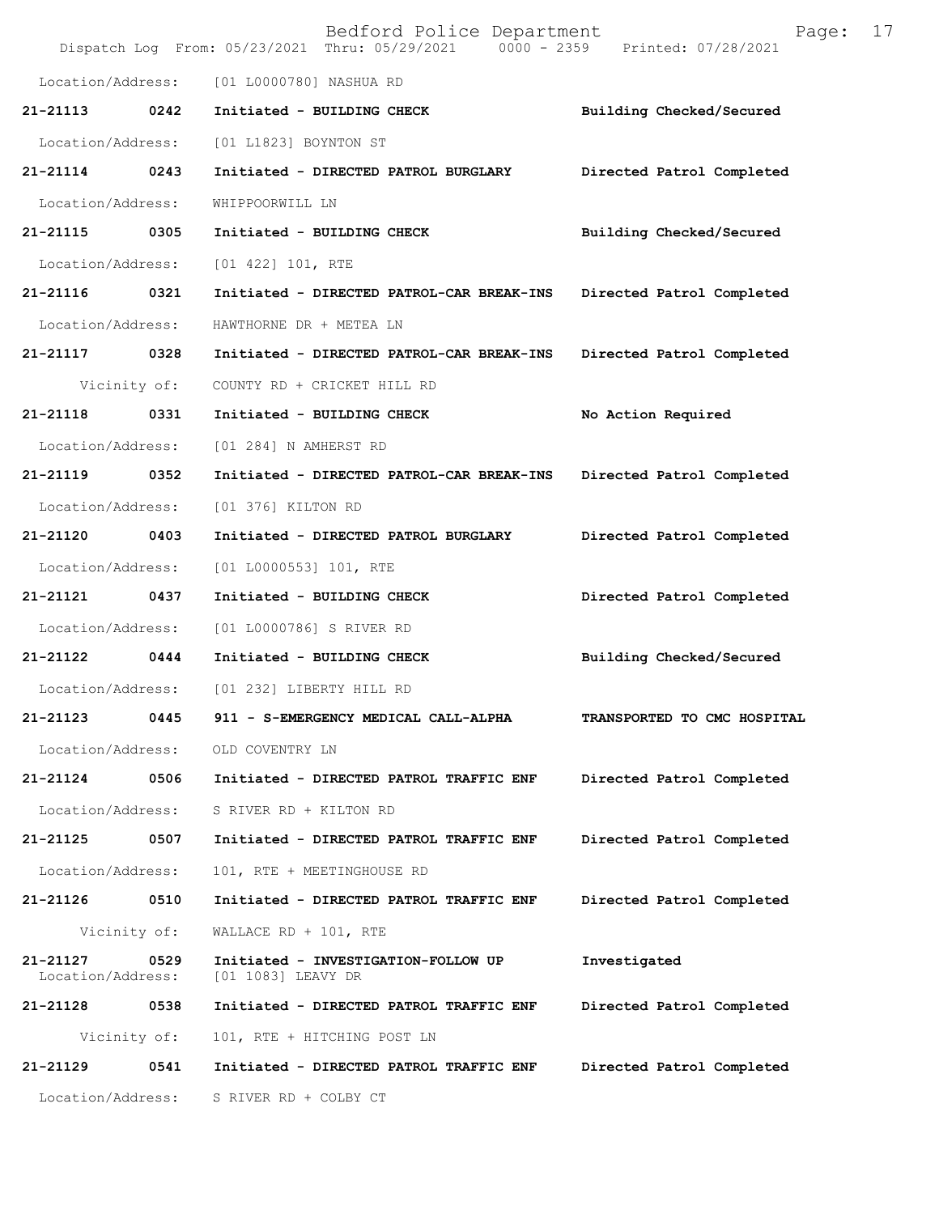Location/Address: [01 L0000780] NASHUA RD

**21-21113 0242 Initiated - BUILDING CHECK Building Checked/Secured**

Location/Address: [01 L1823] BOYNTON ST

**21-21114 0243 Initiated - DIRECTED PATROL BURGLARY Directed Patrol Completed**

Location/Address: WHIPPOORWILL LN

**21-21115 0305 Initiated - BUILDING CHECK Building Checked/Secured**

Location/Address: [01 422] 101, RTE

**21-21116 0321 Initiated - DIRECTED PATROL-CAR BREAK-INS Directed Patrol Completed**

Location/Address: HAWTHORNE DR + METEA LN

**21-21117 0328 Initiated - DIRECTED PATROL-CAR BREAK-INS Directed Patrol Completed**

Vicinity of: COUNTY RD + CRICKET HILL RD

**21-21118 0331 Initiated - BUILDING CHECK No Action Required**

Location/Address: [01 284] N AMHERST RD

**21-21119 0352 Initiated - DIRECTED PATROL-CAR BREAK-INS Directed Patrol Completed**

Location/Address: [01 376] KILTON RD

**21-21120 0403 Initiated - DIRECTED PATROL BURGLARY Directed Patrol Completed**

Location/Address: [01 L0000553] 101, RTE

**21-21121 0437 Initiated - BUILDING CHECK Directed Patrol Completed**

Location/Address: [01 L0000786] S RIVER RD

**21-21122 0444 Initiated - BUILDING CHECK Building Checked/Secured**

Location/Address: [01 232] LIBERTY HILL RD

**21-21123 0445 911 - S-EMERGENCY MEDICAL CALL-ALPHA TRANSPORTED TO CMC HOSPITAL**

Location/Address: OLD COVENTRY LN

**21-21124 0506 Initiated - DIRECTED PATROL TRAFFIC ENF Directed Patrol Completed**

Location/Address: S RIVER RD + KILTON RD

**21-21125 0507 Initiated - DIRECTED PATROL TRAFFIC ENF Directed Patrol Completed**

Location/Address: 101, RTE + MEETINGHOUSE RD

**21-21126 0510 Initiated - DIRECTED PATROL TRAFFIC ENF Directed Patrol Completed**

Vicinity of: WALLACE RD + 101, RTE

**21-21127 0529 Initiated - INVESTIGATION-FOLLOW UP Investigated**

Location/Address: [01 1083] LEAVY DR

**21-21128 0538 Initiated - DIRECTED PATROL TRAFFIC ENF Directed Patrol Completed**

Vicinity of: 101, RTE + HITCHING POST LN

**21-21129 0541 Initiated - DIRECTED PATROL TRAFFIC ENF Directed Patrol Completed**

Location/Address: S RIVER RD + COLBY CT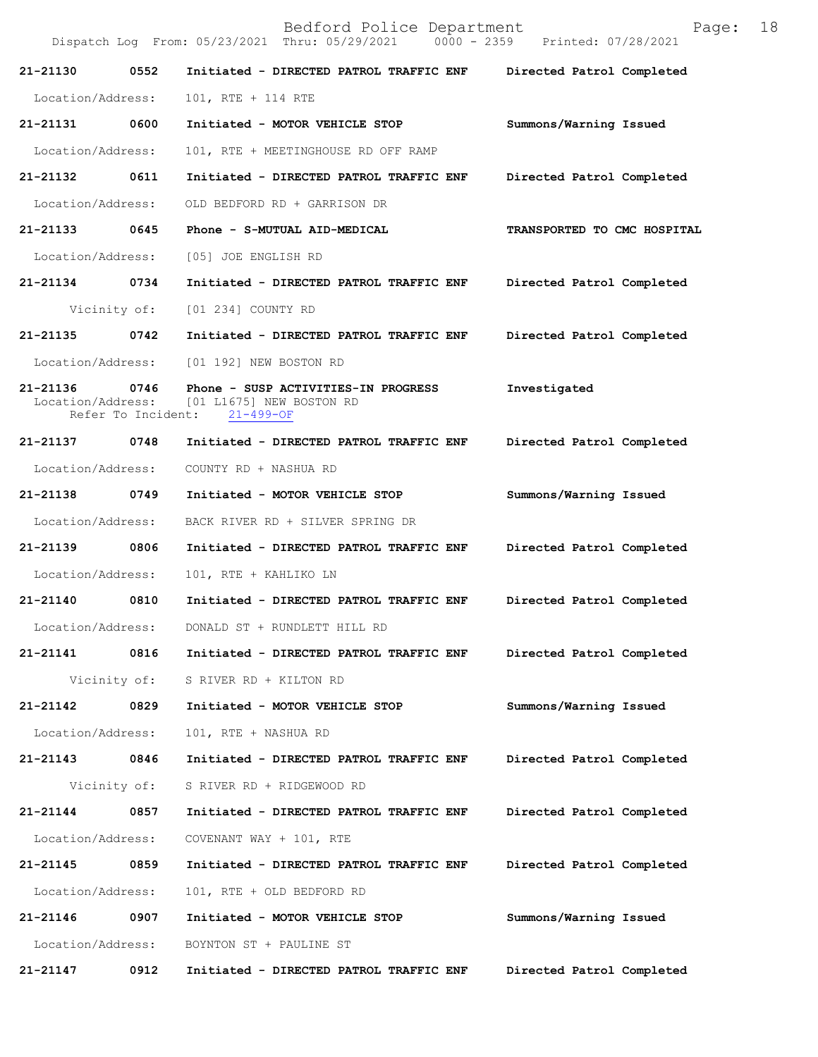| Call Number | Time | Call Reason | Action |
|---|---|---|---|
| 21-21130 | 0552 | Initiated - DIRECTED PATROL TRAFFIC ENF | Directed Patrol Completed |
| Location/Address: | | 101, RTE + 114 RTE | |
| 21-21131 | 0600 | Initiated - MOTOR VEHICLE STOP | Summons/Warning Issued |
| Location/Address: | | 101, RTE + MEETINGHOUSE RD OFF RAMP | |
| 21-21132 | 0611 | Initiated - DIRECTED PATROL TRAFFIC ENF | Directed Patrol Completed |
| Location/Address: | | OLD BEDFORD RD + GARRISON DR | |
| 21-21133 | 0645 | Phone - S-MUTUAL AID-MEDICAL | TRANSPORTED TO CMC HOSPITAL |
| Location/Address: | | [05] JOE ENGLISH RD | |
| 21-21134 | 0734 | Initiated - DIRECTED PATROL TRAFFIC ENF | Directed Patrol Completed |
| Vicinity of: | | [01 234] COUNTY RD | |
| 21-21135 | 0742 | Initiated - DIRECTED PATROL TRAFFIC ENF | Directed Patrol Completed |
| Location/Address: | | [01 192] NEW BOSTON RD | |
| 21-21136 | 0746 | Phone - SUSP ACTIVITIES-IN PROGRESS | Investigated |
| Location/Address: | | [01 L1675] NEW BOSTON RD | |
| Refer To Incident: | | 21-499-OF | |
| 21-21137 | 0748 | Initiated - DIRECTED PATROL TRAFFIC ENF | Directed Patrol Completed |
| Location/Address: | | COUNTY RD + NASHUA RD | |
| 21-21138 | 0749 | Initiated - MOTOR VEHICLE STOP | Summons/Warning Issued |
| Location/Address: | | BACK RIVER RD + SILVER SPRING DR | |
| 21-21139 | 0806 | Initiated - DIRECTED PATROL TRAFFIC ENF | Directed Patrol Completed |
| Location/Address: | | 101, RTE + KAHLIKO LN | |
| 21-21140 | 0810 | Initiated - DIRECTED PATROL TRAFFIC ENF | Directed Patrol Completed |
| Location/Address: | | DONALD ST + RUNDLETT HILL RD | |
| 21-21141 | 0816 | Initiated - DIRECTED PATROL TRAFFIC ENF | Directed Patrol Completed |
| Vicinity of: | | S RIVER RD + KILTON RD | |
| 21-21142 | 0829 | Initiated - MOTOR VEHICLE STOP | Summons/Warning Issued |
| Location/Address: | | 101, RTE + NASHUA RD | |
| 21-21143 | 0846 | Initiated - DIRECTED PATROL TRAFFIC ENF | Directed Patrol Completed |
| Vicinity of: | | S RIVER RD + RIDGEWOOD RD | |
| 21-21144 | 0857 | Initiated - DIRECTED PATROL TRAFFIC ENF | Directed Patrol Completed |
| Location/Address: | | COVENANT WAY + 101, RTE | |
| 21-21145 | 0859 | Initiated - DIRECTED PATROL TRAFFIC ENF | Directed Patrol Completed |
| Location/Address: | | 101, RTE + OLD BEDFORD RD | |
| 21-21146 | 0907 | Initiated - MOTOR VEHICLE STOP | Summons/Warning Issued |
| Location/Address: | | BOYNTON ST + PAULINE ST | |
| 21-21147 | 0912 | Initiated - DIRECTED PATROL TRAFFIC ENF | Directed Patrol Completed |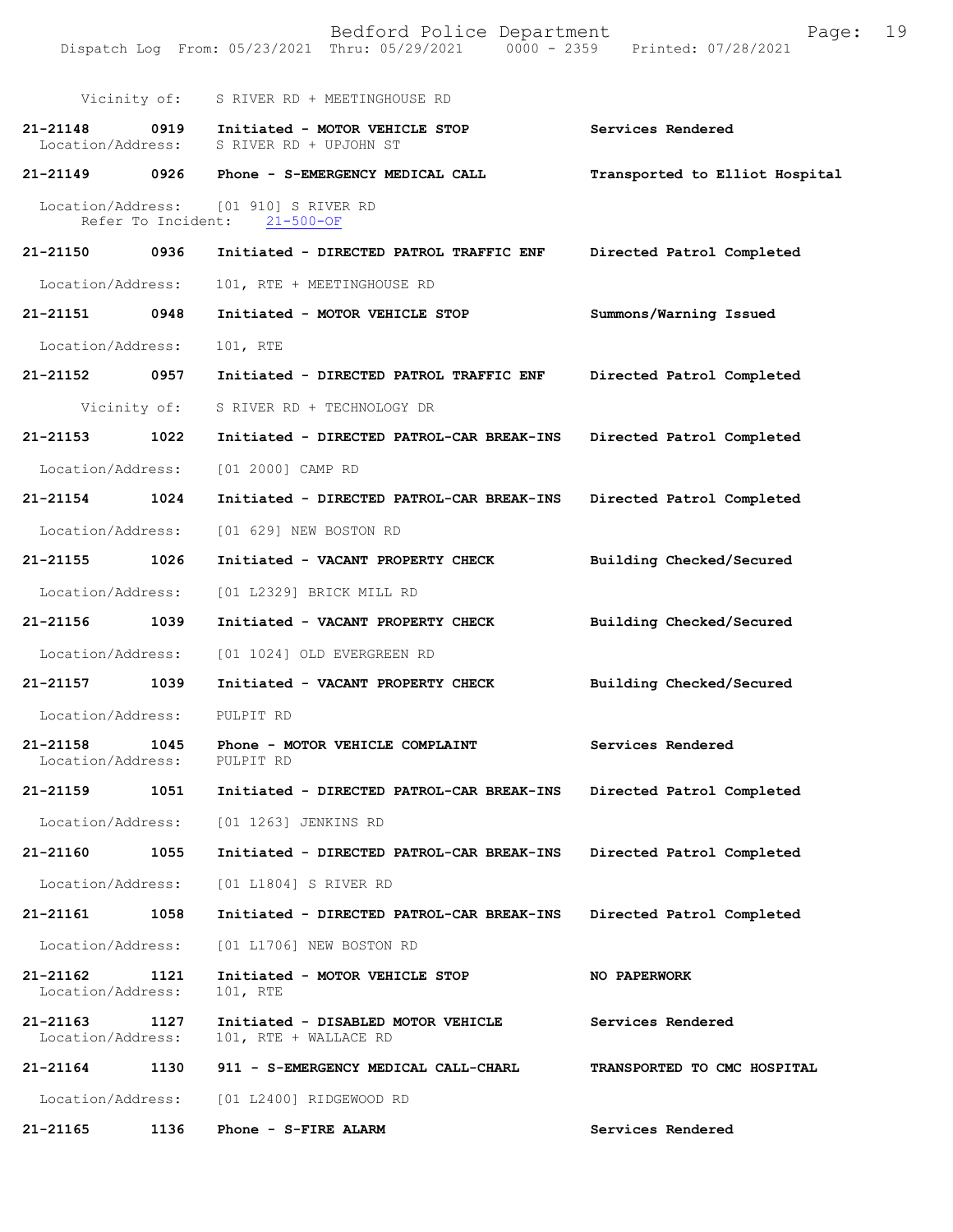Vicinity of: S RIVER RD + MEETINGHOUSE RD

**21-21148 0919 Initiated - MOTOR VEHICLE STOP** Services Rendered
Location/Address: S RIVER RD + UPJOHN ST

**21-21149 0926 Phone - S-EMERGENCY MEDICAL CALL** Transported to Elliot Hospital

Location/Address: [01 910] S RIVER RD
Refer To Incident: 21-500-OF

**21-21150 0936 Initiated - DIRECTED PATROL TRAFFIC ENF** Directed Patrol Completed

Location/Address: 101, RTE + MEETINGHOUSE RD

**21-21151 0948 Initiated - MOTOR VEHICLE STOP** Summons/Warning Issued

Location/Address: 101, RTE

**21-21152 0957 Initiated - DIRECTED PATROL TRAFFIC ENF** Directed Patrol Completed

Vicinity of: S RIVER RD + TECHNOLOGY DR

**21-21153 1022 Initiated - DIRECTED PATROL-CAR BREAK-INS** Directed Patrol Completed

Location/Address: [01 2000] CAMP RD

**21-21154 1024 Initiated - DIRECTED PATROL-CAR BREAK-INS** Directed Patrol Completed

Location/Address: [01 629] NEW BOSTON RD

**21-21155 1026 Initiated - VACANT PROPERTY CHECK** Building Checked/Secured

Location/Address: [01 L2329] BRICK MILL RD

**21-21156 1039 Initiated - VACANT PROPERTY CHECK** Building Checked/Secured

Location/Address: [01 1024] OLD EVERGREEN RD

**21-21157 1039 Initiated - VACANT PROPERTY CHECK** Building Checked/Secured

Location/Address: PULPIT RD

**21-21158 1045 Phone - MOTOR VEHICLE COMPLAINT** Services Rendered
Location/Address: PULPIT RD

**21-21159 1051 Initiated - DIRECTED PATROL-CAR BREAK-INS** Directed Patrol Completed

Location/Address: [01 1263] JENKINS RD

**21-21160 1055 Initiated - DIRECTED PATROL-CAR BREAK-INS** Directed Patrol Completed

Location/Address: [01 L1804] S RIVER RD

**21-21161 1058 Initiated - DIRECTED PATROL-CAR BREAK-INS** Directed Patrol Completed

Location/Address: [01 L1706] NEW BOSTON RD

**21-21162 1121 Initiated - MOTOR VEHICLE STOP** NO PAPERWORK
Location/Address: 101, RTE

**21-21163 1127 Initiated - DISABLED MOTOR VEHICLE** Services Rendered
Location/Address: 101, RTE + WALLACE RD

**21-21164 1130 911 - S-EMERGENCY MEDICAL CALL-CHARL** TRANSPORTED TO CMC HOSPITAL

Location/Address: [01 L2400] RIDGEWOOD RD

**21-21165 1136 Phone - S-FIRE ALARM** Services Rendered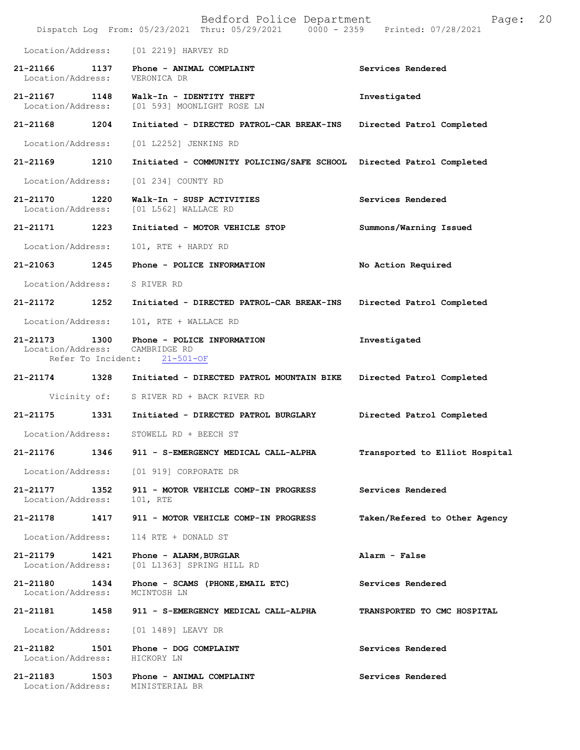Location/Address: [01 2219] HARVEY RD

**21-21166 1137 Phone - ANIMAL COMPLAINT** — Services Rendered
Location/Address: VERONICA DR

**21-21167 1148 Walk-In - IDENTITY THEFT** — Investigated
Location/Address: [01 593] MOONLIGHT ROSE LN

**21-21168 1204 Initiated - DIRECTED PATROL-CAR BREAK-INS** — Directed Patrol Completed
Location/Address: [01 L2252] JENKINS RD

**21-21169 1210 Initiated - COMMUNITY POLICING/SAFE SCHOOL** — Directed Patrol Completed
Location/Address: [01 234] COUNTY RD

**21-21170 1220 Walk-In - SUSP ACTIVITIES** — Services Rendered
Location/Address: [01 L562] WALLACE RD

**21-21171 1223 Initiated - MOTOR VEHICLE STOP** — Summons/Warning Issued
Location/Address: 101, RTE + HARDY RD

**21-21063 1245 Phone - POLICE INFORMATION** — No Action Required
Location/Address: S RIVER RD

**21-21172 1252 Initiated - DIRECTED PATROL-CAR BREAK-INS** — Directed Patrol Completed
Location/Address: 101, RTE + WALLACE RD

**21-21173 1300 Phone - POLICE INFORMATION** — Investigated
Location/Address: CAMBRIDGE RD
Refer To Incident: 21-501-OF

**21-21174 1328 Initiated - DIRECTED PATROL MOUNTAIN BIKE** — Directed Patrol Completed
Vicinity of: S RIVER RD + BACK RIVER RD

**21-21175 1331 Initiated - DIRECTED PATROL BURGLARY** — Directed Patrol Completed
Location/Address: STOWELL RD + BEECH ST

**21-21176 1346 911 - S-EMERGENCY MEDICAL CALL-ALPHA** — Transported to Elliot Hospital
Location/Address: [01 919] CORPORATE DR

**21-21177 1352 911 - MOTOR VEHICLE COMP-IN PROGRESS** — Services Rendered
Location/Address: 101, RTE

**21-21178 1417 911 - MOTOR VEHICLE COMP-IN PROGRESS** — Taken/Refered to Other Agency
Location/Address: 114 RTE + DONALD ST

**21-21179 1421 Phone - ALARM,BURGLAR** — Alarm - False
Location/Address: [01 L1363] SPRING HILL RD

**21-21180 1434 Phone - SCAMS (PHONE,EMAIL ETC)** — Services Rendered
Location/Address: MCINTOSH LN

**21-21181 1458 911 - S-EMERGENCY MEDICAL CALL-ALPHA** — TRANSPORTED TO CMC HOSPITAL
Location/Address: [01 1489] LEAVY DR

**21-21182 1501 Phone - DOG COMPLAINT** — Services Rendered
Location/Address: HICKORY LN

**21-21183 1503 Phone - ANIMAL COMPLAINT** — Services Rendered
Location/Address: MINISTERIAL BR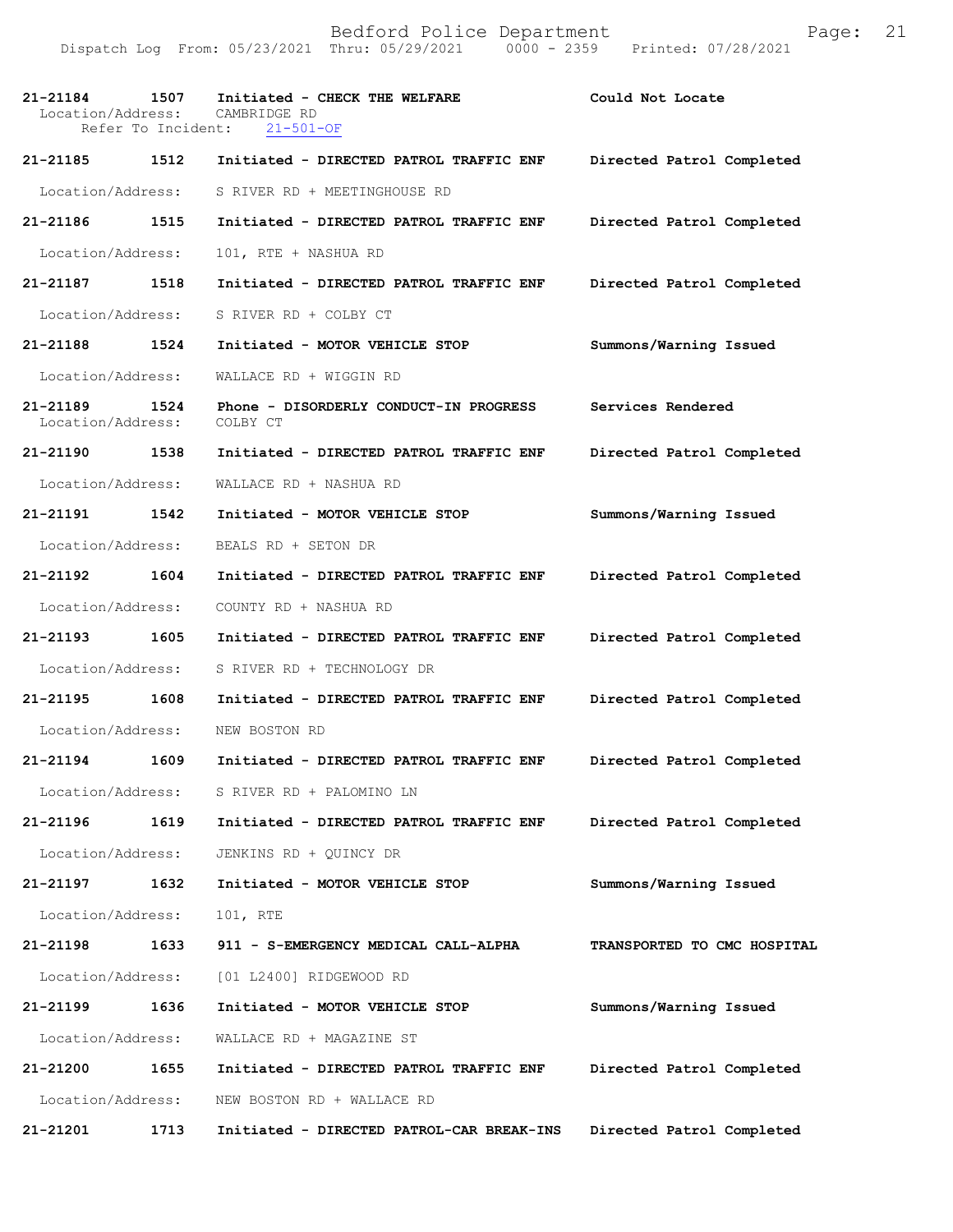21-21184 1507 Initiated - CHECK THE WELFARE Could Not Locate
Location/Address: CAMBRIDGE RD
Refer To Incident: 21-501-OF

21-21185 1512 Initiated - DIRECTED PATROL TRAFFIC ENF Directed Patrol Completed
Location/Address: S RIVER RD + MEETINGHOUSE RD

21-21186 1515 Initiated - DIRECTED PATROL TRAFFIC ENF Directed Patrol Completed
Location/Address: 101, RTE + NASHUA RD

21-21187 1518 Initiated - DIRECTED PATROL TRAFFIC ENF Directed Patrol Completed
Location/Address: S RIVER RD + COLBY CT

21-21188 1524 Initiated - MOTOR VEHICLE STOP Summons/Warning Issued
Location/Address: WALLACE RD + WIGGIN RD

21-21189 1524 Phone - DISORDERLY CONDUCT-IN PROGRESS Services Rendered
Location/Address: COLBY CT

21-21190 1538 Initiated - DIRECTED PATROL TRAFFIC ENF Directed Patrol Completed
Location/Address: WALLACE RD + NASHUA RD

21-21191 1542 Initiated - MOTOR VEHICLE STOP Summons/Warning Issued
Location/Address: BEALS RD + SETON DR

21-21192 1604 Initiated - DIRECTED PATROL TRAFFIC ENF Directed Patrol Completed
Location/Address: COUNTY RD + NASHUA RD

21-21193 1605 Initiated - DIRECTED PATROL TRAFFIC ENF Directed Patrol Completed
Location/Address: S RIVER RD + TECHNOLOGY DR

21-21195 1608 Initiated - DIRECTED PATROL TRAFFIC ENF Directed Patrol Completed
Location/Address: NEW BOSTON RD

21-21194 1609 Initiated - DIRECTED PATROL TRAFFIC ENF Directed Patrol Completed
Location/Address: S RIVER RD + PALOMINO LN

21-21196 1619 Initiated - DIRECTED PATROL TRAFFIC ENF Directed Patrol Completed
Location/Address: JENKINS RD + QUINCY DR

21-21197 1632 Initiated - MOTOR VEHICLE STOP Summons/Warning Issued
Location/Address: 101, RTE

21-21198 1633 911 - S-EMERGENCY MEDICAL CALL-ALPHA TRANSPORTED TO CMC HOSPITAL
Location/Address: [01 L2400] RIDGEWOOD RD

21-21199 1636 Initiated - MOTOR VEHICLE STOP Summons/Warning Issued
Location/Address: WALLACE RD + MAGAZINE ST

21-21200 1655 Initiated - DIRECTED PATROL TRAFFIC ENF Directed Patrol Completed
Location/Address: NEW BOSTON RD + WALLACE RD

21-21201 1713 Initiated - DIRECTED PATROL-CAR BREAK-INS Directed Patrol Completed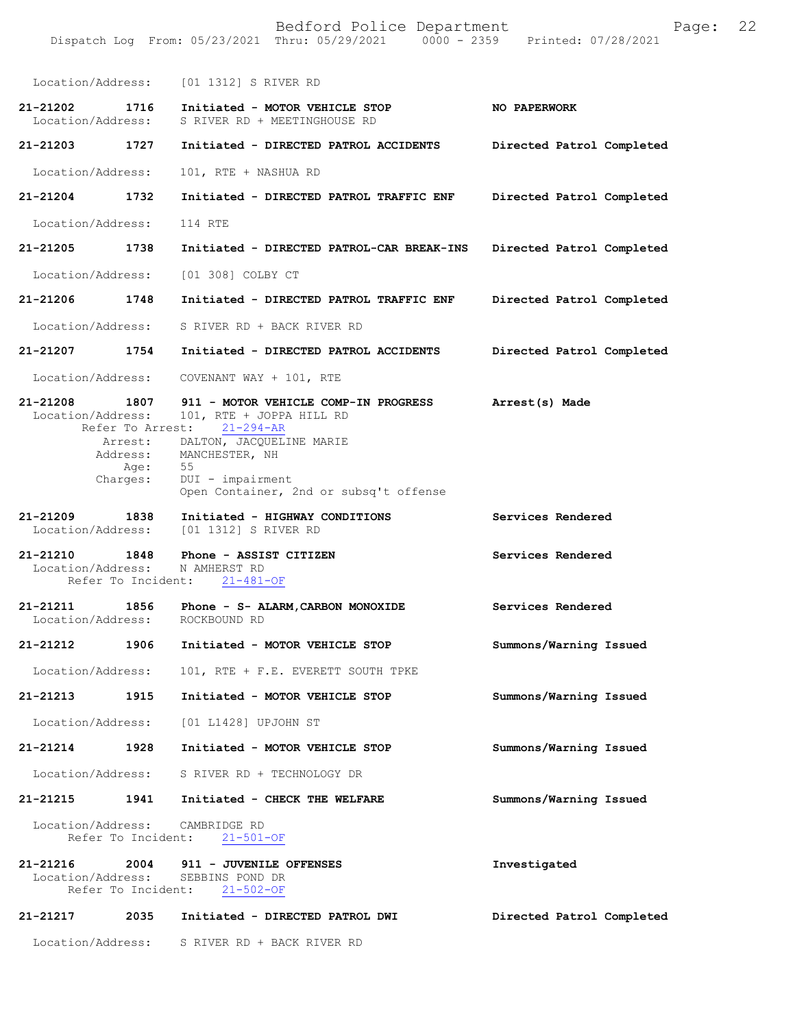Location/Address: [01 1312] S RIVER RD

**21-21202 1716 Initiated - MOTOR VEHICLE STOP** — NO PAPERWORK
Location/Address: S RIVER RD + MEETINGHOUSE RD

**21-21203 1727 Initiated - DIRECTED PATROL ACCIDENTS** — Directed Patrol Completed
Location/Address: 101, RTE + NASHUA RD

**21-21204 1732 Initiated - DIRECTED PATROL TRAFFIC ENF** — Directed Patrol Completed
Location/Address: 114 RTE

**21-21205 1738 Initiated - DIRECTED PATROL-CAR BREAK-INS** — Directed Patrol Completed
Location/Address: [01 308] COLBY CT

**21-21206 1748 Initiated - DIRECTED PATROL TRAFFIC ENF** — Directed Patrol Completed
Location/Address: S RIVER RD + BACK RIVER RD

**21-21207 1754 Initiated - DIRECTED PATROL ACCIDENTS** — Directed Patrol Completed
Location/Address: COVENANT WAY + 101, RTE

**21-21208 1807 911 - MOTOR VEHICLE COMP-IN PROGRESS** — Arrest(s) Made
Location/Address: 101, RTE + JOPPA HILL RD
Refer To Arrest: 21-294-AR
Arrest: DALTON, JACQUELINE MARIE
Address: MANCHESTER, NH
Age: 55
Charges: DUI - impairment
Open Container, 2nd or subsq't offense

**21-21209 1838 Initiated - HIGHWAY CONDITIONS** — Services Rendered
Location/Address: [01 1312] S RIVER RD

**21-21210 1848 Phone - ASSIST CITIZEN** — Services Rendered
Location/Address: N AMHERST RD
Refer To Incident: 21-481-OF

**21-21211 1856 Phone - S- ALARM,CARBON MONOXIDE** — Services Rendered
Location/Address: ROCKBOUND RD

**21-21212 1906 Initiated - MOTOR VEHICLE STOP** — Summons/Warning Issued
Location/Address: 101, RTE + F.E. EVERETT SOUTH TPKE

**21-21213 1915 Initiated - MOTOR VEHICLE STOP** — Summons/Warning Issued
Location/Address: [01 L1428] UPJOHN ST

**21-21214 1928 Initiated - MOTOR VEHICLE STOP** — Summons/Warning Issued
Location/Address: S RIVER RD + TECHNOLOGY DR

**21-21215 1941 Initiated - CHECK THE WELFARE** — Summons/Warning Issued
Location/Address: CAMBRIDGE RD
Refer To Incident: 21-501-OF

**21-21216 2004 911 - JUVENILE OFFENSES** — Investigated
Location/Address: SEBBINS POND DR
Refer To Incident: 21-502-OF

**21-21217 2035 Initiated - DIRECTED PATROL DWI** — Directed Patrol Completed
Location/Address: S RIVER RD + BACK RIVER RD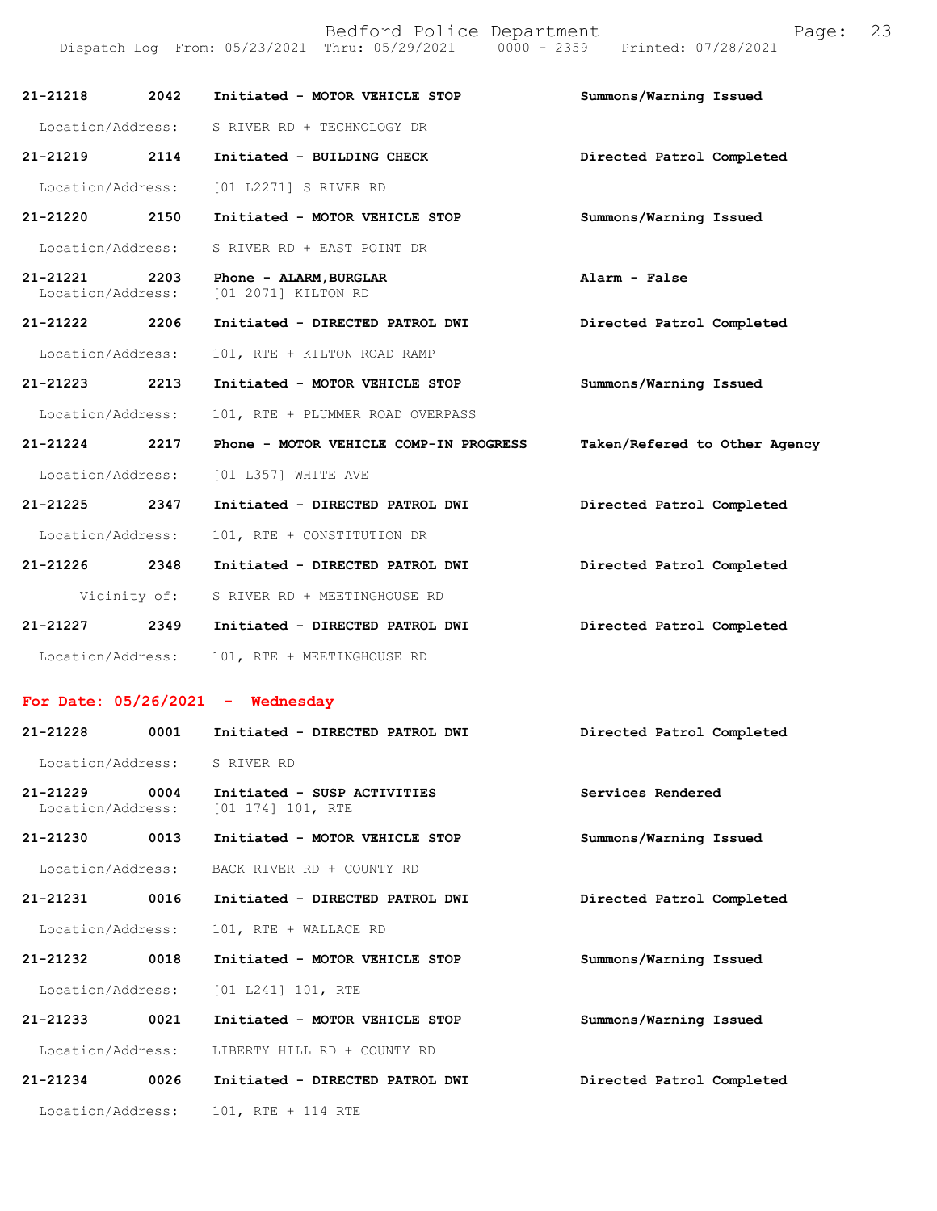21-21218 2042 Initiated - MOTOR VEHICLE STOP Summons/Warning Issued
Location/Address: S RIVER RD + TECHNOLOGY DR

21-21219 2114 Initiated - BUILDING CHECK Directed Patrol Completed
Location/Address: [01 L2271] S RIVER RD

21-21220 2150 Initiated - MOTOR VEHICLE STOP Summons/Warning Issued
Location/Address: S RIVER RD + EAST POINT DR

21-21221 2203 Phone - ALARM,BURGLAR Alarm - False
Location/Address: [01 2071] KILTON RD

21-21222 2206 Initiated - DIRECTED PATROL DWI Directed Patrol Completed
Location/Address: 101, RTE + KILTON ROAD RAMP

21-21223 2213 Initiated - MOTOR VEHICLE STOP Summons/Warning Issued
Location/Address: 101, RTE + PLUMMER ROAD OVERPASS

21-21224 2217 Phone - MOTOR VEHICLE COMP-IN PROGRESS Taken/Refered to Other Agency
Location/Address: [01 L357] WHITE AVE

21-21225 2347 Initiated - DIRECTED PATROL DWI Directed Patrol Completed
Location/Address: 101, RTE + CONSTITUTION DR

21-21226 2348 Initiated - DIRECTED PATROL DWI Directed Patrol Completed
Vicinity of: S RIVER RD + MEETINGHOUSE RD

21-21227 2349 Initiated - DIRECTED PATROL DWI Directed Patrol Completed
Location/Address: 101, RTE + MEETINGHOUSE RD

## For Date: 05/26/2021 - Wednesday

21-21228 0001 Initiated - DIRECTED PATROL DWI Directed Patrol Completed
Location/Address: S RIVER RD

21-21229 0004 Initiated - SUSP ACTIVITIES Services Rendered
Location/Address: [01 174] 101, RTE

21-21230 0013 Initiated - MOTOR VEHICLE STOP Summons/Warning Issued
Location/Address: BACK RIVER RD + COUNTY RD

21-21231 0016 Initiated - DIRECTED PATROL DWI Directed Patrol Completed
Location/Address: 101, RTE + WALLACE RD

21-21232 0018 Initiated - MOTOR VEHICLE STOP Summons/Warning Issued
Location/Address: [01 L241] 101, RTE

21-21233 0021 Initiated - MOTOR VEHICLE STOP Summons/Warning Issued
Location/Address: LIBERTY HILL RD + COUNTY RD

21-21234 0026 Initiated - DIRECTED PATROL DWI Directed Patrol Completed
Location/Address: 101, RTE + 114 RTE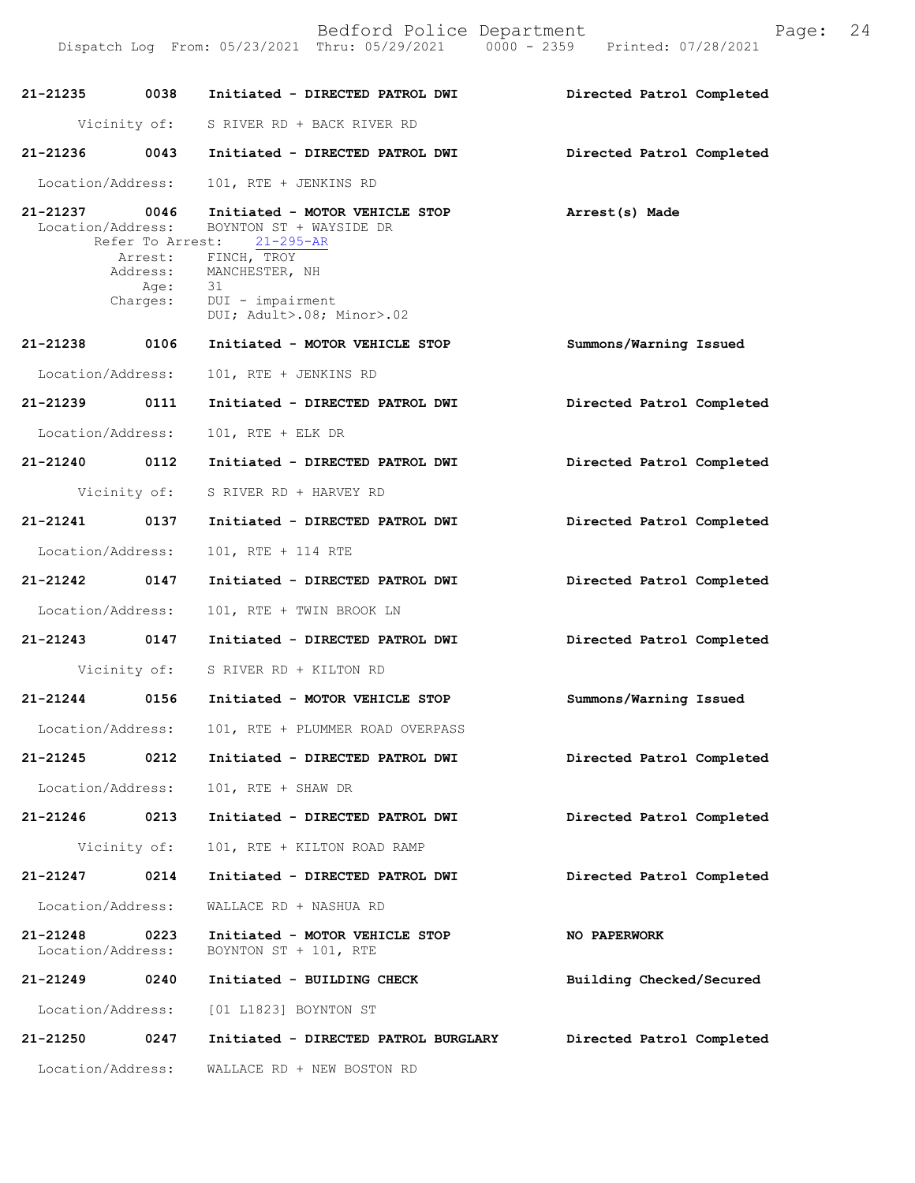**21-21235 0038 Initiated - DIRECTED PATROL DWI** **Directed Patrol Completed**

Vicinity of: S RIVER RD + BACK RIVER RD

**21-21236 0043 Initiated - DIRECTED PATROL DWI** **Directed Patrol Completed**

Location/Address: 101, RTE + JENKINS RD

**21-21237 0046 Initiated - MOTOR VEHICLE STOP** **Arrest(s) Made**

Location/Address: BOYNTON ST + WAYSIDE DR
Refer To Arrest: 21-295-AR
Arrest: FINCH, TROY
Address: MANCHESTER, NH
Age: 31
Charges: DUI - impairment
DUI; Adult>.08; Minor>.02

**21-21238 0106 Initiated - MOTOR VEHICLE STOP** **Summons/Warning Issued**

Location/Address: 101, RTE + JENKINS RD

**21-21239 0111 Initiated - DIRECTED PATROL DWI** **Directed Patrol Completed**

Location/Address: 101, RTE + ELK DR

**21-21240 0112 Initiated - DIRECTED PATROL DWI** **Directed Patrol Completed**

Vicinity of: S RIVER RD + HARVEY RD

**21-21241 0137 Initiated - DIRECTED PATROL DWI** **Directed Patrol Completed**

Location/Address: 101, RTE + 114 RTE

**21-21242 0147 Initiated - DIRECTED PATROL DWI** **Directed Patrol Completed**

Location/Address: 101, RTE + TWIN BROOK LN

**21-21243 0147 Initiated - DIRECTED PATROL DWI** **Directed Patrol Completed**

Vicinity of: S RIVER RD + KILTON RD

**21-21244 0156 Initiated - MOTOR VEHICLE STOP** **Summons/Warning Issued**

Location/Address: 101, RTE + PLUMMER ROAD OVERPASS

**21-21245 0212 Initiated - DIRECTED PATROL DWI** **Directed Patrol Completed**

Location/Address: 101, RTE + SHAW DR

**21-21246 0213 Initiated - DIRECTED PATROL DWI** **Directed Patrol Completed**

Vicinity of: 101, RTE + KILTON ROAD RAMP

**21-21247 0214 Initiated - DIRECTED PATROL DWI** **Directed Patrol Completed**

Location/Address: WALLACE RD + NASHUA RD

**21-21248 0223 Initiated - MOTOR VEHICLE STOP** **NO PAPERWORK**

Location/Address: BOYNTON ST + 101, RTE

**21-21249 0240 Initiated - BUILDING CHECK** **Building Checked/Secured**

Location/Address: [01 L1823] BOYNTON ST

**21-21250 0247 Initiated - DIRECTED PATROL BURGLARY** **Directed Patrol Completed**

Location/Address: WALLACE RD + NEW BOSTON RD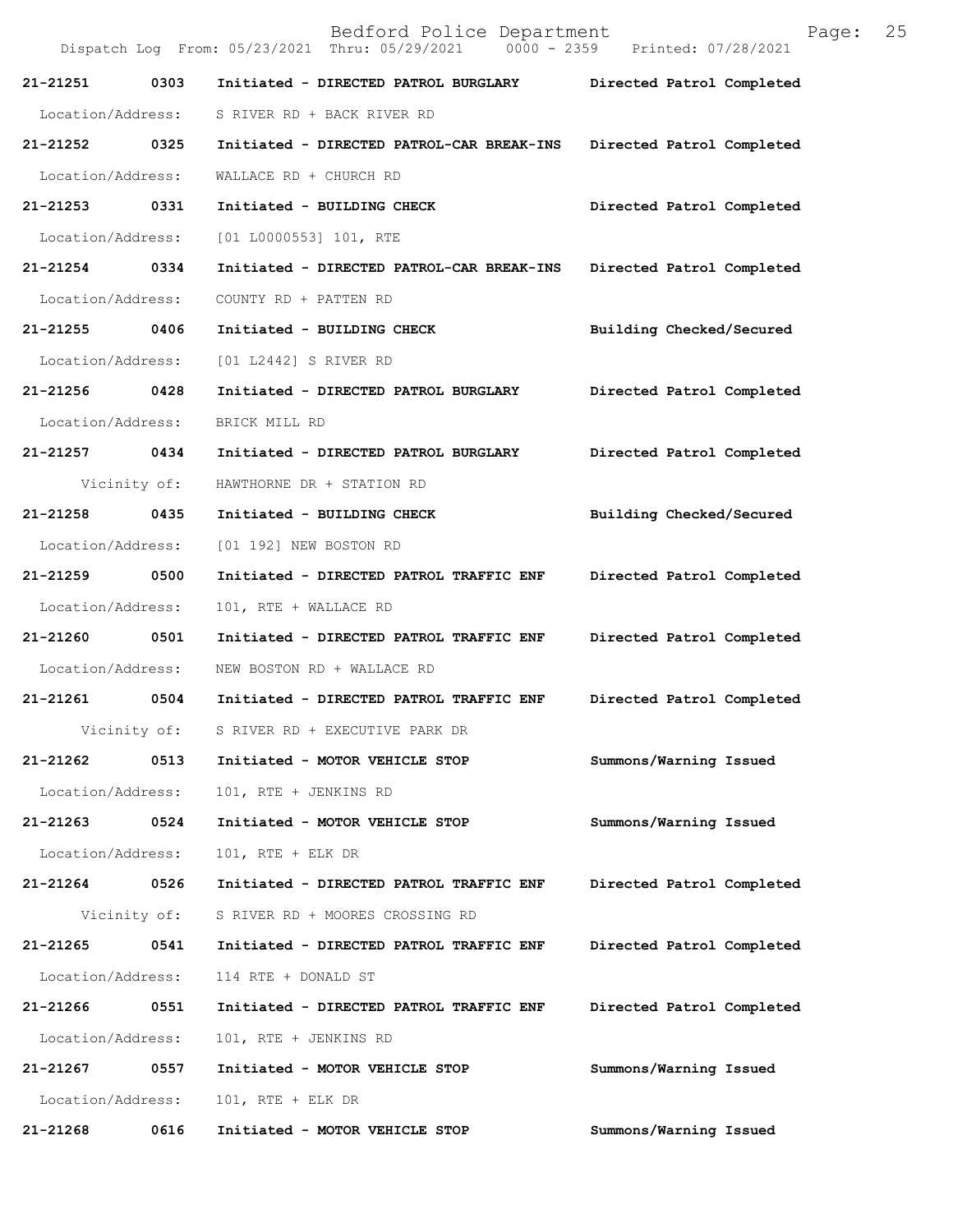21-21251 0303 Initiated - DIRECTED PATROL BURGLARY Directed Patrol Completed
Location/Address: S RIVER RD + BACK RIVER RD

21-21252 0325 Initiated - DIRECTED PATROL-CAR BREAK-INS Directed Patrol Completed
Location/Address: WALLACE RD + CHURCH RD

21-21253 0331 Initiated - BUILDING CHECK Directed Patrol Completed
Location/Address: [01 L0000553] 101, RTE

21-21254 0334 Initiated - DIRECTED PATROL-CAR BREAK-INS Directed Patrol Completed
Location/Address: COUNTY RD + PATTEN RD

21-21255 0406 Initiated - BUILDING CHECK Building Checked/Secured
Location/Address: [01 L2442] S RIVER RD

21-21256 0428 Initiated - DIRECTED PATROL BURGLARY Directed Patrol Completed
Location/Address: BRICK MILL RD

21-21257 0434 Initiated - DIRECTED PATROL BURGLARY Directed Patrol Completed
Vicinity of: HAWTHORNE DR + STATION RD

21-21258 0435 Initiated - BUILDING CHECK Building Checked/Secured
Location/Address: [01 192] NEW BOSTON RD

21-21259 0500 Initiated - DIRECTED PATROL TRAFFIC ENF Directed Patrol Completed
Location/Address: 101, RTE + WALLACE RD

21-21260 0501 Initiated - DIRECTED PATROL TRAFFIC ENF Directed Patrol Completed
Location/Address: NEW BOSTON RD + WALLACE RD

21-21261 0504 Initiated - DIRECTED PATROL TRAFFIC ENF Directed Patrol Completed
Vicinity of: S RIVER RD + EXECUTIVE PARK DR

21-21262 0513 Initiated - MOTOR VEHICLE STOP Summons/Warning Issued
Location/Address: 101, RTE + JENKINS RD

21-21263 0524 Initiated - MOTOR VEHICLE STOP Summons/Warning Issued
Location/Address: 101, RTE + ELK DR

21-21264 0526 Initiated - DIRECTED PATROL TRAFFIC ENF Directed Patrol Completed
Vicinity of: S RIVER RD + MOORES CROSSING RD

21-21265 0541 Initiated - DIRECTED PATROL TRAFFIC ENF Directed Patrol Completed
Location/Address: 114 RTE + DONALD ST

21-21266 0551 Initiated - DIRECTED PATROL TRAFFIC ENF Directed Patrol Completed
Location/Address: 101, RTE + JENKINS RD

21-21267 0557 Initiated - MOTOR VEHICLE STOP Summons/Warning Issued
Location/Address: 101, RTE + ELK DR

21-21268 0616 Initiated - MOTOR VEHICLE STOP Summons/Warning Issued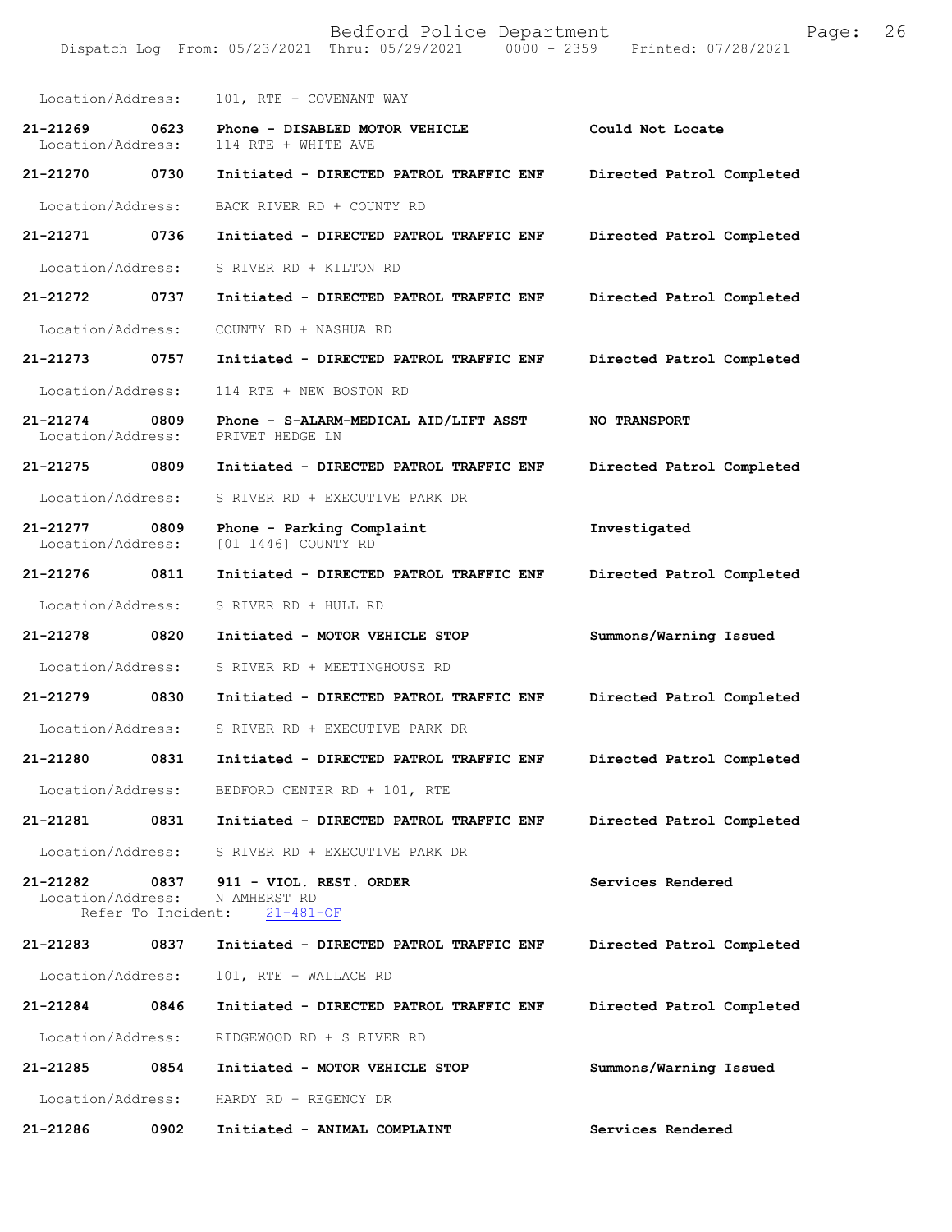Location/Address: 101, RTE + COVENANT WAY

| Call # | Time | Call Reason / Action | Disposition |
|---|---|---|---|
| 21-21269 | 0623 | Phone - DISABLED MOTOR VEHICLE | Could Not Locate |
| | | Location/Address: 114 RTE + WHITE AVE | |
| 21-21270 | 0730 | Initiated - DIRECTED PATROL TRAFFIC ENF | Directed Patrol Completed |
| | | Location/Address: BACK RIVER RD + COUNTY RD | |
| 21-21271 | 0736 | Initiated - DIRECTED PATROL TRAFFIC ENF | Directed Patrol Completed |
| | | Location/Address: S RIVER RD + KILTON RD | |
| 21-21272 | 0737 | Initiated - DIRECTED PATROL TRAFFIC ENF | Directed Patrol Completed |
| | | Location/Address: COUNTY RD + NASHUA RD | |
| 21-21273 | 0757 | Initiated - DIRECTED PATROL TRAFFIC ENF | Directed Patrol Completed |
| | | Location/Address: 114 RTE + NEW BOSTON RD | |
| 21-21274 | 0809 | Phone - S-ALARM-MEDICAL AID/LIFT ASST | NO TRANSPORT |
| | | Location/Address: PRIVET HEDGE LN | |
| 21-21275 | 0809 | Initiated - DIRECTED PATROL TRAFFIC ENF | Directed Patrol Completed |
| | | Location/Address: S RIVER RD + EXECUTIVE PARK DR | |
| 21-21277 | 0809 | Phone - Parking Complaint | Investigated |
| | | Location/Address: [01 1446] COUNTY RD | |
| 21-21276 | 0811 | Initiated - DIRECTED PATROL TRAFFIC ENF | Directed Patrol Completed |
| | | Location/Address: S RIVER RD + HULL RD | |
| 21-21278 | 0820 | Initiated - MOTOR VEHICLE STOP | Summons/Warning Issued |
| | | Location/Address: S RIVER RD + MEETINGHOUSE RD | |
| 21-21279 | 0830 | Initiated - DIRECTED PATROL TRAFFIC ENF | Directed Patrol Completed |
| | | Location/Address: S RIVER RD + EXECUTIVE PARK DR | |
| 21-21280 | 0831 | Initiated - DIRECTED PATROL TRAFFIC ENF | Directed Patrol Completed |
| | | Location/Address: BEDFORD CENTER RD + 101, RTE | |
| 21-21281 | 0831 | Initiated - DIRECTED PATROL TRAFFIC ENF | Directed Patrol Completed |
| | | Location/Address: S RIVER RD + EXECUTIVE PARK DR | |
| 21-21282 | 0837 | 911 - VIOL. REST. ORDER | Services Rendered |
| | | Location/Address: N AMHERST RD | |
| | | Refer To Incident: 21-481-OF | |
| 21-21283 | 0837 | Initiated - DIRECTED PATROL TRAFFIC ENF | Directed Patrol Completed |
| | | Location/Address: 101, RTE + WALLACE RD | |
| 21-21284 | 0846 | Initiated - DIRECTED PATROL TRAFFIC ENF | Directed Patrol Completed |
| | | Location/Address: RIDGEWOOD RD + S RIVER RD | |
| 21-21285 | 0854 | Initiated - MOTOR VEHICLE STOP | Summons/Warning Issued |
| | | Location/Address: HARDY RD + REGENCY DR | |
| 21-21286 | 0902 | Initiated - ANIMAL COMPLAINT | Services Rendered |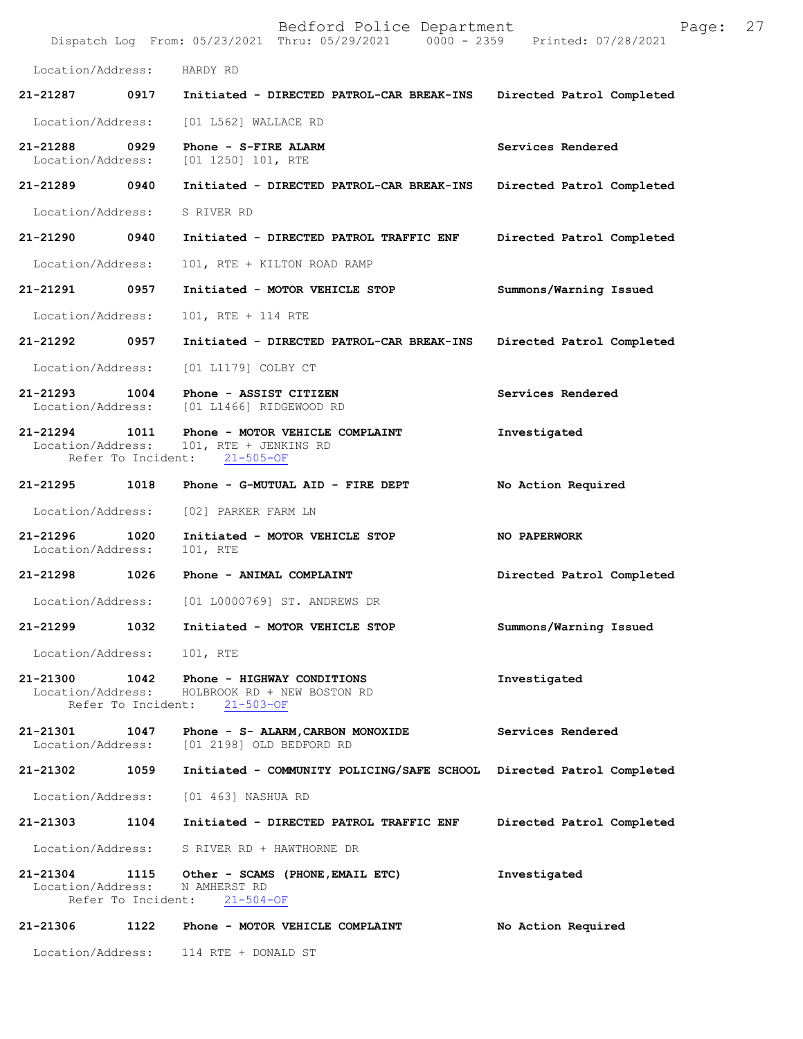Location/Address: HARDY RD

**21-21287 0917 Initiated - DIRECTED PATROL-CAR BREAK-INS Directed Patrol Completed**

Location/Address: [01 L562] WALLACE RD

**21-21288 0929 Phone - S-FIRE ALARM Services Rendered**
Location/Address: [01 1250] 101, RTE

**21-21289 0940 Initiated - DIRECTED PATROL-CAR BREAK-INS Directed Patrol Completed**

Location/Address: S RIVER RD

**21-21290 0940 Initiated - DIRECTED PATROL TRAFFIC ENF Directed Patrol Completed**

Location/Address: 101, RTE + KILTON ROAD RAMP

**21-21291 0957 Initiated - MOTOR VEHICLE STOP Summons/Warning Issued**

Location/Address: 101, RTE + 114 RTE

**21-21292 0957 Initiated - DIRECTED PATROL-CAR BREAK-INS Directed Patrol Completed**

Location/Address: [01 L1179] COLBY CT

**21-21293 1004 Phone - ASSIST CITIZEN Services Rendered**
Location/Address: [01 L1466] RIDGEWOOD RD

**21-21294 1011 Phone - MOTOR VEHICLE COMPLAINT Investigated**
Location/Address: 101, RTE + JENKINS RD
Refer To Incident: 21-505-OF

**21-21295 1018 Phone - G-MUTUAL AID - FIRE DEPT No Action Required**

Location/Address: [02] PARKER FARM LN

**21-21296 1020 Initiated - MOTOR VEHICLE STOP NO PAPERWORK**
Location/Address: 101, RTE

**21-21298 1026 Phone - ANIMAL COMPLAINT Directed Patrol Completed**

Location/Address: [01 L0000769] ST. ANDREWS DR

**21-21299 1032 Initiated - MOTOR VEHICLE STOP Summons/Warning Issued**

Location/Address: 101, RTE

**21-21300 1042 Phone - HIGHWAY CONDITIONS Investigated**
Location/Address: HOLBROOK RD + NEW BOSTON RD
Refer To Incident: 21-503-OF

**21-21301 1047 Phone - S- ALARM,CARBON MONOXIDE Services Rendered**
Location/Address: [01 2198] OLD BEDFORD RD

**21-21302 1059 Initiated - COMMUNITY POLICING/SAFE SCHOOL Directed Patrol Completed**

Location/Address: [01 463] NASHUA RD

**21-21303 1104 Initiated - DIRECTED PATROL TRAFFIC ENF Directed Patrol Completed**

Location/Address: S RIVER RD + HAWTHORNE DR

**21-21304 1115 Other - SCAMS (PHONE,EMAIL ETC) Investigated**
Location/Address: N AMHERST RD
Refer To Incident: 21-504-OF

**21-21306 1122 Phone - MOTOR VEHICLE COMPLAINT No Action Required**

Location/Address: 114 RTE + DONALD ST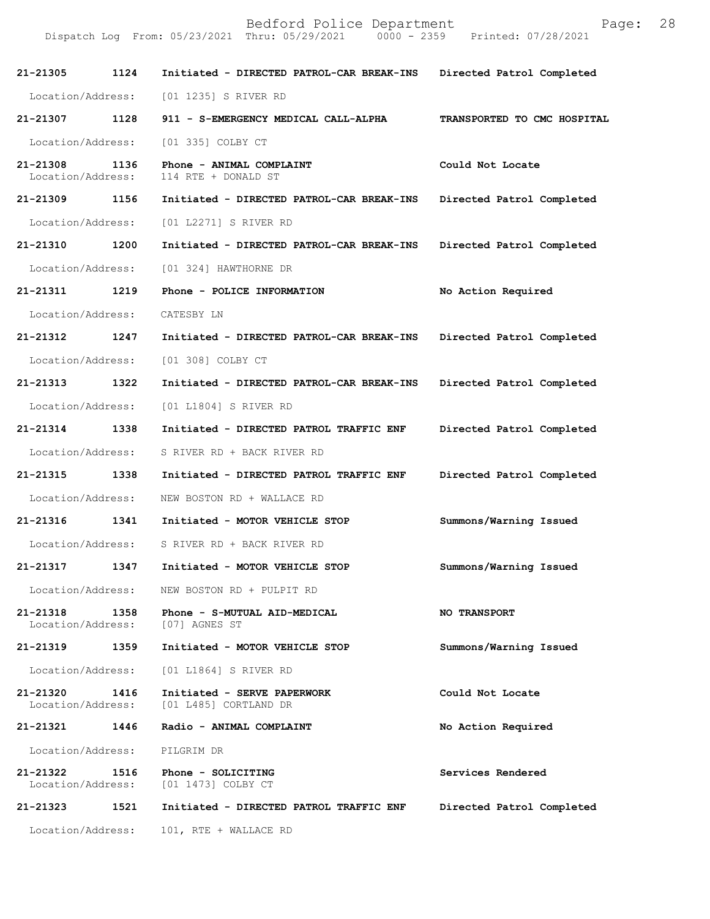| Call Number | Time | Call Reason | Action |
|---|---|---|---|
| 21-21305 | 1124 | Initiated - DIRECTED PATROL-CAR BREAK-INS | Directed Patrol Completed |
| Location/Address: | | [01 1235] S RIVER RD | |
| 21-21307 | 1128 | 911 - S-EMERGENCY MEDICAL CALL-ALPHA | TRANSPORTED TO CMC HOSPITAL |
| Location/Address: | | [01 335] COLBY CT | |
| 21-21308 | 1136 | Phone - ANIMAL COMPLAINT | Could Not Locate |
| Location/Address: | | 114 RTE + DONALD ST | |
| 21-21309 | 1156 | Initiated - DIRECTED PATROL-CAR BREAK-INS | Directed Patrol Completed |
| Location/Address: | | [01 L2271] S RIVER RD | |
| 21-21310 | 1200 | Initiated - DIRECTED PATROL-CAR BREAK-INS | Directed Patrol Completed |
| Location/Address: | | [01 324] HAWTHORNE DR | |
| 21-21311 | 1219 | Phone - POLICE INFORMATION | No Action Required |
| Location/Address: | | CATESBY LN | |
| 21-21312 | 1247 | Initiated - DIRECTED PATROL-CAR BREAK-INS | Directed Patrol Completed |
| Location/Address: | | [01 308] COLBY CT | |
| 21-21313 | 1322 | Initiated - DIRECTED PATROL-CAR BREAK-INS | Directed Patrol Completed |
| Location/Address: | | [01 L1804] S RIVER RD | |
| 21-21314 | 1338 | Initiated - DIRECTED PATROL TRAFFIC ENF | Directed Patrol Completed |
| Location/Address: | | S RIVER RD + BACK RIVER RD | |
| 21-21315 | 1338 | Initiated - DIRECTED PATROL TRAFFIC ENF | Directed Patrol Completed |
| Location/Address: | | NEW BOSTON RD + WALLACE RD | |
| 21-21316 | 1341 | Initiated - MOTOR VEHICLE STOP | Summons/Warning Issued |
| Location/Address: | | S RIVER RD + BACK RIVER RD | |
| 21-21317 | 1347 | Initiated - MOTOR VEHICLE STOP | Summons/Warning Issued |
| Location/Address: | | NEW BOSTON RD + PULPIT RD | |
| 21-21318 | 1358 | Phone - S-MUTUAL AID-MEDICAL | NO TRANSPORT |
| Location/Address: | | [07] AGNES ST | |
| 21-21319 | 1359 | Initiated - MOTOR VEHICLE STOP | Summons/Warning Issued |
| Location/Address: | | [01 L1864] S RIVER RD | |
| 21-21320 | 1416 | Initiated - SERVE PAPERWORK | Could Not Locate |
| Location/Address: | | [01 L485] CORTLAND DR | |
| 21-21321 | 1446 | Radio - ANIMAL COMPLAINT | No Action Required |
| Location/Address: | | PILGRIM DR | |
| 21-21322 | 1516 | Phone - SOLICITING | Services Rendered |
| Location/Address: | | [01 1473] COLBY CT | |
| 21-21323 | 1521 | Initiated - DIRECTED PATROL TRAFFIC ENF | Directed Patrol Completed |
| Location/Address: | | 101, RTE + WALLACE RD | |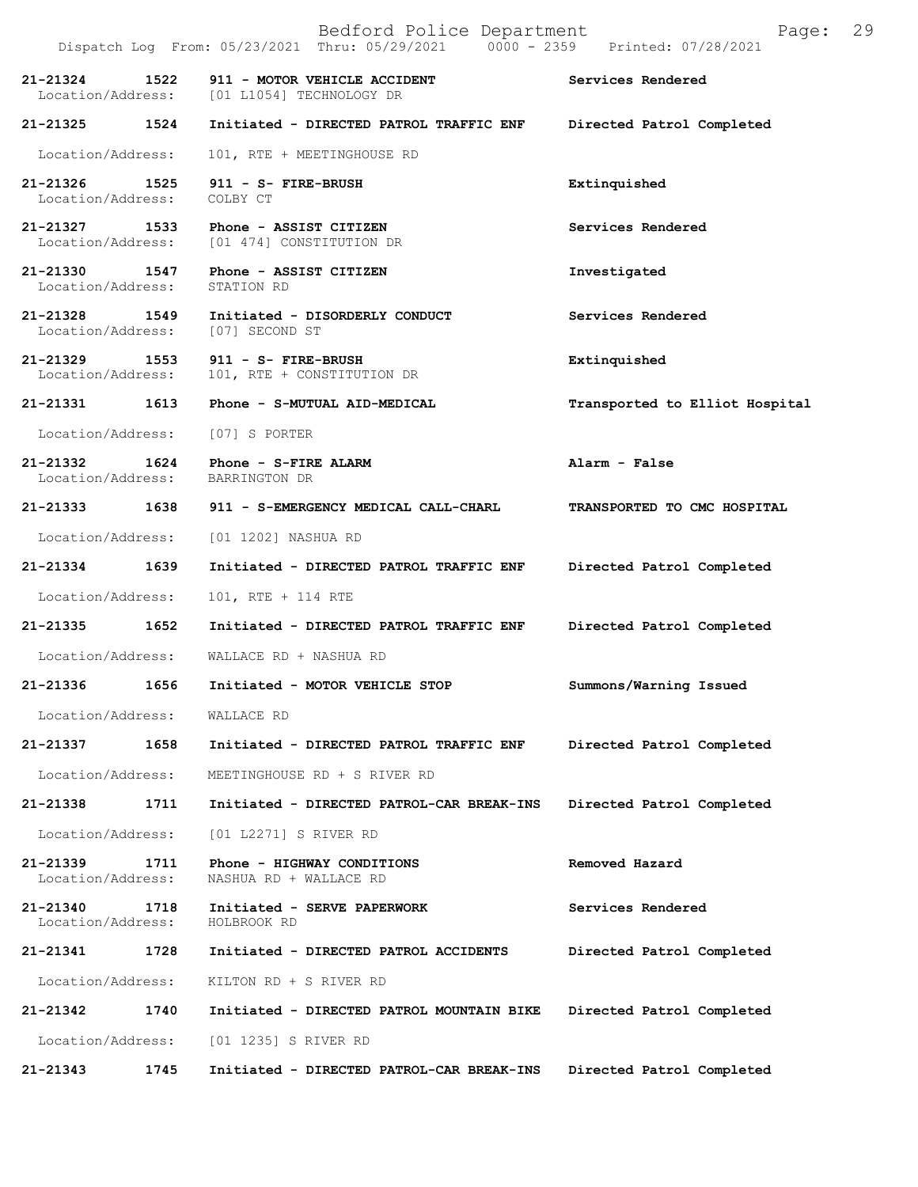Dispatch Log From: 05/23/2021 Thru: 05/29/2021 0000 - 2359 Printed: 07/28/2021

**21-21324 1522 911 - MOTOR VEHICLE ACCIDENT** **Services Rendered**
Location/Address: [01 L1054] TECHNOLOGY DR

**21-21325 1524 Initiated - DIRECTED PATROL TRAFFIC ENF** **Directed Patrol Completed**
Location/Address: 101, RTE + MEETINGHOUSE RD

**21-21326 1525 911 - S- FIRE-BRUSH** **Extinquished**
Location/Address: COLBY CT

**21-21327 1533 Phone - ASSIST CITIZEN** **Services Rendered**
Location/Address: [01 474] CONSTITUTION DR

**21-21330 1547 Phone - ASSIST CITIZEN** **Investigated**
Location/Address: STATION RD

**21-21328 1549 Initiated - DISORDERLY CONDUCT** **Services Rendered**
Location/Address: [07] SECOND ST

**21-21329 1553 911 - S- FIRE-BRUSH** **Extinquished**
Location/Address: 101, RTE + CONSTITUTION DR

**21-21331 1613 Phone - S-MUTUAL AID-MEDICAL** **Transported to Elliot Hospital**
Location/Address: [07] S PORTER

**21-21332 1624 Phone - S-FIRE ALARM** **Alarm - False**
Location/Address: BARRINGTON DR

**21-21333 1638 911 - S-EMERGENCY MEDICAL CALL-CHARL** **TRANSPORTED TO CMC HOSPITAL**
Location/Address: [01 1202] NASHUA RD

**21-21334 1639 Initiated - DIRECTED PATROL TRAFFIC ENF** **Directed Patrol Completed**
Location/Address: 101, RTE + 114 RTE

**21-21335 1652 Initiated - DIRECTED PATROL TRAFFIC ENF** **Directed Patrol Completed**
Location/Address: WALLACE RD + NASHUA RD

**21-21336 1656 Initiated - MOTOR VEHICLE STOP** **Summons/Warning Issued**
Location/Address: WALLACE RD

**21-21337 1658 Initiated - DIRECTED PATROL TRAFFIC ENF** **Directed Patrol Completed**
Location/Address: MEETINGHOUSE RD + S RIVER RD

**21-21338 1711 Initiated - DIRECTED PATROL-CAR BREAK-INS** **Directed Patrol Completed**
Location/Address: [01 L2271] S RIVER RD

**21-21339 1711 Phone - HIGHWAY CONDITIONS** **Removed Hazard**
Location/Address: NASHUA RD + WALLACE RD

**21-21340 1718 Initiated - SERVE PAPERWORK** **Services Rendered**
Location/Address: HOLBROOK RD

**21-21341 1728 Initiated - DIRECTED PATROL ACCIDENTS** **Directed Patrol Completed**
Location/Address: KILTON RD + S RIVER RD

**21-21342 1740 Initiated - DIRECTED PATROL MOUNTAIN BIKE** **Directed Patrol Completed**
Location/Address: [01 1235] S RIVER RD

**21-21343 1745 Initiated - DIRECTED PATROL-CAR BREAK-INS** **Directed Patrol Completed**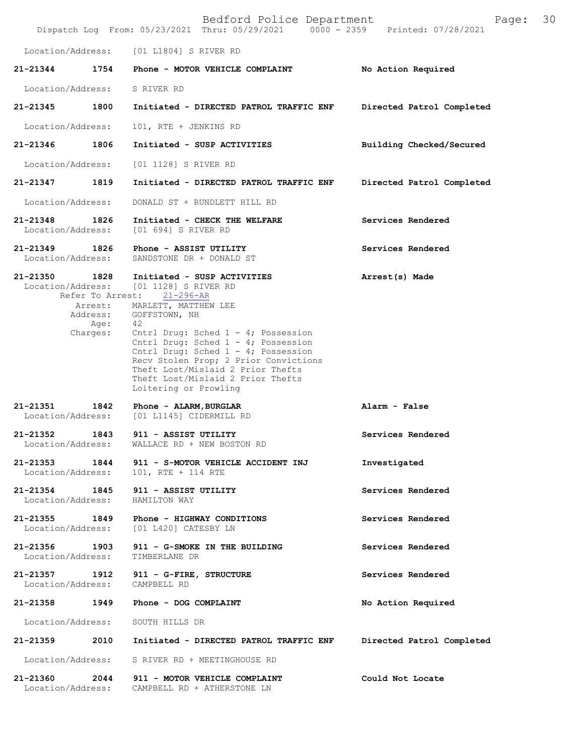Location/Address: [01 L1804] S RIVER RD

**21-21344 1754 Phone - MOTOR VEHICLE COMPLAINT** **No Action Required**

Location/Address: S RIVER RD

**21-21345 1800 Initiated - DIRECTED PATROL TRAFFIC ENF** **Directed Patrol Completed**

Location/Address: 101, RTE + JENKINS RD

**21-21346 1806 Initiated - SUSP ACTIVITIES** **Building Checked/Secured**

Location/Address: [01 1128] S RIVER RD

**21-21347 1819 Initiated - DIRECTED PATROL TRAFFIC ENF** **Directed Patrol Completed**

Location/Address: DONALD ST + RUNDLETT HILL RD

**21-21348 1826 Initiated - CHECK THE WELFARE** **Services Rendered**
Location/Address: [01 694] S RIVER RD

**21-21349 1826 Phone - ASSIST UTILITY** **Services Rendered**
Location/Address: SANDSTONE DR + DONALD ST

**21-21350 1828 Initiated - SUSP ACTIVITIES** **Arrest(s) Made**
Location/Address: [01 1128] S RIVER RD
Refer To Arrest: 21-296-AR
Arrest: MARLETT, MATTHEW LEE
Address: GOFFSTOWN, NH
Age: 42
Charges: Cntrl Drug: Sched 1 - 4; Possession
Cntrl Drug: Sched 1 - 4; Possession
Cntrl Drug: Sched 1 - 4; Possession
Recv Stolen Prop; 2 Prior Convictions
Theft Lost/Mislaid 2 Prior Thefts
Theft Lost/Mislaid 2 Prior Thefts
Loitering or Prowling

**21-21351 1842 Phone - ALARM,BURGLAR** **Alarm - False**
Location/Address: [01 L1145] CIDERMILL RD

**21-21352 1843 911 - ASSIST UTILITY** **Services Rendered**
Location/Address: WALLACE RD + NEW BOSTON RD

**21-21353 1844 911 - S-MOTOR VEHICLE ACCIDENT INJ** **Investigated**
Location/Address: 101, RTE + 114 RTE

**21-21354 1845 911 - ASSIST UTILITY** **Services Rendered**
Location/Address: HAMILTON WAY

**21-21355 1849 Phone - HIGHWAY CONDITIONS** **Services Rendered**
Location/Address: [01 L420] CATESBY LN

**21-21356 1903 911 - G-SMOKE IN THE BUILDING** **Services Rendered**
Location/Address: TIMBERLANE DR

**21-21357 1912 911 - G-FIRE, STRUCTURE** **Services Rendered**
Location/Address: CAMPBELL RD

**21-21358 1949 Phone - DOG COMPLAINT** **No Action Required**

Location/Address: SOUTH HILLS DR

**21-21359 2010 Initiated - DIRECTED PATROL TRAFFIC ENF** **Directed Patrol Completed**

Location/Address: S RIVER RD + MEETINGHOUSE RD

**21-21360 2044 911 - MOTOR VEHICLE COMPLAINT** **Could Not Locate**
Location/Address: CAMPBELL RD + ATHERSTONE LN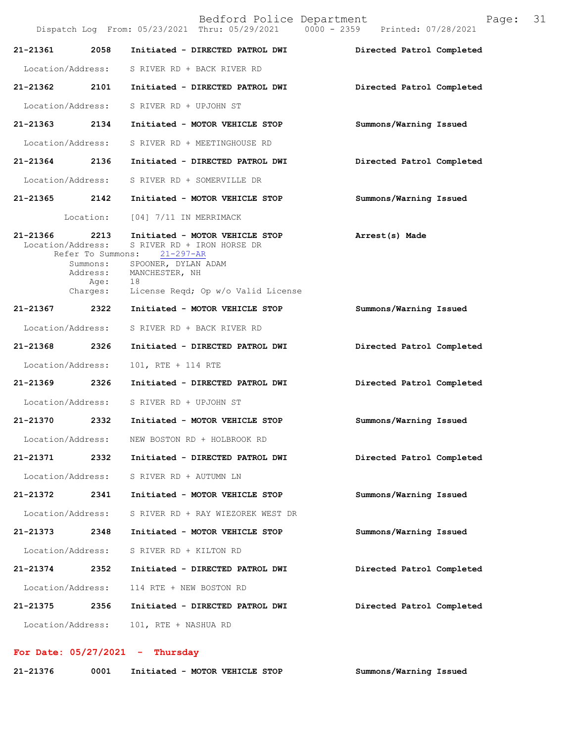**21-21361** **2058** **Initiated - DIRECTED PATROL DWI** **Directed Patrol Completed**

Location/Address: S RIVER RD + BACK RIVER RD

**21-21362** **2101** **Initiated - DIRECTED PATROL DWI** **Directed Patrol Completed**

Location/Address: S RIVER RD + UPJOHN ST

**21-21363** **2134** **Initiated - MOTOR VEHICLE STOP** **Summons/Warning Issued**

Location/Address: S RIVER RD + MEETINGHOUSE RD

**21-21364** **2136** **Initiated - DIRECTED PATROL DWI** **Directed Patrol Completed**

Location/Address: S RIVER RD + SOMERVILLE DR

**21-21365** **2142** **Initiated - MOTOR VEHICLE STOP** **Summons/Warning Issued**

Location: [04] 7/11 IN MERRIMACK

**21-21366** **2213** **Initiated - MOTOR VEHICLE STOP** **Arrest(s) Made**

Location/Address: S RIVER RD + IRON HORSE DR
Refer To Summons: 21-297-AR
Summons: SPOONER, DYLAN ADAM
Address: MANCHESTER, NH
Age: 18
Charges: License Reqd; Op w/o Valid License

**21-21367** **2322** **Initiated - MOTOR VEHICLE STOP** **Summons/Warning Issued**

Location/Address: S RIVER RD + BACK RIVER RD

**21-21368** **2326** **Initiated - DIRECTED PATROL DWI** **Directed Patrol Completed**

Location/Address: 101, RTE + 114 RTE

**21-21369** **2326** **Initiated - DIRECTED PATROL DWI** **Directed Patrol Completed**

Location/Address: S RIVER RD + UPJOHN ST

**21-21370** **2332** **Initiated - MOTOR VEHICLE STOP** **Summons/Warning Issued**

Location/Address: NEW BOSTON RD + HOLBROOK RD

**21-21371** **2332** **Initiated - DIRECTED PATROL DWI** **Directed Patrol Completed**

Location/Address: S RIVER RD + AUTUMN LN

**21-21372** **2341** **Initiated - MOTOR VEHICLE STOP** **Summons/Warning Issued**

Location/Address: S RIVER RD + RAY WIEZOREK WEST DR

**21-21373** **2348** **Initiated - MOTOR VEHICLE STOP** **Summons/Warning Issued**

Location/Address: S RIVER RD + KILTON RD

**21-21374** **2352** **Initiated - DIRECTED PATROL DWI** **Directed Patrol Completed**

Location/Address: 114 RTE + NEW BOSTON RD

**21-21375** **2356** **Initiated - DIRECTED PATROL DWI** **Directed Patrol Completed**

Location/Address: 101, RTE + NASHUA RD

## For Date: 05/27/2021 - Thursday

**21-21376** **0001** **Initiated - MOTOR VEHICLE STOP** **Summons/Warning Issued**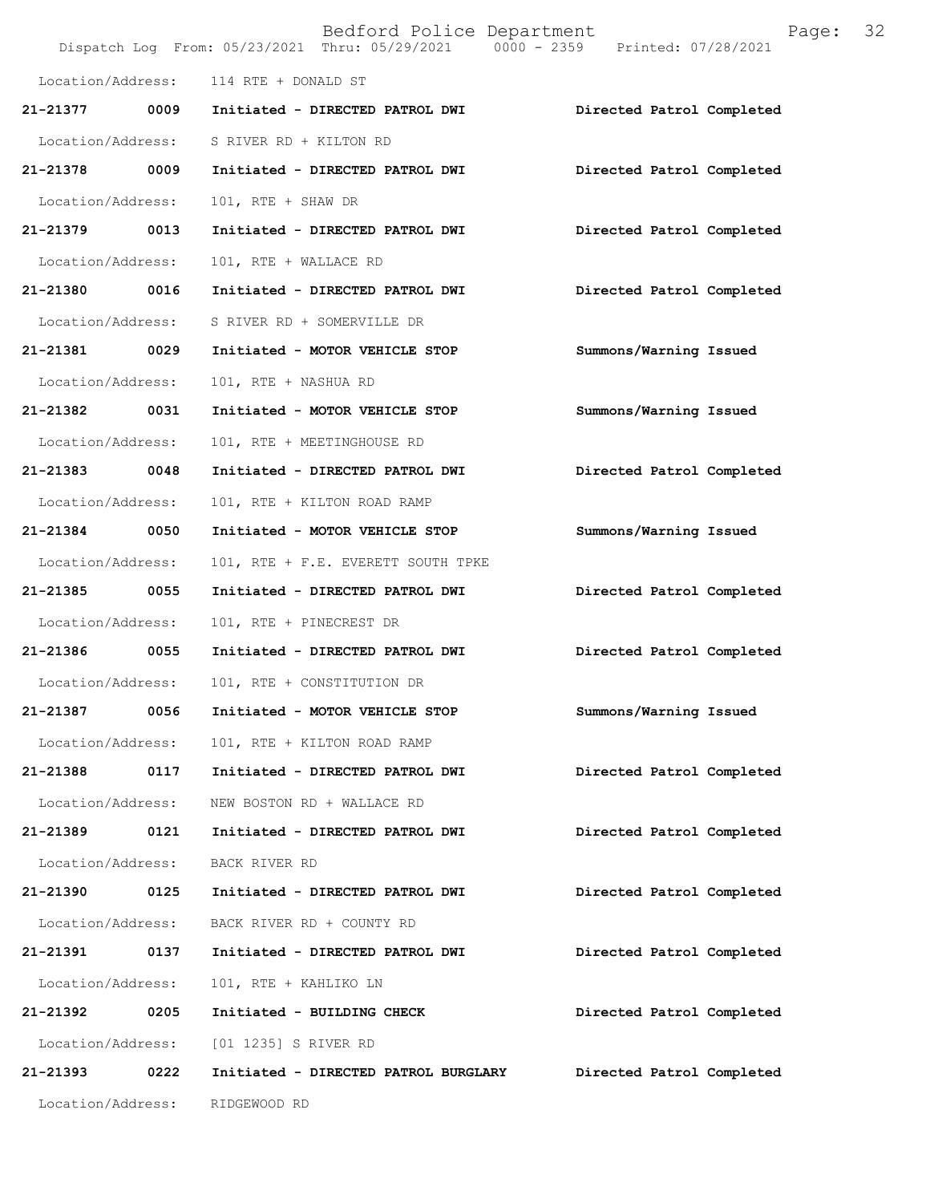Location/Address: 114 RTE + DONALD ST

**21-21377 0009 Initiated - DIRECTED PATROL DWI** Directed Patrol Completed

Location/Address: S RIVER RD + KILTON RD

**21-21378 0009 Initiated - DIRECTED PATROL DWI** Directed Patrol Completed

Location/Address: 101, RTE + SHAW DR

**21-21379 0013 Initiated - DIRECTED PATROL DWI** Directed Patrol Completed

Location/Address: 101, RTE + WALLACE RD

**21-21380 0016 Initiated - DIRECTED PATROL DWI** Directed Patrol Completed

Location/Address: S RIVER RD + SOMERVILLE DR

**21-21381 0029 Initiated - MOTOR VEHICLE STOP** Summons/Warning Issued

Location/Address: 101, RTE + NASHUA RD

**21-21382 0031 Initiated - MOTOR VEHICLE STOP** Summons/Warning Issued

Location/Address: 101, RTE + MEETINGHOUSE RD

**21-21383 0048 Initiated - DIRECTED PATROL DWI** Directed Patrol Completed

Location/Address: 101, RTE + KILTON ROAD RAMP

**21-21384 0050 Initiated - MOTOR VEHICLE STOP** Summons/Warning Issued

Location/Address: 101, RTE + F.E. EVERETT SOUTH TPKE

**21-21385 0055 Initiated - DIRECTED PATROL DWI** Directed Patrol Completed

Location/Address: 101, RTE + PINECREST DR

**21-21386 0055 Initiated - DIRECTED PATROL DWI** Directed Patrol Completed

Location/Address: 101, RTE + CONSTITUTION DR

**21-21387 0056 Initiated - MOTOR VEHICLE STOP** Summons/Warning Issued

Location/Address: 101, RTE + KILTON ROAD RAMP

**21-21388 0117 Initiated - DIRECTED PATROL DWI** Directed Patrol Completed

Location/Address: NEW BOSTON RD + WALLACE RD

**21-21389 0121 Initiated - DIRECTED PATROL DWI** Directed Patrol Completed

Location/Address: BACK RIVER RD

**21-21390 0125 Initiated - DIRECTED PATROL DWI** Directed Patrol Completed

Location/Address: BACK RIVER RD + COUNTY RD

**21-21391 0137 Initiated - DIRECTED PATROL DWI** Directed Patrol Completed

Location/Address: 101, RTE + KAHLIKO LN

**21-21392 0205 Initiated - BUILDING CHECK** Directed Patrol Completed

Location/Address: [01 1235] S RIVER RD

**21-21393 0222 Initiated - DIRECTED PATROL BURGLARY** Directed Patrol Completed

Location/Address: RIDGEWOOD RD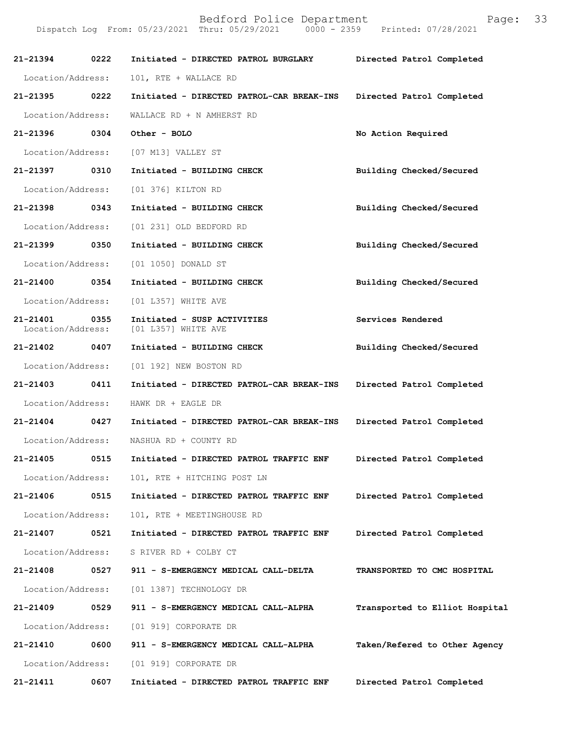| Call # | Time | Call Reason | Action |
|---|---|---|---|
| 21-21394 | 0222 | Initiated - DIRECTED PATROL BURGLARY | Directed Patrol Completed |
| Location/Address: | | 101, RTE + WALLACE RD | |
| 21-21395 | 0222 | Initiated - DIRECTED PATROL-CAR BREAK-INS | Directed Patrol Completed |
| Location/Address: | | WALLACE RD + N AMHERST RD | |
| 21-21396 | 0304 | Other - BOLO | No Action Required |
| Location/Address: | | [07 M13] VALLEY ST | |
| 21-21397 | 0310 | Initiated - BUILDING CHECK | Building Checked/Secured |
| Location/Address: | | [01 376] KILTON RD | |
| 21-21398 | 0343 | Initiated - BUILDING CHECK | Building Checked/Secured |
| Location/Address: | | [01 231] OLD BEDFORD RD | |
| 21-21399 | 0350 | Initiated - BUILDING CHECK | Building Checked/Secured |
| Location/Address: | | [01 1050] DONALD ST | |
| 21-21400 | 0354 | Initiated - BUILDING CHECK | Building Checked/Secured |
| Location/Address: | | [01 L357] WHITE AVE | |
| 21-21401 | 0355 | Initiated - SUSP ACTIVITIES | Services Rendered |
| Location/Address: | | [01 L357] WHITE AVE | |
| 21-21402 | 0407 | Initiated - BUILDING CHECK | Building Checked/Secured |
| Location/Address: | | [01 192] NEW BOSTON RD | |
| 21-21403 | 0411 | Initiated - DIRECTED PATROL-CAR BREAK-INS | Directed Patrol Completed |
| Location/Address: | | HAWK DR + EAGLE DR | |
| 21-21404 | 0427 | Initiated - DIRECTED PATROL-CAR BREAK-INS | Directed Patrol Completed |
| Location/Address: | | NASHUA RD + COUNTY RD | |
| 21-21405 | 0515 | Initiated - DIRECTED PATROL TRAFFIC ENF | Directed Patrol Completed |
| Location/Address: | | 101, RTE + HITCHING POST LN | |
| 21-21406 | 0515 | Initiated - DIRECTED PATROL TRAFFIC ENF | Directed Patrol Completed |
| Location/Address: | | 101, RTE + MEETINGHOUSE RD | |
| 21-21407 | 0521 | Initiated - DIRECTED PATROL TRAFFIC ENF | Directed Patrol Completed |
| Location/Address: | | S RIVER RD + COLBY CT | |
| 21-21408 | 0527 | 911 - S-EMERGENCY MEDICAL CALL-DELTA | TRANSPORTED TO CMC HOSPITAL |
| Location/Address: | | [01 1387] TECHNOLOGY DR | |
| 21-21409 | 0529 | 911 - S-EMERGENCY MEDICAL CALL-ALPHA | Transported to Elliot Hospital |
| Location/Address: | | [01 919] CORPORATE DR | |
| 21-21410 | 0600 | 911 - S-EMERGENCY MEDICAL CALL-ALPHA | Taken/Refered to Other Agency |
| Location/Address: | | [01 919] CORPORATE DR | |
| 21-21411 | 0607 | Initiated - DIRECTED PATROL TRAFFIC ENF | Directed Patrol Completed |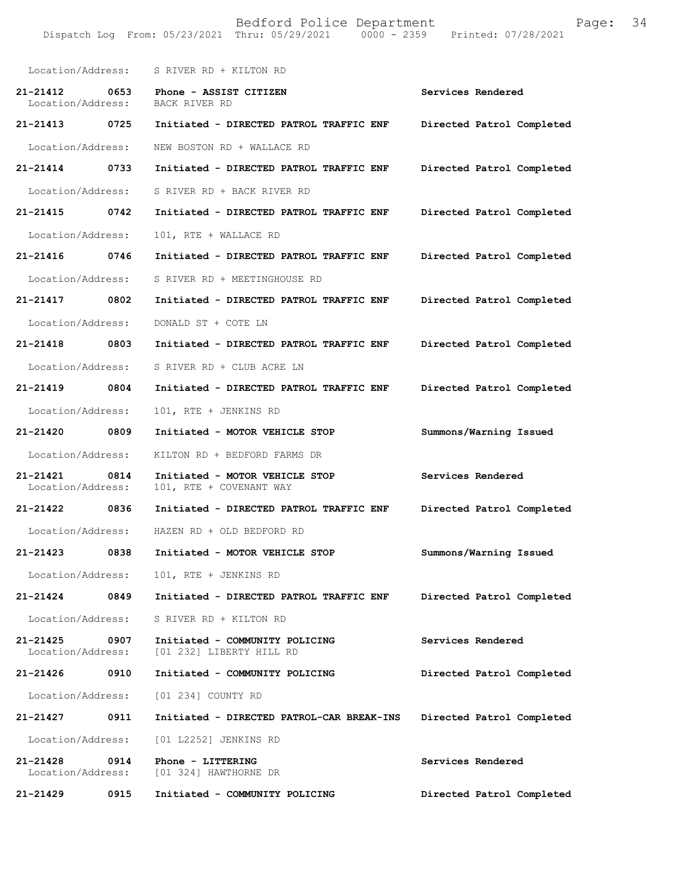Location/Address: S RIVER RD + KILTON RD

**21-21412 0653 Phone - ASSIST CITIZEN** **Services Rendered**
Location/Address: BACK RIVER RD

**21-21413 0725 Initiated - DIRECTED PATROL TRAFFIC ENF** **Directed Patrol Completed**

Location/Address: NEW BOSTON RD + WALLACE RD

**21-21414 0733 Initiated - DIRECTED PATROL TRAFFIC ENF** **Directed Patrol Completed**

Location/Address: S RIVER RD + BACK RIVER RD

**21-21415 0742 Initiated - DIRECTED PATROL TRAFFIC ENF** **Directed Patrol Completed**

Location/Address: 101, RTE + WALLACE RD

**21-21416 0746 Initiated - DIRECTED PATROL TRAFFIC ENF** **Directed Patrol Completed**

Location/Address: S RIVER RD + MEETINGHOUSE RD

**21-21417 0802 Initiated - DIRECTED PATROL TRAFFIC ENF** **Directed Patrol Completed**

Location/Address: DONALD ST + COTE LN

**21-21418 0803 Initiated - DIRECTED PATROL TRAFFIC ENF** **Directed Patrol Completed**

Location/Address: S RIVER RD + CLUB ACRE LN

**21-21419 0804 Initiated - DIRECTED PATROL TRAFFIC ENF** **Directed Patrol Completed**

Location/Address: 101, RTE + JENKINS RD

**21-21420 0809 Initiated - MOTOR VEHICLE STOP** **Summons/Warning Issued**

Location/Address: KILTON RD + BEDFORD FARMS DR

**21-21421 0814 Initiated - MOTOR VEHICLE STOP** **Services Rendered**
Location/Address: 101, RTE + COVENANT WAY

**21-21422 0836 Initiated - DIRECTED PATROL TRAFFIC ENF** **Directed Patrol Completed**

Location/Address: HAZEN RD + OLD BEDFORD RD

**21-21423 0838 Initiated - MOTOR VEHICLE STOP** **Summons/Warning Issued**

Location/Address: 101, RTE + JENKINS RD

**21-21424 0849 Initiated - DIRECTED PATROL TRAFFIC ENF** **Directed Patrol Completed**

Location/Address: S RIVER RD + KILTON RD

**21-21425 0907 Initiated - COMMUNITY POLICING** **Services Rendered**
Location/Address: [01 232] LIBERTY HILL RD

**21-21426 0910 Initiated - COMMUNITY POLICING** **Directed Patrol Completed**

Location/Address: [01 234] COUNTY RD

**21-21427 0911 Initiated - DIRECTED PATROL-CAR BREAK-INS** **Directed Patrol Completed**

Location/Address: [01 L2252] JENKINS RD

**21-21428 0914 Phone - LITTERING** **Services Rendered**
Location/Address: [01 324] HAWTHORNE DR

**21-21429 0915 Initiated - COMMUNITY POLICING** **Directed Patrol Completed**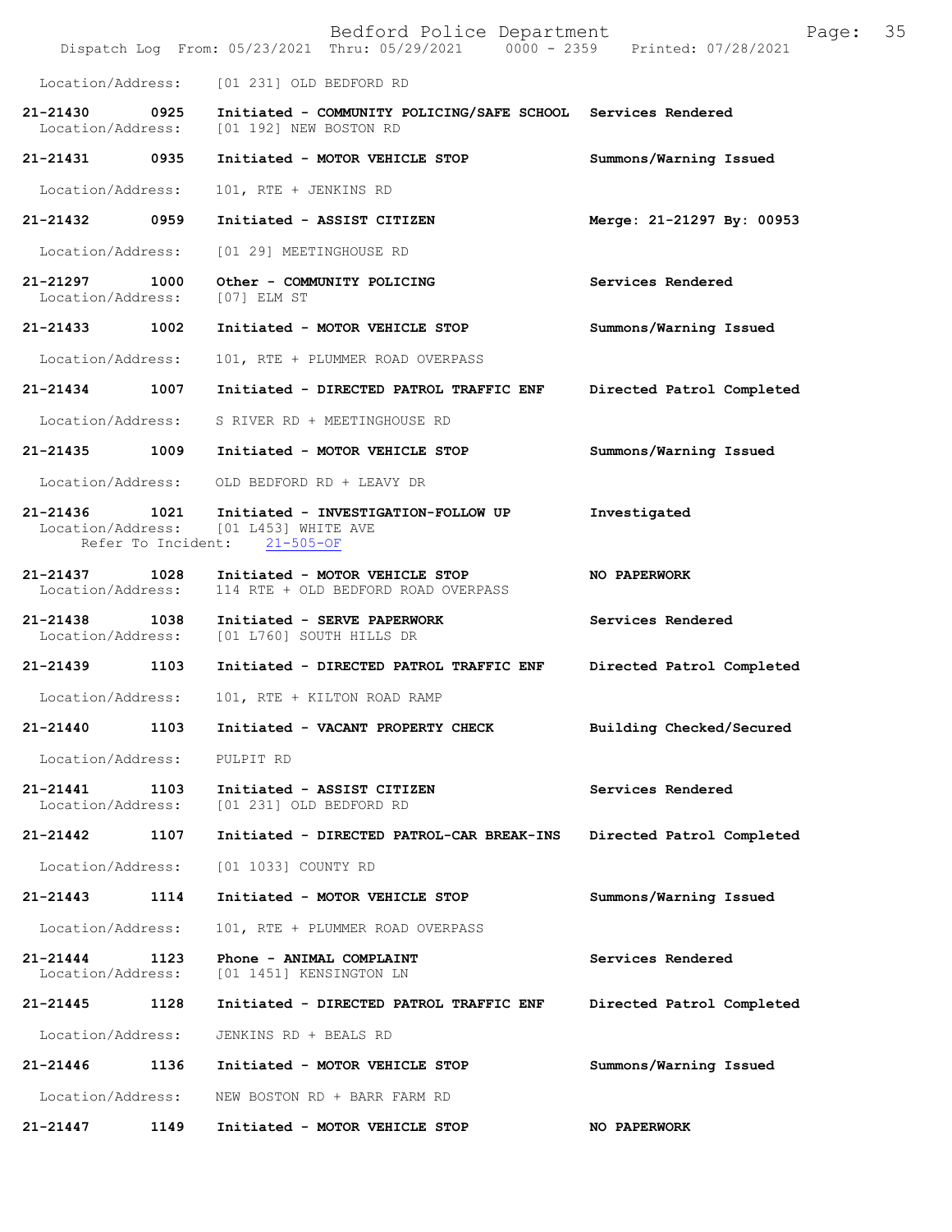Location/Address: [01 231] OLD BEDFORD RD

21-21430 0925 Initiated - COMMUNITY POLICING/SAFE SCHOOL Services Rendered
Location/Address: [01 192] NEW BOSTON RD

21-21431 0935 Initiated - MOTOR VEHICLE STOP Summons/Warning Issued
Location/Address: 101, RTE + JENKINS RD

21-21432 0959 Initiated - ASSIST CITIZEN Merge: 21-21297 By: 00953
Location/Address: [01 29] MEETINGHOUSE RD

21-21297 1000 Other - COMMUNITY POLICING Services Rendered
Location/Address: [07] ELM ST

21-21433 1002 Initiated - MOTOR VEHICLE STOP Summons/Warning Issued
Location/Address: 101, RTE + PLUMMER ROAD OVERPASS

21-21434 1007 Initiated - DIRECTED PATROL TRAFFIC ENF Directed Patrol Completed
Location/Address: S RIVER RD + MEETINGHOUSE RD

21-21435 1009 Initiated - MOTOR VEHICLE STOP Summons/Warning Issued
Location/Address: OLD BEDFORD RD + LEAVY DR

21-21436 1021 Initiated - INVESTIGATION-FOLLOW UP Investigated
Location/Address: [01 L453] WHITE AVE
Refer To Incident: 21-505-OF

21-21437 1028 Initiated - MOTOR VEHICLE STOP NO PAPERWORK
Location/Address: 114 RTE + OLD BEDFORD ROAD OVERPASS

21-21438 1038 Initiated - SERVE PAPERWORK Services Rendered
Location/Address: [01 L760] SOUTH HILLS DR

21-21439 1103 Initiated - DIRECTED PATROL TRAFFIC ENF Directed Patrol Completed
Location/Address: 101, RTE + KILTON ROAD RAMP

21-21440 1103 Initiated - VACANT PROPERTY CHECK Building Checked/Secured
Location/Address: PULPIT RD

21-21441 1103 Initiated - ASSIST CITIZEN Services Rendered
Location/Address: [01 231] OLD BEDFORD RD

21-21442 1107 Initiated - DIRECTED PATROL-CAR BREAK-INS Directed Patrol Completed
Location/Address: [01 1033] COUNTY RD

21-21443 1114 Initiated - MOTOR VEHICLE STOP Summons/Warning Issued
Location/Address: 101, RTE + PLUMMER ROAD OVERPASS

21-21444 1123 Phone - ANIMAL COMPLAINT Services Rendered
Location/Address: [01 1451] KENSINGTON LN

21-21445 1128 Initiated - DIRECTED PATROL TRAFFIC ENF Directed Patrol Completed
Location/Address: JENKINS RD + BEALS RD

21-21446 1136 Initiated - MOTOR VEHICLE STOP Summons/Warning Issued
Location/Address: NEW BOSTON RD + BARR FARM RD

21-21447 1149 Initiated - MOTOR VEHICLE STOP NO PAPERWORK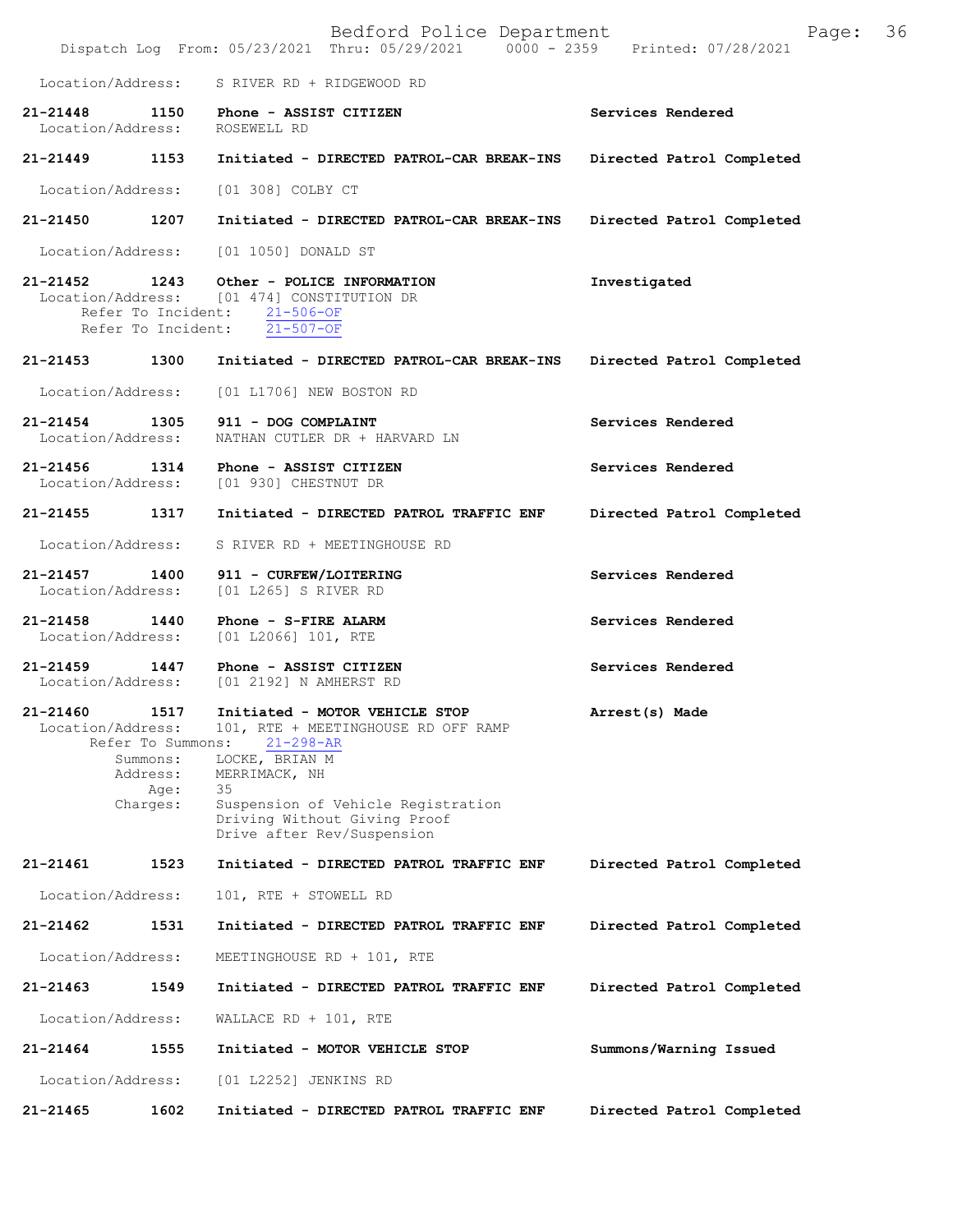Location/Address: S RIVER RD + RIDGEWOOD RD

**21-21448 1150 Phone - ASSIST CITIZEN** — **Services Rendered**
Location/Address: ROSEWELL RD

**21-21449 1153 Initiated - DIRECTED PATROL-CAR BREAK-INS** — **Directed Patrol Completed**
Location/Address: [01 308] COLBY CT

**21-21450 1207 Initiated - DIRECTED PATROL-CAR BREAK-INS** — **Directed Patrol Completed**
Location/Address: [01 1050] DONALD ST

**21-21452 1243 Other - POLICE INFORMATION** — **Investigated**
Location/Address: [01 474] CONSTITUTION DR
Refer To Incident: 21-506-OF
Refer To Incident: 21-507-OF

**21-21453 1300 Initiated - DIRECTED PATROL-CAR BREAK-INS** — **Directed Patrol Completed**
Location/Address: [01 L1706] NEW BOSTON RD

**21-21454 1305 911 - DOG COMPLAINT** — **Services Rendered**
Location/Address: NATHAN CUTLER DR + HARVARD LN

**21-21456 1314 Phone - ASSIST CITIZEN** — **Services Rendered**
Location/Address: [01 930] CHESTNUT DR

**21-21455 1317 Initiated - DIRECTED PATROL TRAFFIC ENF** — **Directed Patrol Completed**
Location/Address: S RIVER RD + MEETINGHOUSE RD

**21-21457 1400 911 - CURFEW/LOITERING** — **Services Rendered**
Location/Address: [01 L265] S RIVER RD

**21-21458 1440 Phone - S-FIRE ALARM** — **Services Rendered**
Location/Address: [01 L2066] 101, RTE

**21-21459 1447 Phone - ASSIST CITIZEN** — **Services Rendered**
Location/Address: [01 2192] N AMHERST RD

**21-21460 1517 Initiated - MOTOR VEHICLE STOP** — **Arrest(s) Made**
Location/Address: 101, RTE + MEETINGHOUSE RD OFF RAMP
Refer To Summons: 21-298-AR
Summons: LOCKE, BRIAN M
Address: MERRIMACK, NH
Age: 35
Charges: Suspension of Vehicle Registration
Driving Without Giving Proof
Drive after Rev/Suspension

**21-21461 1523 Initiated - DIRECTED PATROL TRAFFIC ENF** — **Directed Patrol Completed**
Location/Address: 101, RTE + STOWELL RD

**21-21462 1531 Initiated - DIRECTED PATROL TRAFFIC ENF** — **Directed Patrol Completed**
Location/Address: MEETINGHOUSE RD + 101, RTE

**21-21463 1549 Initiated - DIRECTED PATROL TRAFFIC ENF** — **Directed Patrol Completed**
Location/Address: WALLACE RD + 101, RTE

**21-21464 1555 Initiated - MOTOR VEHICLE STOP** — **Summons/Warning Issued**
Location/Address: [01 L2252] JENKINS RD

**21-21465 1602 Initiated - DIRECTED PATROL TRAFFIC ENF** — **Directed Patrol Completed**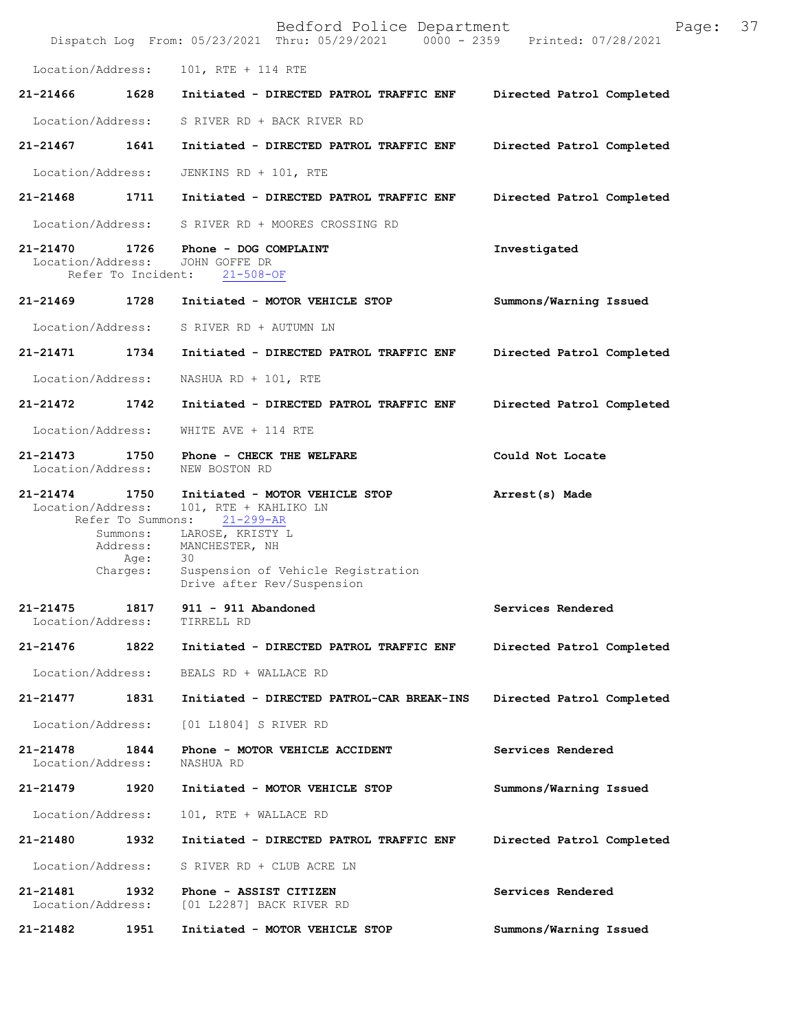Location/Address: 101, RTE + 114 RTE

**21-21466 1628 Initiated - DIRECTED PATROL TRAFFIC ENF Directed Patrol Completed**

Location/Address: S RIVER RD + BACK RIVER RD

**21-21467 1641 Initiated - DIRECTED PATROL TRAFFIC ENF Directed Patrol Completed**

Location/Address: JENKINS RD + 101, RTE

**21-21468 1711 Initiated - DIRECTED PATROL TRAFFIC ENF Directed Patrol Completed**

Location/Address: S RIVER RD + MOORES CROSSING RD

**21-21470 1726 Phone - DOG COMPLAINT Investigated**
Location/Address: JOHN GOFFE DR
Refer To Incident: 21-508-OF

**21-21469 1728 Initiated - MOTOR VEHICLE STOP Summons/Warning Issued**

Location/Address: S RIVER RD + AUTUMN LN

**21-21471 1734 Initiated - DIRECTED PATROL TRAFFIC ENF Directed Patrol Completed**

Location/Address: NASHUA RD + 101, RTE

**21-21472 1742 Initiated - DIRECTED PATROL TRAFFIC ENF Directed Patrol Completed**

Location/Address: WHITE AVE + 114 RTE

**21-21473 1750 Phone - CHECK THE WELFARE Could Not Locate**
Location/Address: NEW BOSTON RD

**21-21474 1750 Initiated - MOTOR VEHICLE STOP Arrest(s) Made**
Location/Address: 101, RTE + KAHLIKO LN
Refer To Summons: 21-299-AR
Summons: LAROSE, KRISTY L
Address: MANCHESTER, NH
Age: 30
Charges: Suspension of Vehicle Registration
Drive after Rev/Suspension

**21-21475 1817 911 - 911 Abandoned Services Rendered**
Location/Address: TIRRELL RD

**21-21476 1822 Initiated - DIRECTED PATROL TRAFFIC ENF Directed Patrol Completed**

Location/Address: BEALS RD + WALLACE RD

**21-21477 1831 Initiated - DIRECTED PATROL-CAR BREAK-INS Directed Patrol Completed**

Location/Address: [01 L1804] S RIVER RD

**21-21478 1844 Phone - MOTOR VEHICLE ACCIDENT Services Rendered**
Location/Address: NASHUA RD

**21-21479 1920 Initiated - MOTOR VEHICLE STOP Summons/Warning Issued**

Location/Address: 101, RTE + WALLACE RD

**21-21480 1932 Initiated - DIRECTED PATROL TRAFFIC ENF Directed Patrol Completed**

Location/Address: S RIVER RD + CLUB ACRE LN

**21-21481 1932 Phone - ASSIST CITIZEN Services Rendered**
Location/Address: [01 L2287] BACK RIVER RD

**21-21482 1951 Initiated - MOTOR VEHICLE STOP Summons/Warning Issued**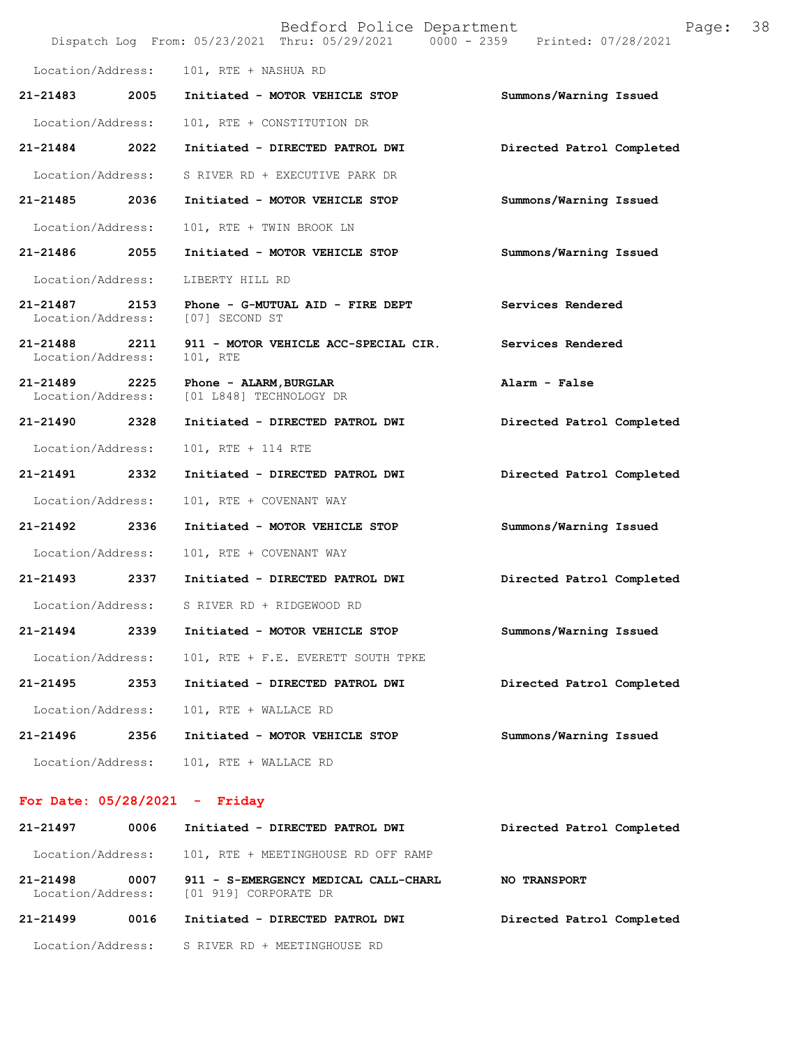Location/Address: 101, RTE + NASHUA RD

**21-21483 2005 Initiated - MOTOR VEHICLE STOP** **Summons/Warning Issued**
Location/Address: 101, RTE + CONSTITUTION DR

**21-21484 2022 Initiated - DIRECTED PATROL DWI** **Directed Patrol Completed**
Location/Address: S RIVER RD + EXECUTIVE PARK DR

**21-21485 2036 Initiated - MOTOR VEHICLE STOP** **Summons/Warning Issued**
Location/Address: 101, RTE + TWIN BROOK LN

**21-21486 2055 Initiated - MOTOR VEHICLE STOP** **Summons/Warning Issued**
Location/Address: LIBERTY HILL RD

**21-21487 2153 Phone - G-MUTUAL AID - FIRE DEPT** **Services Rendered**
Location/Address: [07] SECOND ST

**21-21488 2211 911 - MOTOR VEHICLE ACC-SPECIAL CIR.** **Services Rendered**
Location/Address: 101, RTE

**21-21489 2225 Phone - ALARM,BURGLAR** **Alarm - False**
Location/Address: [01 L848] TECHNOLOGY DR

**21-21490 2328 Initiated - DIRECTED PATROL DWI** **Directed Patrol Completed**
Location/Address: 101, RTE + 114 RTE

**21-21491 2332 Initiated - DIRECTED PATROL DWI** **Directed Patrol Completed**
Location/Address: 101, RTE + COVENANT WAY

**21-21492 2336 Initiated - MOTOR VEHICLE STOP** **Summons/Warning Issued**
Location/Address: 101, RTE + COVENANT WAY

**21-21493 2337 Initiated - DIRECTED PATROL DWI** **Directed Patrol Completed**
Location/Address: S RIVER RD + RIDGEWOOD RD

**21-21494 2339 Initiated - MOTOR VEHICLE STOP** **Summons/Warning Issued**
Location/Address: 101, RTE + F.E. EVERETT SOUTH TPKE

**21-21495 2353 Initiated - DIRECTED PATROL DWI** **Directed Patrol Completed**
Location/Address: 101, RTE + WALLACE RD

**21-21496 2356 Initiated - MOTOR VEHICLE STOP** **Summons/Warning Issued**
Location/Address: 101, RTE + WALLACE RD

## For Date: 05/28/2021 - Friday

**21-21497 0006 Initiated - DIRECTED PATROL DWI** **Directed Patrol Completed**
Location/Address: 101, RTE + MEETINGHOUSE RD OFF RAMP

**21-21498 0007 911 - S-EMERGENCY MEDICAL CALL-CHARL** **NO TRANSPORT**
Location/Address: [01 919] CORPORATE DR

**21-21499 0016 Initiated - DIRECTED PATROL DWI** **Directed Patrol Completed**
Location/Address: S RIVER RD + MEETINGHOUSE RD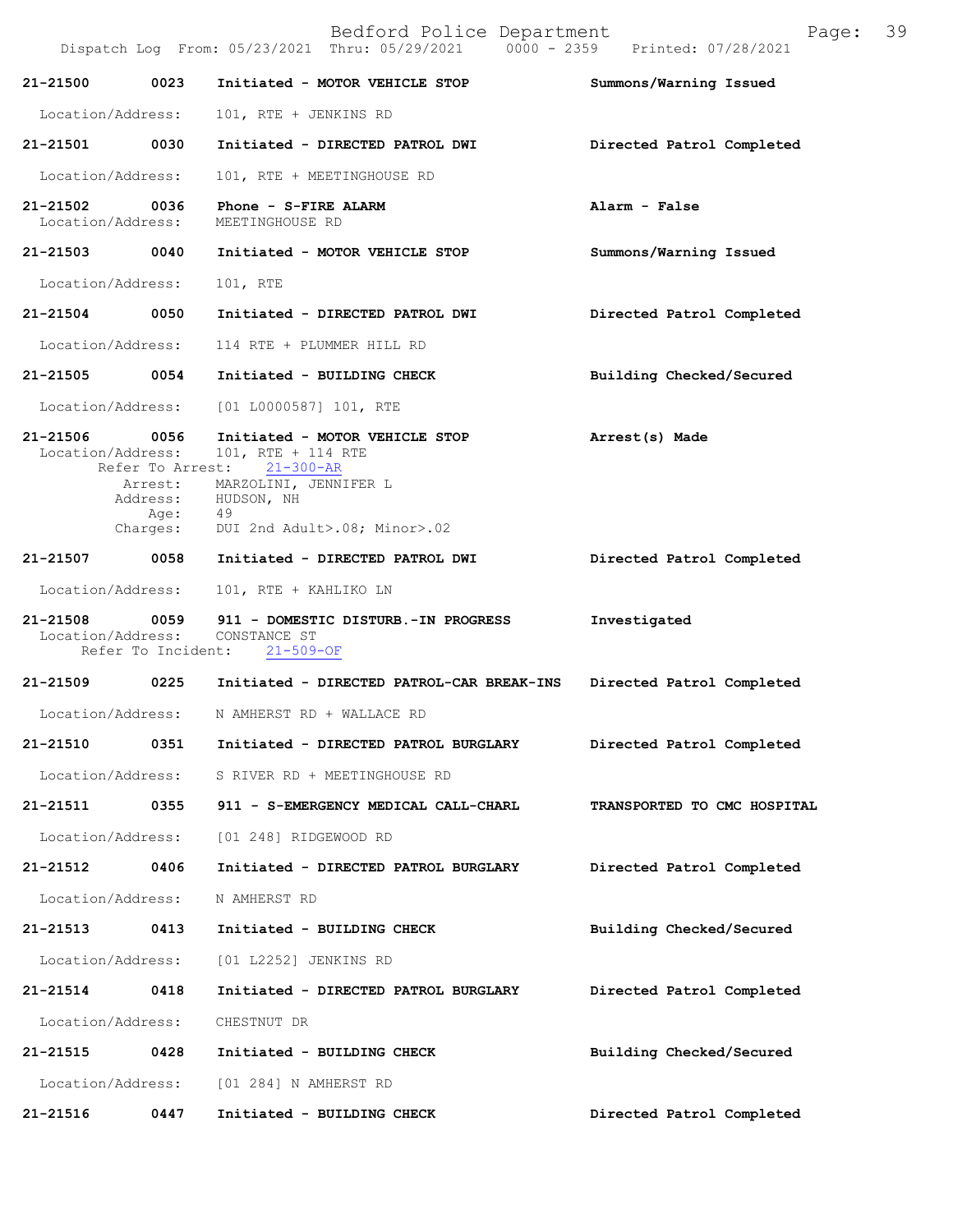21-21500 0023 Initiated - MOTOR VEHICLE STOP Summons/Warning Issued

Location/Address: 101, RTE + JENKINS RD

21-21501 0030 Initiated - DIRECTED PATROL DWI Directed Patrol Completed

Location/Address: 101, RTE + MEETINGHOUSE RD

21-21502 0036 Phone - S-FIRE ALARM Alarm - False
Location/Address: MEETINGHOUSE RD

21-21503 0040 Initiated - MOTOR VEHICLE STOP Summons/Warning Issued

Location/Address: 101, RTE

21-21504 0050 Initiated - DIRECTED PATROL DWI Directed Patrol Completed

Location/Address: 114 RTE + PLUMMER HILL RD

21-21505 0054 Initiated - BUILDING CHECK Building Checked/Secured

Location/Address: [01 L0000587] 101, RTE

21-21506 0056 Initiated - MOTOR VEHICLE STOP Arrest(s) Made
Location/Address: 101, RTE + 114 RTE
Refer To Arrest: 21-300-AR
Arrest: MARZOLINI, JENNIFER L
Address: HUDSON, NH
Age: 49
Charges: DUI 2nd Adult>.08; Minor>.02

21-21507 0058 Initiated - DIRECTED PATROL DWI Directed Patrol Completed

Location/Address: 101, RTE + KAHLIKO LN

21-21508 0059 911 - DOMESTIC DISTURB.-IN PROGRESS Investigated
Location/Address: CONSTANCE ST
Refer To Incident: 21-509-OF

21-21509 0225 Initiated - DIRECTED PATROL-CAR BREAK-INS Directed Patrol Completed

Location/Address: N AMHERST RD + WALLACE RD

21-21510 0351 Initiated - DIRECTED PATROL BURGLARY Directed Patrol Completed

Location/Address: S RIVER RD + MEETINGHOUSE RD

21-21511 0355 911 - S-EMERGENCY MEDICAL CALL-CHARL TRANSPORTED TO CMC HOSPITAL

Location/Address: [01 248] RIDGEWOOD RD

21-21512 0406 Initiated - DIRECTED PATROL BURGLARY Directed Patrol Completed

Location/Address: N AMHERST RD

21-21513 0413 Initiated - BUILDING CHECK Building Checked/Secured

Location/Address: [01 L2252] JENKINS RD

21-21514 0418 Initiated - DIRECTED PATROL BURGLARY Directed Patrol Completed

Location/Address: CHESTNUT DR

21-21515 0428 Initiated - BUILDING CHECK Building Checked/Secured

Location/Address: [01 284] N AMHERST RD

21-21516 0447 Initiated - BUILDING CHECK Directed Patrol Completed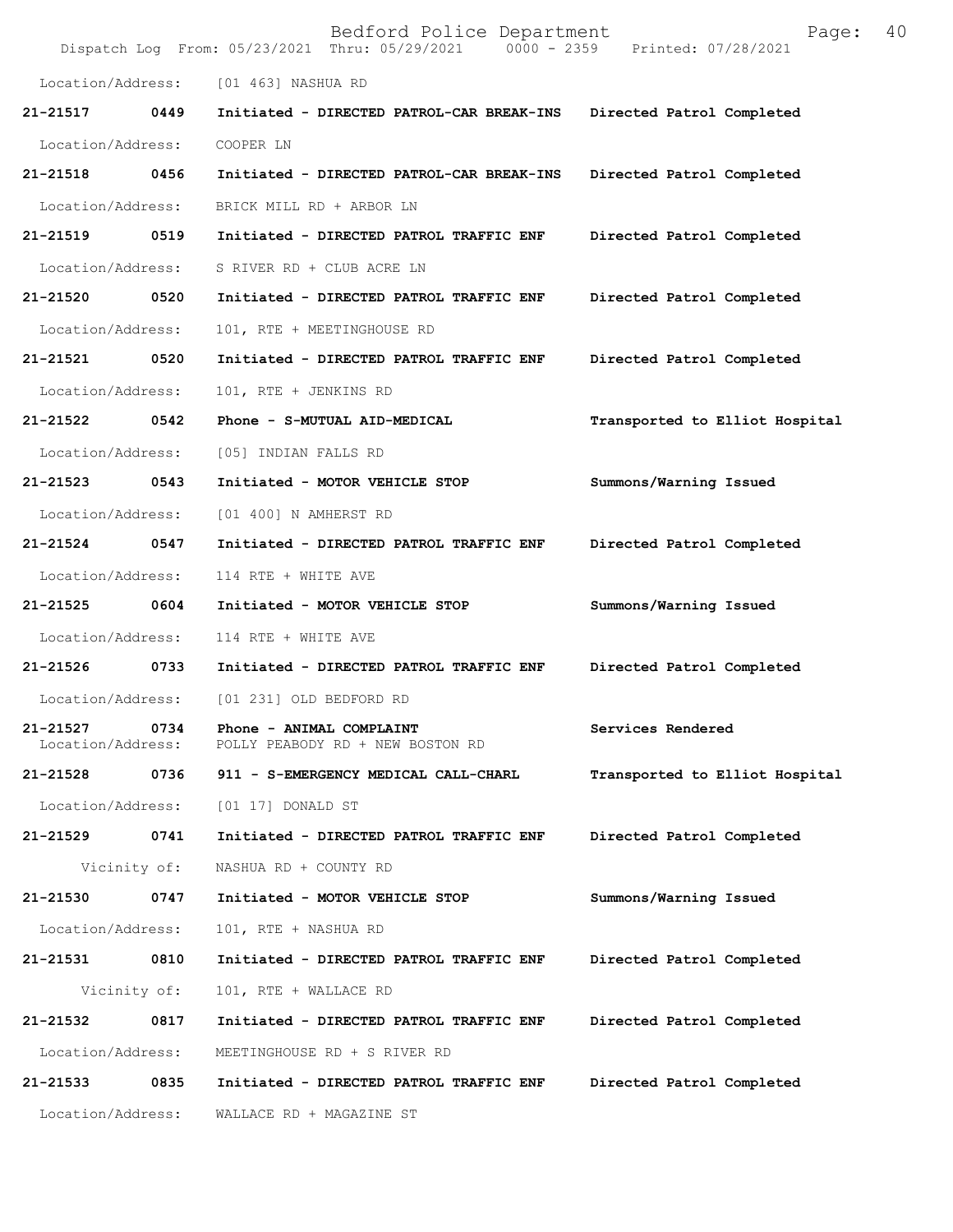Location/Address: [01 463] NASHUA RD

**21-21517 0449 Initiated - DIRECTED PATROL-CAR BREAK-INS Directed Patrol Completed**

Location/Address: COOPER LN

**21-21518 0456 Initiated - DIRECTED PATROL-CAR BREAK-INS Directed Patrol Completed**

Location/Address: BRICK MILL RD + ARBOR LN

**21-21519 0519 Initiated - DIRECTED PATROL TRAFFIC ENF Directed Patrol Completed**

Location/Address: S RIVER RD + CLUB ACRE LN

**21-21520 0520 Initiated - DIRECTED PATROL TRAFFIC ENF Directed Patrol Completed**

Location/Address: 101, RTE + MEETINGHOUSE RD

**21-21521 0520 Initiated - DIRECTED PATROL TRAFFIC ENF Directed Patrol Completed**

Location/Address: 101, RTE + JENKINS RD

**21-21522 0542 Phone - S-MUTUAL AID-MEDICAL Transported to Elliot Hospital**

Location/Address: [05] INDIAN FALLS RD

**21-21523 0543 Initiated - MOTOR VEHICLE STOP Summons/Warning Issued**

Location/Address: [01 400] N AMHERST RD

**21-21524 0547 Initiated - DIRECTED PATROL TRAFFIC ENF Directed Patrol Completed**

Location/Address: 114 RTE + WHITE AVE

**21-21525 0604 Initiated - MOTOR VEHICLE STOP Summons/Warning Issued**

Location/Address: 114 RTE + WHITE AVE

**21-21526 0733 Initiated - DIRECTED PATROL TRAFFIC ENF Directed Patrol Completed**

Location/Address: [01 231] OLD BEDFORD RD

**21-21527 0734 Phone - ANIMAL COMPLAINT Services Rendered**
Location/Address: POLLY PEABODY RD + NEW BOSTON RD

**21-21528 0736 911 - S-EMERGENCY MEDICAL CALL-CHARL Transported to Elliot Hospital**

Location/Address: [01 17] DONALD ST

**21-21529 0741 Initiated - DIRECTED PATROL TRAFFIC ENF Directed Patrol Completed**

Vicinity of: NASHUA RD + COUNTY RD

**21-21530 0747 Initiated - MOTOR VEHICLE STOP Summons/Warning Issued**

Location/Address: 101, RTE + NASHUA RD

**21-21531 0810 Initiated - DIRECTED PATROL TRAFFIC ENF Directed Patrol Completed**

Vicinity of: 101, RTE + WALLACE RD

**21-21532 0817 Initiated - DIRECTED PATROL TRAFFIC ENF Directed Patrol Completed**

Location/Address: MEETINGHOUSE RD + S RIVER RD

**21-21533 0835 Initiated - DIRECTED PATROL TRAFFIC ENF Directed Patrol Completed**

Location/Address: WALLACE RD + MAGAZINE ST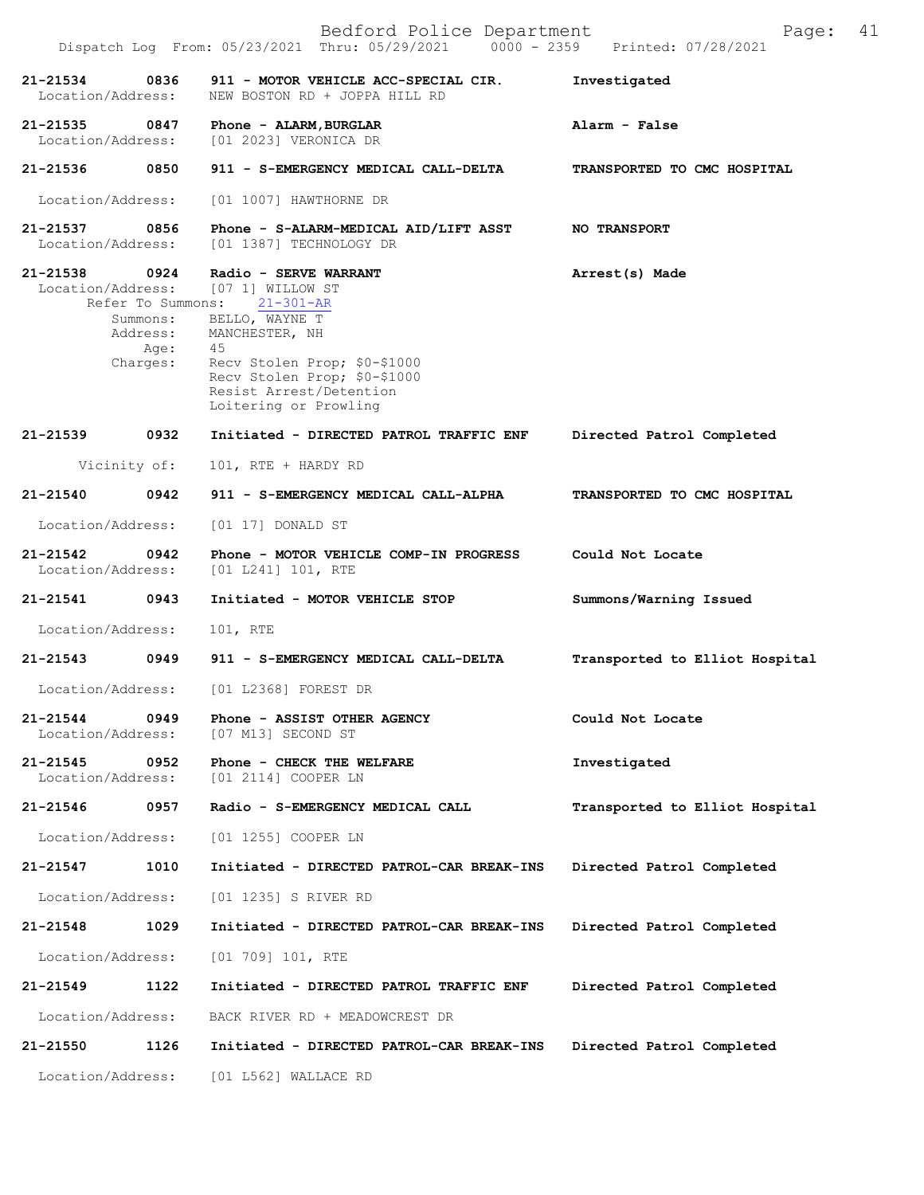21-21534 0836 911 - MOTOR VEHICLE ACC-SPECIAL CIR. Investigated
Location/Address: NEW BOSTON RD + JOPPA HILL RD

21-21535 0847 Phone - ALARM,BURGLAR Alarm - False
Location/Address: [01 2023] VERONICA DR

21-21536 0850 911 - S-EMERGENCY MEDICAL CALL-DELTA TRANSPORTED TO CMC HOSPITAL
Location/Address: [01 1007] HAWTHORNE DR

21-21537 0856 Phone - S-ALARM-MEDICAL AID/LIFT ASST NO TRANSPORT
Location/Address: [01 1387] TECHNOLOGY DR

21-21538 0924 Radio - SERVE WARRANT Arrest(s) Made
Location/Address: [07 1] WILLOW ST
Refer To Summons: 21-301-AR
Summons: BELLO, WAYNE T
Address: MANCHESTER, NH
Age: 45
Charges: Recv Stolen Prop; $0-$1000
Recv Stolen Prop; $0-$1000
Resist Arrest/Detention
Loitering or Prowling

21-21539 0932 Initiated - DIRECTED PATROL TRAFFIC ENF Directed Patrol Completed
Vicinity of: 101, RTE + HARDY RD

21-21540 0942 911 - S-EMERGENCY MEDICAL CALL-ALPHA TRANSPORTED TO CMC HOSPITAL
Location/Address: [01 17] DONALD ST

21-21542 0942 Phone - MOTOR VEHICLE COMP-IN PROGRESS Could Not Locate
Location/Address: [01 L241] 101, RTE

21-21541 0943 Initiated - MOTOR VEHICLE STOP Summons/Warning Issued
Location/Address: 101, RTE

21-21543 0949 911 - S-EMERGENCY MEDICAL CALL-DELTA Transported to Elliot Hospital
Location/Address: [01 L2368] FOREST DR

21-21544 0949 Phone - ASSIST OTHER AGENCY Could Not Locate
Location/Address: [07 M13] SECOND ST

21-21545 0952 Phone - CHECK THE WELFARE Investigated
Location/Address: [01 2114] COOPER LN

21-21546 0957 Radio - S-EMERGENCY MEDICAL CALL Transported to Elliot Hospital
Location/Address: [01 1255] COOPER LN

21-21547 1010 Initiated - DIRECTED PATROL-CAR BREAK-INS Directed Patrol Completed
Location/Address: [01 1235] S RIVER RD

21-21548 1029 Initiated - DIRECTED PATROL-CAR BREAK-INS Directed Patrol Completed
Location/Address: [01 709] 101, RTE

21-21549 1122 Initiated - DIRECTED PATROL TRAFFIC ENF Directed Patrol Completed
Location/Address: BACK RIVER RD + MEADOWCREST DR

21-21550 1126 Initiated - DIRECTED PATROL-CAR BREAK-INS Directed Patrol Completed
Location/Address: [01 L562] WALLACE RD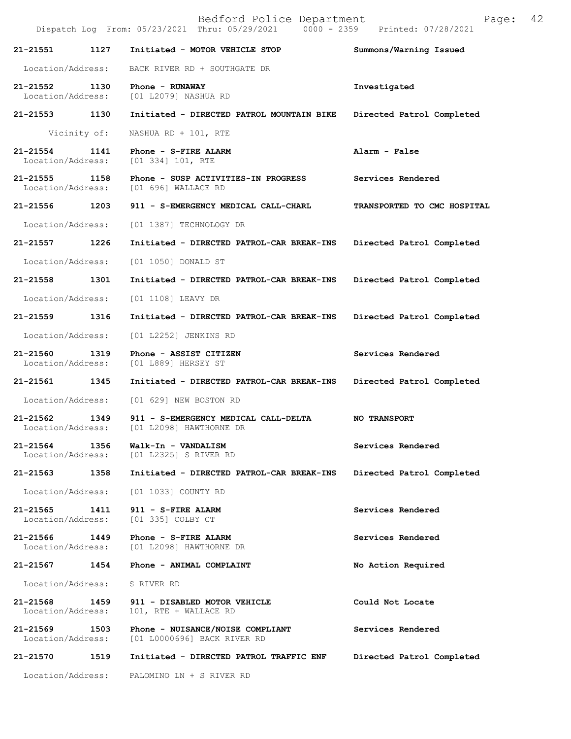Dispatch Log From: 05/23/2021 Thru: 05/29/2021 0000 - 2359 Printed: 07/28/2021

**21-21551 1127 Initiated - MOTOR VEHICLE STOP** **Summons/Warning Issued**
Location/Address: BACK RIVER RD + SOUTHGATE DR

**21-21552 1130 Phone - RUNAWAY** **Investigated**
Location/Address: [01 L2079] NASHUA RD

**21-21553 1130 Initiated - DIRECTED PATROL MOUNTAIN BIKE** **Directed Patrol Completed**
Vicinity of: NASHUA RD + 101, RTE

**21-21554 1141 Phone - S-FIRE ALARM** **Alarm - False**
Location/Address: [01 334] 101, RTE

**21-21555 1158 Phone - SUSP ACTIVITIES-IN PROGRESS** **Services Rendered**
Location/Address: [01 696] WALLACE RD

**21-21556 1203 911 - S-EMERGENCY MEDICAL CALL-CHARL** **TRANSPORTED TO CMC HOSPITAL**
Location/Address: [01 1387] TECHNOLOGY DR

**21-21557 1226 Initiated - DIRECTED PATROL-CAR BREAK-INS** **Directed Patrol Completed**
Location/Address: [01 1050] DONALD ST

**21-21558 1301 Initiated - DIRECTED PATROL-CAR BREAK-INS** **Directed Patrol Completed**
Location/Address: [01 1108] LEAVY DR

**21-21559 1316 Initiated - DIRECTED PATROL-CAR BREAK-INS** **Directed Patrol Completed**
Location/Address: [01 L2252] JENKINS RD

**21-21560 1319 Phone - ASSIST CITIZEN** **Services Rendered**
Location/Address: [01 L889] HERSEY ST

**21-21561 1345 Initiated - DIRECTED PATROL-CAR BREAK-INS** **Directed Patrol Completed**
Location/Address: [01 629] NEW BOSTON RD

**21-21562 1349 911 - S-EMERGENCY MEDICAL CALL-DELTA** **NO TRANSPORT**
Location/Address: [01 L2098] HAWTHORNE DR

**21-21564 1356 Walk-In - VANDALISM** **Services Rendered**
Location/Address: [01 L2325] S RIVER RD

**21-21563 1358 Initiated - DIRECTED PATROL-CAR BREAK-INS** **Directed Patrol Completed**
Location/Address: [01 1033] COUNTY RD

**21-21565 1411 911 - S-FIRE ALARM** **Services Rendered**
Location/Address: [01 335] COLBY CT

**21-21566 1449 Phone - S-FIRE ALARM** **Services Rendered**
Location/Address: [01 L2098] HAWTHORNE DR

**21-21567 1454 Phone - ANIMAL COMPLAINT** **No Action Required**
Location/Address: S RIVER RD

**21-21568 1459 911 - DISABLED MOTOR VEHICLE** **Could Not Locate**
Location/Address: 101, RTE + WALLACE RD

**21-21569 1503 Phone - NUISANCE/NOISE COMPLIANT** **Services Rendered**
Location/Address: [01 L0000696] BACK RIVER RD

**21-21570 1519 Initiated - DIRECTED PATROL TRAFFIC ENF** **Directed Patrol Completed**
Location/Address: PALOMINO LN + S RIVER RD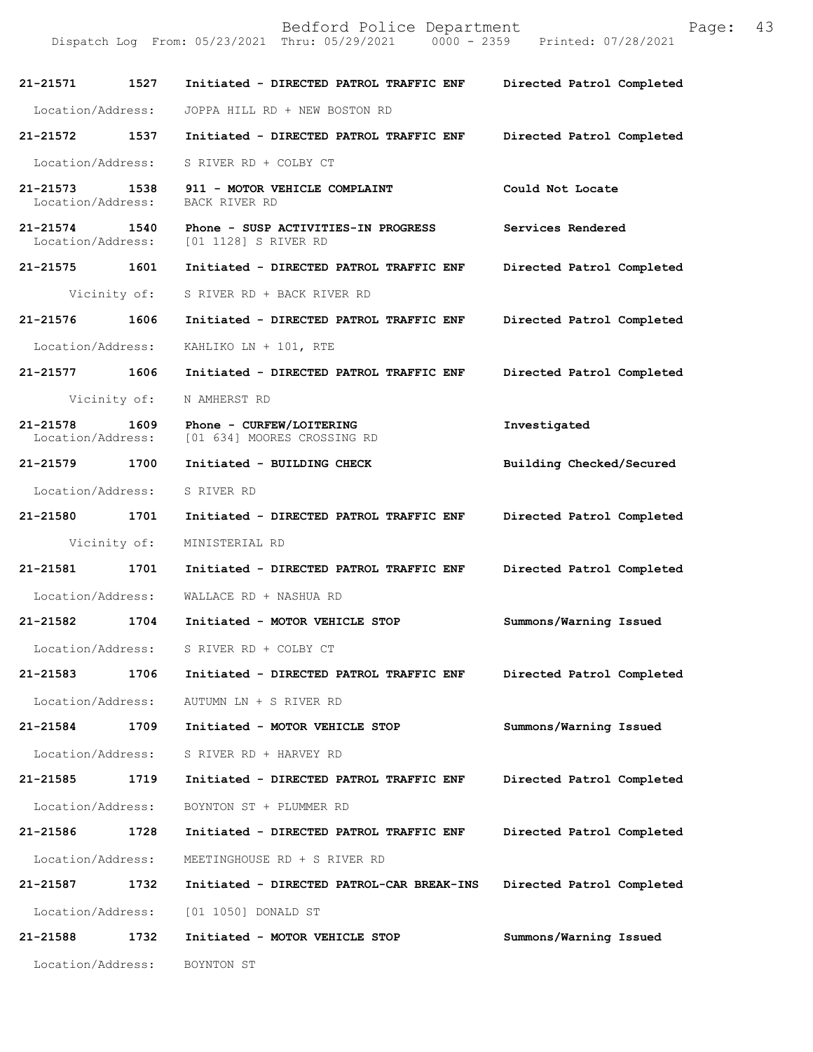| Call # | Time | Type | Disposition |
|---|---|---|---|
| **21-21571** | **1527** | **Initiated - DIRECTED PATROL TRAFFIC ENF** | **Directed Patrol Completed** |
| Location/Address: | | JOPPA HILL RD + NEW BOSTON RD | |
| **21-21572** | **1537** | **Initiated - DIRECTED PATROL TRAFFIC ENF** | **Directed Patrol Completed** |
| Location/Address: | | S RIVER RD + COLBY CT | |
| **21-21573** | **1538** | **911 - MOTOR VEHICLE COMPLAINT** | **Could Not Locate** |
| Location/Address: | | BACK RIVER RD | |
| **21-21574** | **1540** | **Phone - SUSP ACTIVITIES-IN PROGRESS** | **Services Rendered** |
| Location/Address: | | [01 1128] S RIVER RD | |
| **21-21575** | **1601** | **Initiated - DIRECTED PATROL TRAFFIC ENF** | **Directed Patrol Completed** |
| Vicinity of: | | S RIVER RD + BACK RIVER RD | |
| **21-21576** | **1606** | **Initiated - DIRECTED PATROL TRAFFIC ENF** | **Directed Patrol Completed** |
| Location/Address: | | KAHLIKO LN + 101, RTE | |
| **21-21577** | **1606** | **Initiated - DIRECTED PATROL TRAFFIC ENF** | **Directed Patrol Completed** |
| Vicinity of: | | N AMHERST RD | |
| **21-21578** | **1609** | **Phone - CURFEW/LOITERING** | **Investigated** |
| Location/Address: | | [01 634] MOORES CROSSING RD | |
| **21-21579** | **1700** | **Initiated - BUILDING CHECK** | **Building Checked/Secured** |
| Location/Address: | | S RIVER RD | |
| **21-21580** | **1701** | **Initiated - DIRECTED PATROL TRAFFIC ENF** | **Directed Patrol Completed** |
| Vicinity of: | | MINISTERIAL RD | |
| **21-21581** | **1701** | **Initiated - DIRECTED PATROL TRAFFIC ENF** | **Directed Patrol Completed** |
| Location/Address: | | WALLACE RD + NASHUA RD | |
| **21-21582** | **1704** | **Initiated - MOTOR VEHICLE STOP** | **Summons/Warning Issued** |
| Location/Address: | | S RIVER RD + COLBY CT | |
| **21-21583** | **1706** | **Initiated - DIRECTED PATROL TRAFFIC ENF** | **Directed Patrol Completed** |
| Location/Address: | | AUTUMN LN + S RIVER RD | |
| **21-21584** | **1709** | **Initiated - MOTOR VEHICLE STOP** | **Summons/Warning Issued** |
| Location/Address: | | S RIVER RD + HARVEY RD | |
| **21-21585** | **1719** | **Initiated - DIRECTED PATROL TRAFFIC ENF** | **Directed Patrol Completed** |
| Location/Address: | | BOYNTON ST + PLUMMER RD | |
| **21-21586** | **1728** | **Initiated - DIRECTED PATROL TRAFFIC ENF** | **Directed Patrol Completed** |
| Location/Address: | | MEETINGHOUSE RD + S RIVER RD | |
| **21-21587** | **1732** | **Initiated - DIRECTED PATROL-CAR BREAK-INS** | **Directed Patrol Completed** |
| Location/Address: | | [01 1050] DONALD ST | |
| **21-21588** | **1732** | **Initiated - MOTOR VEHICLE STOP** | **Summons/Warning Issued** |
| Location/Address: | | BOYNTON ST | |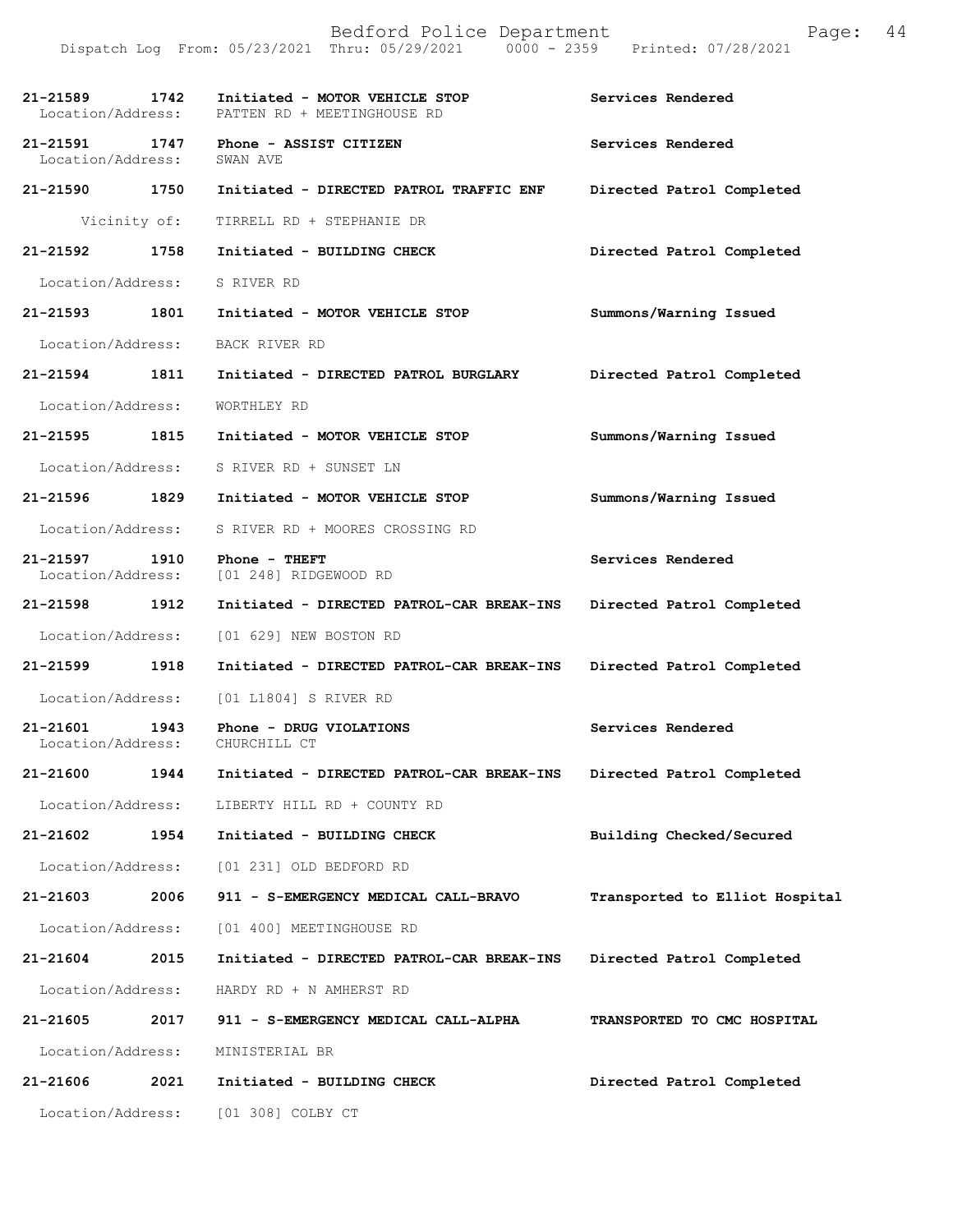Bedford Police Department

Dispatch Log From: 05/23/2021 Thru: 05/29/2021 0000 - 2359 Printed: 07/28/2021

**21-21589 1742 Initiated - MOTOR VEHICLE STOP** Services Rendered
Location/Address: PATTEN RD + MEETINGHOUSE RD

**21-21591 1747 Phone - ASSIST CITIZEN** Services Rendered
Location/Address: SWAN AVE

**21-21590 1750 Initiated - DIRECTED PATROL TRAFFIC ENF** Directed Patrol Completed
Vicinity of: TIRRELL RD + STEPHANIE DR

**21-21592 1758 Initiated - BUILDING CHECK** Directed Patrol Completed
Location/Address: S RIVER RD

**21-21593 1801 Initiated - MOTOR VEHICLE STOP** Summons/Warning Issued
Location/Address: BACK RIVER RD

**21-21594 1811 Initiated - DIRECTED PATROL BURGLARY** Directed Patrol Completed
Location/Address: WORTHLEY RD

**21-21595 1815 Initiated - MOTOR VEHICLE STOP** Summons/Warning Issued
Location/Address: S RIVER RD + SUNSET LN

**21-21596 1829 Initiated - MOTOR VEHICLE STOP** Summons/Warning Issued
Location/Address: S RIVER RD + MOORES CROSSING RD

**21-21597 1910 Phone - THEFT** Services Rendered
Location/Address: [01 248] RIDGEWOOD RD

**21-21598 1912 Initiated - DIRECTED PATROL-CAR BREAK-INS** Directed Patrol Completed
Location/Address: [01 629] NEW BOSTON RD

**21-21599 1918 Initiated - DIRECTED PATROL-CAR BREAK-INS** Directed Patrol Completed
Location/Address: [01 L1804] S RIVER RD

**21-21601 1943 Phone - DRUG VIOLATIONS** Services Rendered
Location/Address: CHURCHILL CT

**21-21600 1944 Initiated - DIRECTED PATROL-CAR BREAK-INS** Directed Patrol Completed
Location/Address: LIBERTY HILL RD + COUNTY RD

**21-21602 1954 Initiated - BUILDING CHECK** Building Checked/Secured
Location/Address: [01 231] OLD BEDFORD RD

**21-21603 2006 911 - S-EMERGENCY MEDICAL CALL-BRAVO** Transported to Elliot Hospital
Location/Address: [01 400] MEETINGHOUSE RD

**21-21604 2015 Initiated - DIRECTED PATROL-CAR BREAK-INS** Directed Patrol Completed
Location/Address: HARDY RD + N AMHERST RD

**21-21605 2017 911 - S-EMERGENCY MEDICAL CALL-ALPHA** TRANSPORTED TO CMC HOSPITAL
Location/Address: MINISTERIAL BR

**21-21606 2021 Initiated - BUILDING CHECK** Directed Patrol Completed
Location/Address: [01 308] COLBY CT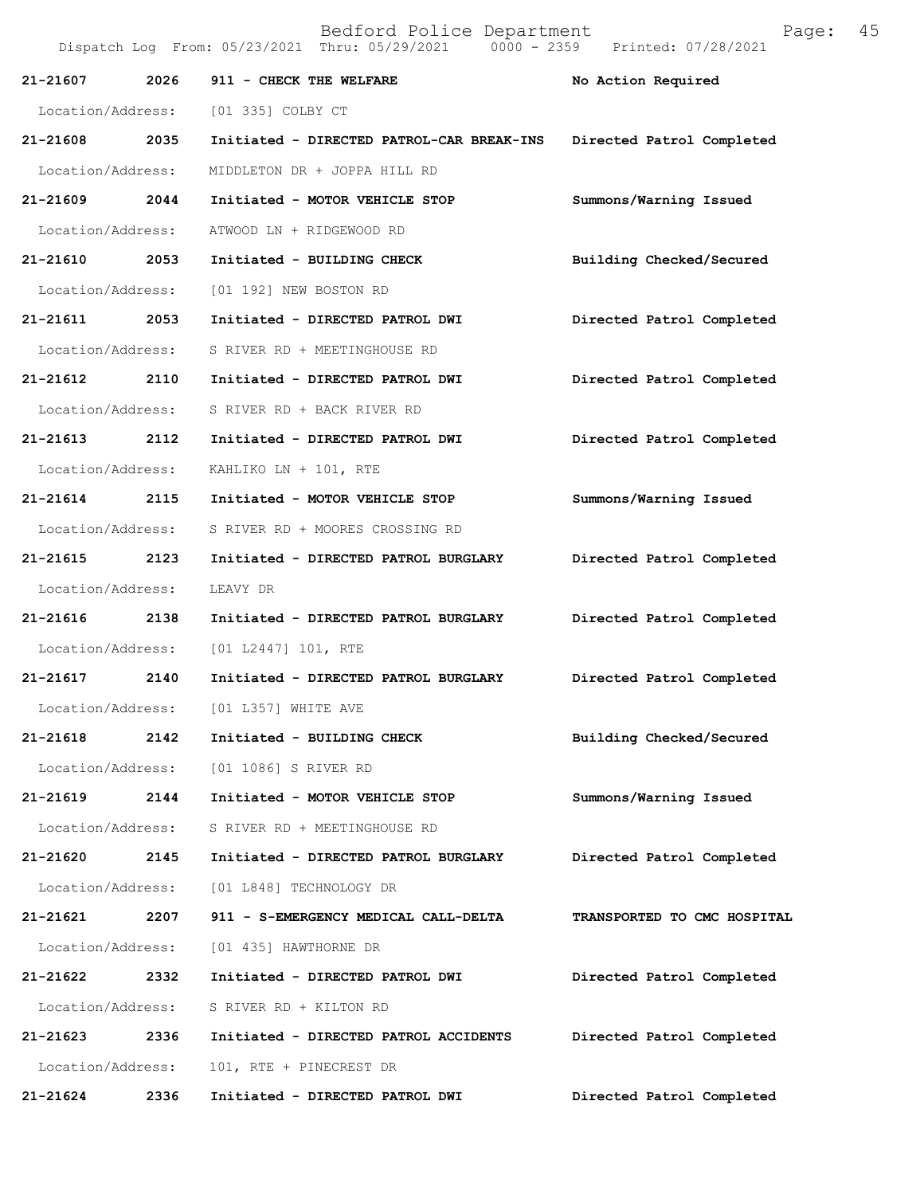| Call # | Time | Call Reason | Action |
|---|---|---|---|
| **21-21607** | **2026** | **911 - CHECK THE WELFARE** | **No Action Required** |
| Location/Address: | | [01 335] COLBY CT | |
| **21-21608** | **2035** | **Initiated - DIRECTED PATROL-CAR BREAK-INS** | **Directed Patrol Completed** |
| Location/Address: | | MIDDLETON DR + JOPPA HILL RD | |
| **21-21609** | **2044** | **Initiated - MOTOR VEHICLE STOP** | **Summons/Warning Issued** |
| Location/Address: | | ATWOOD LN + RIDGEWOOD RD | |
| **21-21610** | **2053** | **Initiated - BUILDING CHECK** | **Building Checked/Secured** |
| Location/Address: | | [01 192] NEW BOSTON RD | |
| **21-21611** | **2053** | **Initiated - DIRECTED PATROL DWI** | **Directed Patrol Completed** |
| Location/Address: | | S RIVER RD + MEETINGHOUSE RD | |
| **21-21612** | **2110** | **Initiated - DIRECTED PATROL DWI** | **Directed Patrol Completed** |
| Location/Address: | | S RIVER RD + BACK RIVER RD | |
| **21-21613** | **2112** | **Initiated - DIRECTED PATROL DWI** | **Directed Patrol Completed** |
| Location/Address: | | KAHLIKO LN + 101, RTE | |
| **21-21614** | **2115** | **Initiated - MOTOR VEHICLE STOP** | **Summons/Warning Issued** |
| Location/Address: | | S RIVER RD + MOORES CROSSING RD | |
| **21-21615** | **2123** | **Initiated - DIRECTED PATROL BURGLARY** | **Directed Patrol Completed** |
| Location/Address: | | LEAVY DR | |
| **21-21616** | **2138** | **Initiated - DIRECTED PATROL BURGLARY** | **Directed Patrol Completed** |
| Location/Address: | | [01 L2447] 101, RTE | |
| **21-21617** | **2140** | **Initiated - DIRECTED PATROL BURGLARY** | **Directed Patrol Completed** |
| Location/Address: | | [01 L357] WHITE AVE | |
| **21-21618** | **2142** | **Initiated - BUILDING CHECK** | **Building Checked/Secured** |
| Location/Address: | | [01 1086] S RIVER RD | |
| **21-21619** | **2144** | **Initiated - MOTOR VEHICLE STOP** | **Summons/Warning Issued** |
| Location/Address: | | S RIVER RD + MEETINGHOUSE RD | |
| **21-21620** | **2145** | **Initiated - DIRECTED PATROL BURGLARY** | **Directed Patrol Completed** |
| Location/Address: | | [01 L848] TECHNOLOGY DR | |
| **21-21621** | **2207** | **911 - S-EMERGENCY MEDICAL CALL-DELTA** | **TRANSPORTED TO CMC HOSPITAL** |
| Location/Address: | | [01 435] HAWTHORNE DR | |
| **21-21622** | **2332** | **Initiated - DIRECTED PATROL DWI** | **Directed Patrol Completed** |
| Location/Address: | | S RIVER RD + KILTON RD | |
| **21-21623** | **2336** | **Initiated - DIRECTED PATROL ACCIDENTS** | **Directed Patrol Completed** |
| Location/Address: | | 101, RTE + PINECREST DR | |
| **21-21624** | **2336** | **Initiated - DIRECTED PATROL DWI** | **Directed Patrol Completed** |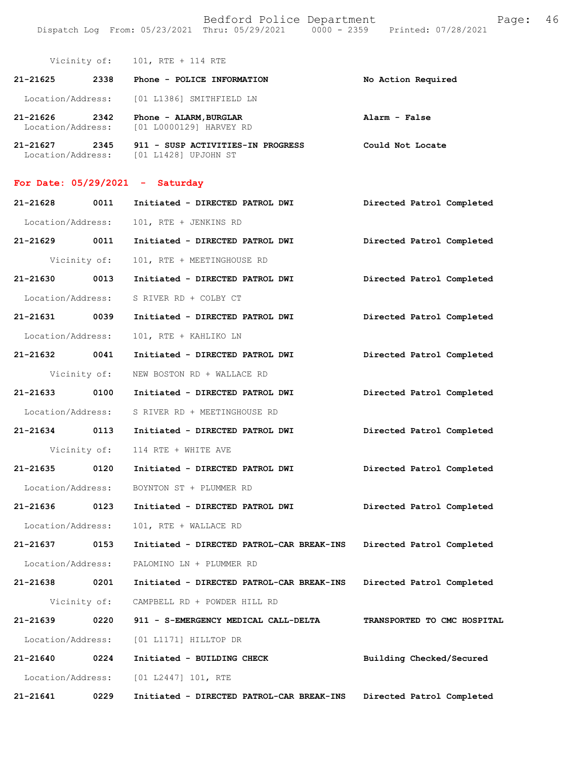Vicinity of: 101, RTE + 114 RTE

**21-21625 2338 Phone - POLICE INFORMATION** **No Action Required**

Location/Address: [01 L1386] SMITHFIELD LN

**21-21626 2342 Phone - ALARM,BURGLAR** **Alarm - False**

Location/Address: [01 L0000129] HARVEY RD

**21-21627 2345 911 - SUSP ACTIVITIES-IN PROGRESS** **Could Not Locate**

Location/Address: [01 L1428] UPJOHN ST

## For Date: 05/29/2021 - Saturday

**21-21628 0011 Initiated - DIRECTED PATROL DWI** **Directed Patrol Completed**

Location/Address: 101, RTE + JENKINS RD

**21-21629 0011 Initiated - DIRECTED PATROL DWI** **Directed Patrol Completed**

Vicinity of: 101, RTE + MEETINGHOUSE RD

**21-21630 0013 Initiated - DIRECTED PATROL DWI** **Directed Patrol Completed**

Location/Address: S RIVER RD + COLBY CT

**21-21631 0039 Initiated - DIRECTED PATROL DWI** **Directed Patrol Completed**

Location/Address: 101, RTE + KAHLIKO LN

**21-21632 0041 Initiated - DIRECTED PATROL DWI** **Directed Patrol Completed**

Vicinity of: NEW BOSTON RD + WALLACE RD

**21-21633 0100 Initiated - DIRECTED PATROL DWI** **Directed Patrol Completed**

Location/Address: S RIVER RD + MEETINGHOUSE RD

**21-21634 0113 Initiated - DIRECTED PATROL DWI** **Directed Patrol Completed**

Vicinity of: 114 RTE + WHITE AVE

**21-21635 0120 Initiated - DIRECTED PATROL DWI** **Directed Patrol Completed**

Location/Address: BOYNTON ST + PLUMMER RD

**21-21636 0123 Initiated - DIRECTED PATROL DWI** **Directed Patrol Completed**

Location/Address: 101, RTE + WALLACE RD

**21-21637 0153 Initiated - DIRECTED PATROL-CAR BREAK-INS** **Directed Patrol Completed**

Location/Address: PALOMINO LN + PLUMMER RD

**21-21638 0201 Initiated - DIRECTED PATROL-CAR BREAK-INS** **Directed Patrol Completed**

Vicinity of: CAMPBELL RD + POWDER HILL RD

**21-21639 0220 911 - S-EMERGENCY MEDICAL CALL-DELTA** **TRANSPORTED TO CMC HOSPITAL**

Location/Address: [01 L1171] HILLTOP DR

**21-21640 0224 Initiated - BUILDING CHECK** **Building Checked/Secured**

Location/Address: [01 L2447] 101, RTE

**21-21641 0229 Initiated - DIRECTED PATROL-CAR BREAK-INS** **Directed Patrol Completed**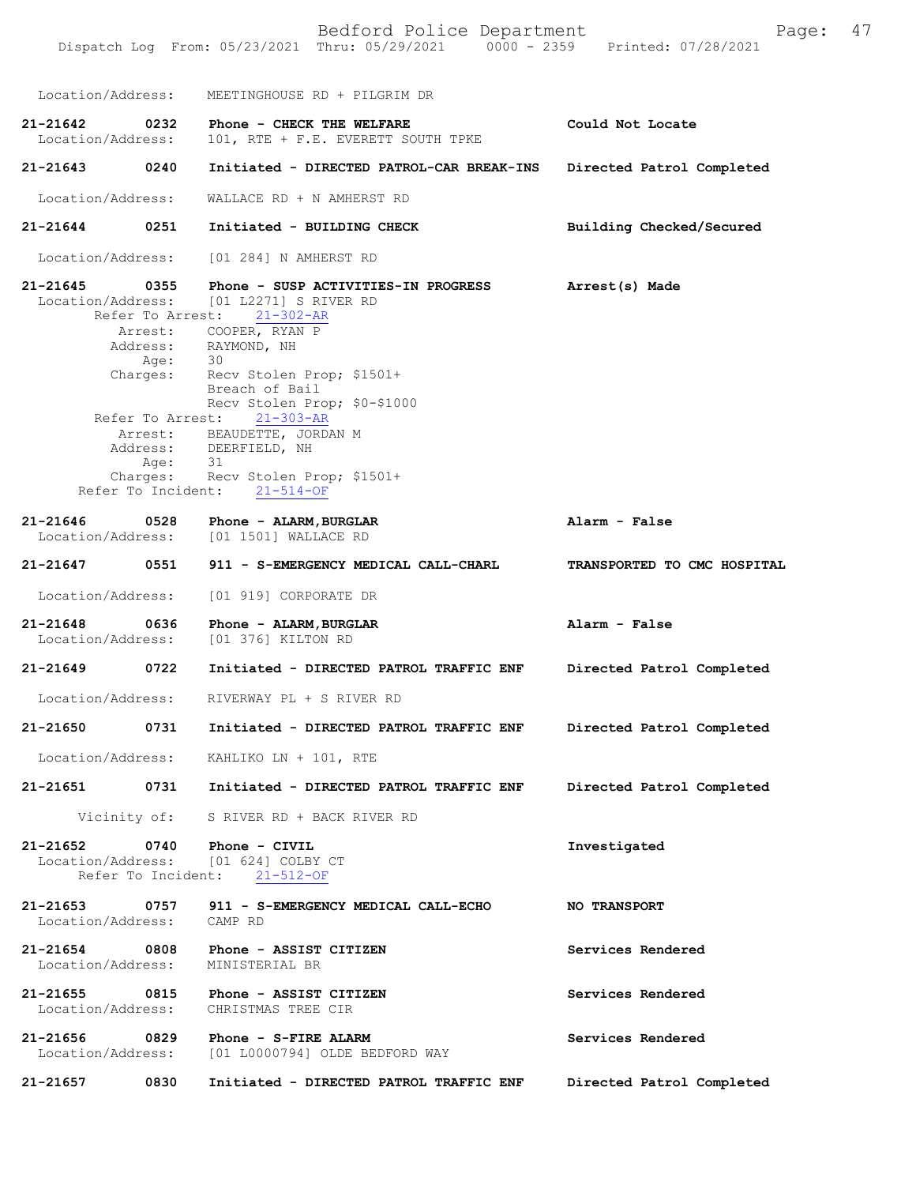Location/Address: MEETINGHOUSE RD + PILGRIM DR

**21-21642 0232 Phone - CHECK THE WELFARE** — **Could Not Locate**
Location/Address: 101, RTE + F.E. EVERETT SOUTH TPKE

**21-21643 0240 Initiated - DIRECTED PATROL-CAR BREAK-INS** — **Directed Patrol Completed**
Location/Address: WALLACE RD + N AMHERST RD

**21-21644 0251 Initiated - BUILDING CHECK** — **Building Checked/Secured**
Location/Address: [01 284] N AMHERST RD

**21-21645 0355 Phone - SUSP ACTIVITIES-IN PROGRESS** — **Arrest(s) Made**
Location/Address: [01 L2271] S RIVER RD
Refer To Arrest: 21-302-AR
Arrest: COOPER, RYAN P
Address: RAYMOND, NH
Age: 30
Charges: Recv Stolen Prop; $1501+
Breach of Bail
Recv Stolen Prop; $0-$1000
Refer To Arrest: 21-303-AR
Arrest: BEAUDETTE, JORDAN M
Address: DEERFIELD, NH
Age: 31
Charges: Recv Stolen Prop; $1501+
Refer To Incident: 21-514-OF

**21-21646 0528 Phone - ALARM,BURGLAR** — **Alarm - False**
Location/Address: [01 1501] WALLACE RD

**21-21647 0551 911 - S-EMERGENCY MEDICAL CALL-CHARL** — **TRANSPORTED TO CMC HOSPITAL**
Location/Address: [01 919] CORPORATE DR

**21-21648 0636 Phone - ALARM,BURGLAR** — **Alarm - False**
Location/Address: [01 376] KILTON RD

**21-21649 0722 Initiated - DIRECTED PATROL TRAFFIC ENF** — **Directed Patrol Completed**
Location/Address: RIVERWAY PL + S RIVER RD

**21-21650 0731 Initiated - DIRECTED PATROL TRAFFIC ENF** — **Directed Patrol Completed**
Location/Address: KAHLIKO LN + 101, RTE

**21-21651 0731 Initiated - DIRECTED PATROL TRAFFIC ENF** — **Directed Patrol Completed**
Vicinity of: S RIVER RD + BACK RIVER RD

**21-21652 0740 Phone - CIVIL** — **Investigated**
Location/Address: [01 624] COLBY CT
Refer To Incident: 21-512-OF

**21-21653 0757 911 - S-EMERGENCY MEDICAL CALL-ECHO** — **NO TRANSPORT**
Location/Address: CAMP RD

**21-21654 0808 Phone - ASSIST CITIZEN** — **Services Rendered**
Location/Address: MINISTERIAL BR

**21-21655 0815 Phone - ASSIST CITIZEN** — **Services Rendered**
Location/Address: CHRISTMAS TREE CIR

**21-21656 0829 Phone - S-FIRE ALARM** — **Services Rendered**
Location/Address: [01 L0000794] OLDE BEDFORD WAY

**21-21657 0830 Initiated - DIRECTED PATROL TRAFFIC ENF** — **Directed Patrol Completed**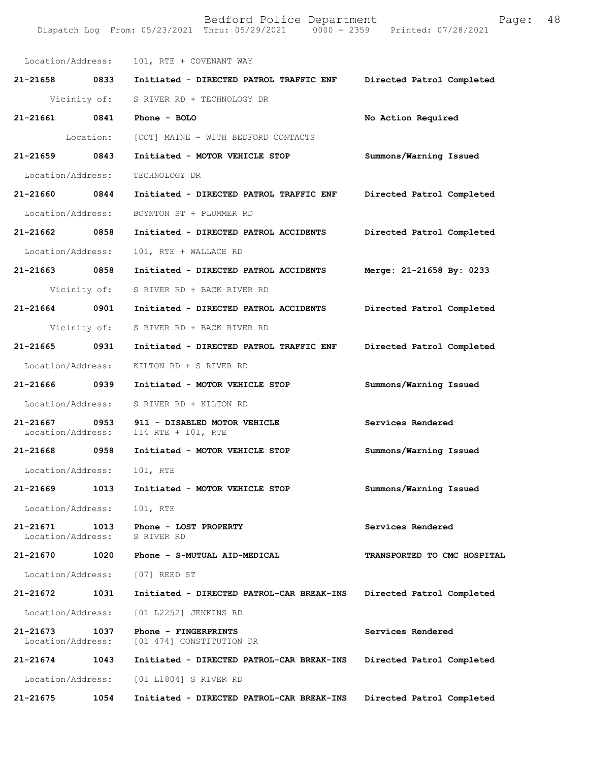Location/Address: 101, RTE + COVENANT WAY

**21-21658 0833** Initiated - DIRECTED PATROL TRAFFIC ENF — **Directed Patrol Completed**

Vicinity of: S RIVER RD + TECHNOLOGY DR

**21-21661 0841** Phone - BOLO — **No Action Required**

Location: [OOT] MAINE - WITH BEDFORD CONTACTS

**21-21659 0843** Initiated - MOTOR VEHICLE STOP — **Summons/Warning Issued**

Location/Address: TECHNOLOGY DR

**21-21660 0844** Initiated - DIRECTED PATROL TRAFFIC ENF — **Directed Patrol Completed**

Location/Address: BOYNTON ST + PLUMMER RD

**21-21662 0858** Initiated - DIRECTED PATROL ACCIDENTS — **Directed Patrol Completed**

Location/Address: 101, RTE + WALLACE RD

**21-21663 0858** Initiated - DIRECTED PATROL ACCIDENTS — **Merge: 21-21658 By: 0233**

Vicinity of: S RIVER RD + BACK RIVER RD

**21-21664 0901** Initiated - DIRECTED PATROL ACCIDENTS — **Directed Patrol Completed**

Vicinity of: S RIVER RD + BACK RIVER RD

**21-21665 0931** Initiated - DIRECTED PATROL TRAFFIC ENF — **Directed Patrol Completed**

Location/Address: KILTON RD + S RIVER RD

**21-21666 0939** Initiated - MOTOR VEHICLE STOP — **Summons/Warning Issued**

Location/Address: S RIVER RD + KILTON RD

**21-21667 0953** 911 - DISABLED MOTOR VEHICLE — **Services Rendered**

Location/Address: 114 RTE + 101, RTE

**21-21668 0958** Initiated - MOTOR VEHICLE STOP — **Summons/Warning Issued**

Location/Address: 101, RTE

**21-21669 1013** Initiated - MOTOR VEHICLE STOP — **Summons/Warning Issued**

Location/Address: 101, RTE

**21-21671 1013** Phone - LOST PROPERTY — **Services Rendered**

Location/Address: S RIVER RD

**21-21670 1020** Phone - S-MUTUAL AID-MEDICAL — **TRANSPORTED TO CMC HOSPITAL**

Location/Address: [07] REED ST

**21-21672 1031** Initiated - DIRECTED PATROL-CAR BREAK-INS — **Directed Patrol Completed**

Location/Address: [01 L2252] JENKINS RD

**21-21673 1037** Phone - FINGERPRINTS — **Services Rendered**

Location/Address: [01 474] CONSTITUTION DR

**21-21674 1043** Initiated - DIRECTED PATROL-CAR BREAK-INS — **Directed Patrol Completed**

Location/Address: [01 L1804] S RIVER RD

**21-21675 1054** Initiated - DIRECTED PATROL-CAR BREAK-INS — **Directed Patrol Completed**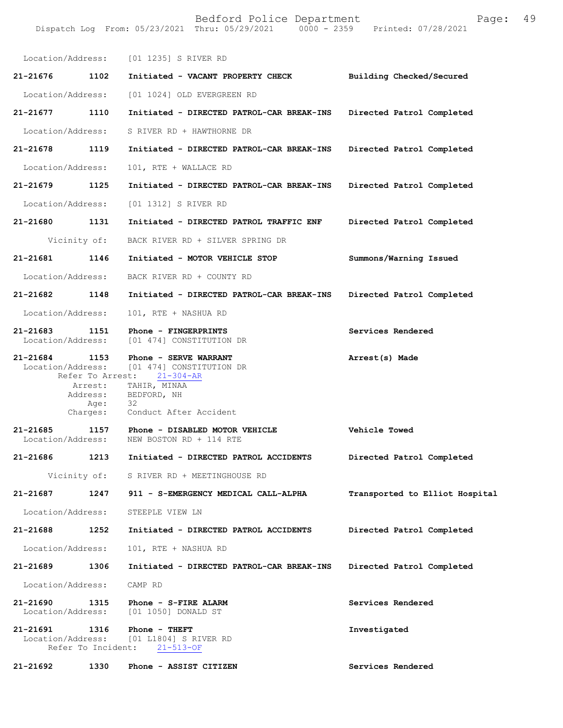Location/Address: [01 1235] S RIVER RD

**21-21676 1102 Initiated - VACANT PROPERTY CHECK** **Building Checked/Secured**

Location/Address: [01 1024] OLD EVERGREEN RD

**21-21677 1110 Initiated - DIRECTED PATROL-CAR BREAK-INS** **Directed Patrol Completed**

Location/Address: S RIVER RD + HAWTHORNE DR

**21-21678 1119 Initiated - DIRECTED PATROL-CAR BREAK-INS** **Directed Patrol Completed**

Location/Address: 101, RTE + WALLACE RD

**21-21679 1125 Initiated - DIRECTED PATROL-CAR BREAK-INS** **Directed Patrol Completed**

Location/Address: [01 1312] S RIVER RD

**21-21680 1131 Initiated - DIRECTED PATROL TRAFFIC ENF** **Directed Patrol Completed**

Vicinity of: BACK RIVER RD + SILVER SPRING DR

**21-21681 1146 Initiated - MOTOR VEHICLE STOP** **Summons/Warning Issued**

Location/Address: BACK RIVER RD + COUNTY RD

**21-21682 1148 Initiated - DIRECTED PATROL-CAR BREAK-INS** **Directed Patrol Completed**

Location/Address: 101, RTE + NASHUA RD

**21-21683 1151 Phone - FINGERPRINTS** **Services Rendered**
Location/Address: [01 474] CONSTITUTION DR

**21-21684 1153 Phone - SERVE WARRANT** **Arrest(s) Made**
Location/Address: [01 474] CONSTITUTION DR
Refer To Arrest: 21-304-AR
Arrest: TAHIR, MINAA
Address: BEDFORD, NH
Age: 32
Charges: Conduct After Accident

**21-21685 1157 Phone - DISABLED MOTOR VEHICLE** **Vehicle Towed**
Location/Address: NEW BOSTON RD + 114 RTE

**21-21686 1213 Initiated - DIRECTED PATROL ACCIDENTS** **Directed Patrol Completed**

Vicinity of: S RIVER RD + MEETINGHOUSE RD

**21-21687 1247 911 - S-EMERGENCY MEDICAL CALL-ALPHA** **Transported to Elliot Hospital**

Location/Address: STEEPLE VIEW LN

**21-21688 1252 Initiated - DIRECTED PATROL ACCIDENTS** **Directed Patrol Completed**

Location/Address: 101, RTE + NASHUA RD

**21-21689 1306 Initiated - DIRECTED PATROL-CAR BREAK-INS** **Directed Patrol Completed**

Location/Address: CAMP RD

**21-21690 1315 Phone - S-FIRE ALARM** **Services Rendered**
Location/Address: [01 1050] DONALD ST

**21-21691 1316 Phone - THEFT** **Investigated**
Location/Address: [01 L1804] S RIVER RD
Refer To Incident: 21-513-OF

**21-21692 1330 Phone - ASSIST CITIZEN** **Services Rendered**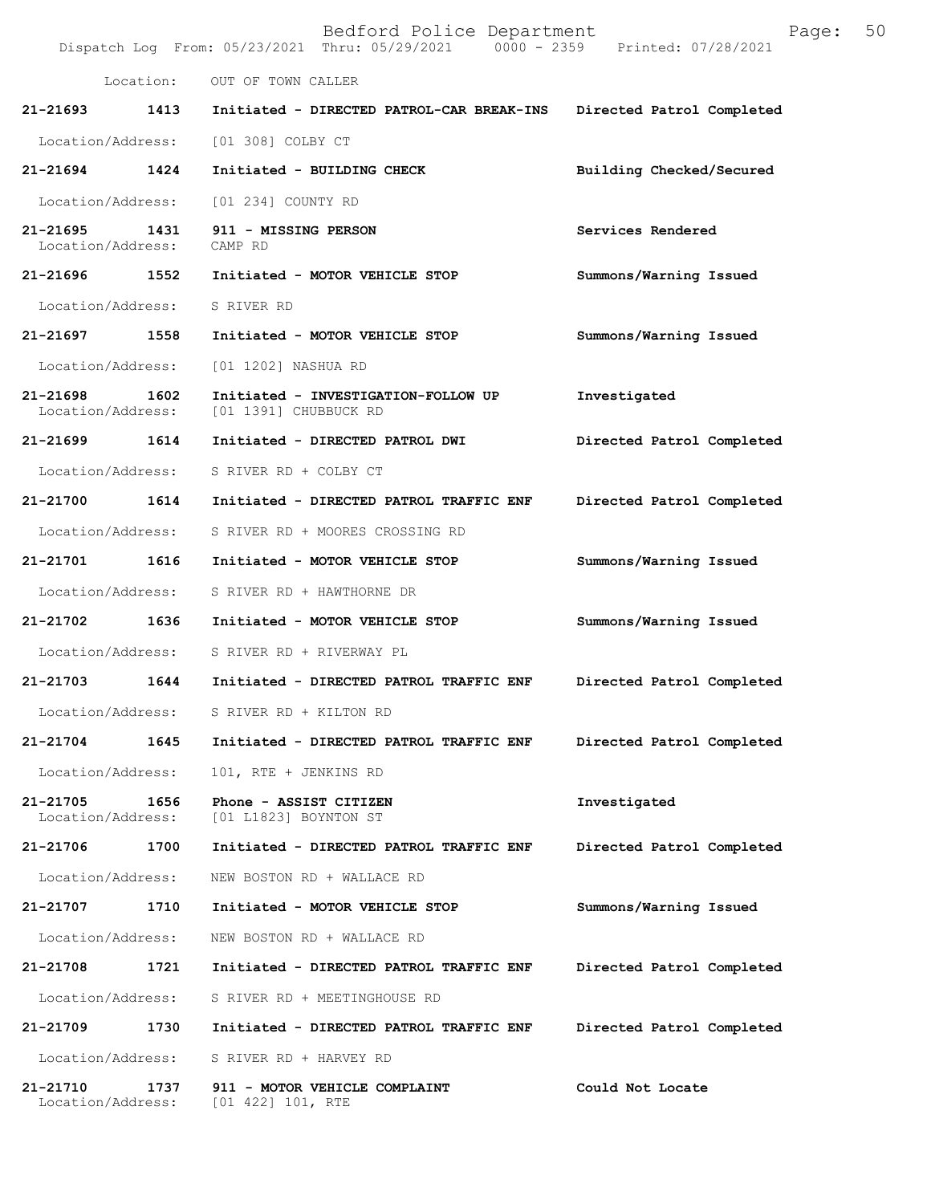Location: OUT OF TOWN CALLER

| Call # | Time | Call Reason | Action |
|---|---|---|---|
| 21-21693 | 1413 | Initiated - DIRECTED PATROL-CAR BREAK-INS | Directed Patrol Completed |
| Location/Address: | | [01 308] COLBY CT | |
| 21-21694 | 1424 | Initiated - BUILDING CHECK | Building Checked/Secured |
| Location/Address: | | [01 234] COUNTY RD | |
| 21-21695 | 1431 | 911 - MISSING PERSON | Services Rendered |
| Location/Address: | | CAMP RD | |
| 21-21696 | 1552 | Initiated - MOTOR VEHICLE STOP | Summons/Warning Issued |
| Location/Address: | | S RIVER RD | |
| 21-21697 | 1558 | Initiated - MOTOR VEHICLE STOP | Summons/Warning Issued |
| Location/Address: | | [01 1202] NASHUA RD | |
| 21-21698 | 1602 | Initiated - INVESTIGATION-FOLLOW UP | Investigated |
| Location/Address: | | [01 1391] CHUBBUCK RD | |
| 21-21699 | 1614 | Initiated - DIRECTED PATROL DWI | Directed Patrol Completed |
| Location/Address: | | S RIVER RD + COLBY CT | |
| 21-21700 | 1614 | Initiated - DIRECTED PATROL TRAFFIC ENF | Directed Patrol Completed |
| Location/Address: | | S RIVER RD + MOORES CROSSING RD | |
| 21-21701 | 1616 | Initiated - MOTOR VEHICLE STOP | Summons/Warning Issued |
| Location/Address: | | S RIVER RD + HAWTHORNE DR | |
| 21-21702 | 1636 | Initiated - MOTOR VEHICLE STOP | Summons/Warning Issued |
| Location/Address: | | S RIVER RD + RIVERWAY PL | |
| 21-21703 | 1644 | Initiated - DIRECTED PATROL TRAFFIC ENF | Directed Patrol Completed |
| Location/Address: | | S RIVER RD + KILTON RD | |
| 21-21704 | 1645 | Initiated - DIRECTED PATROL TRAFFIC ENF | Directed Patrol Completed |
| Location/Address: | | 101, RTE + JENKINS RD | |
| 21-21705 | 1656 | Phone - ASSIST CITIZEN | Investigated |
| Location/Address: | | [01 L1823] BOYNTON ST | |
| 21-21706 | 1700 | Initiated - DIRECTED PATROL TRAFFIC ENF | Directed Patrol Completed |
| Location/Address: | | NEW BOSTON RD + WALLACE RD | |
| 21-21707 | 1710 | Initiated - MOTOR VEHICLE STOP | Summons/Warning Issued |
| Location/Address: | | NEW BOSTON RD + WALLACE RD | |
| 21-21708 | 1721 | Initiated - DIRECTED PATROL TRAFFIC ENF | Directed Patrol Completed |
| Location/Address: | | S RIVER RD + MEETINGHOUSE RD | |
| 21-21709 | 1730 | Initiated - DIRECTED PATROL TRAFFIC ENF | Directed Patrol Completed |
| Location/Address: | | S RIVER RD + HARVEY RD | |
| 21-21710 | 1737 | 911 - MOTOR VEHICLE COMPLAINT | Could Not Locate |
| Location/Address: | | [01 422] 101, RTE | |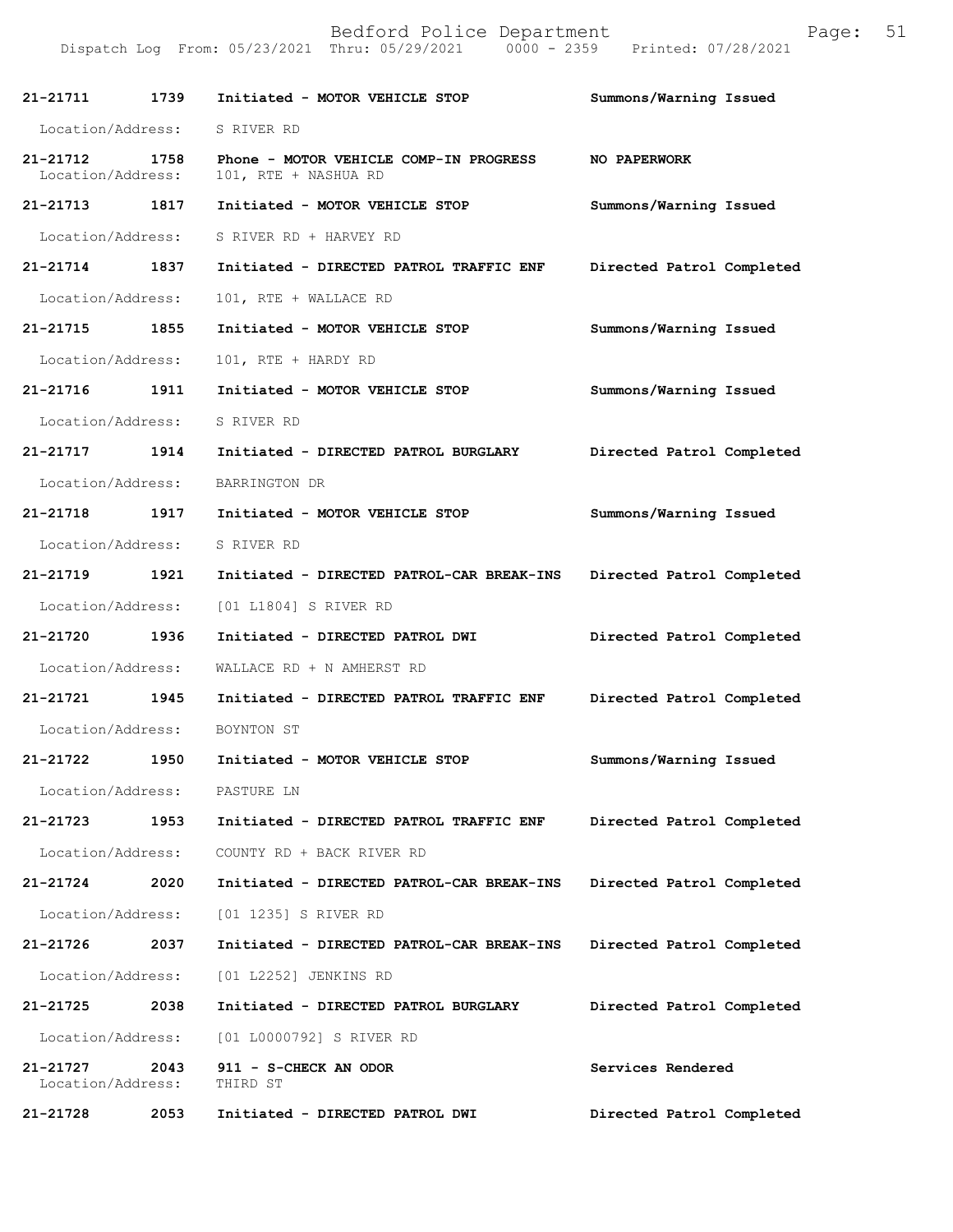| Call Number | Time | Call Reason | Action |
|---|---|---|---|
| 21-21711 | 1739 | Initiated - MOTOR VEHICLE STOP | Summons/Warning Issued |
| Location/Address: | | S RIVER RD | |
| 21-21712 | 1758 | Phone - MOTOR VEHICLE COMP-IN PROGRESS | NO PAPERWORK |
| Location/Address: | | 101, RTE + NASHUA RD | |
| 21-21713 | 1817 | Initiated - MOTOR VEHICLE STOP | Summons/Warning Issued |
| Location/Address: | | S RIVER RD + HARVEY RD | |
| 21-21714 | 1837 | Initiated - DIRECTED PATROL TRAFFIC ENF | Directed Patrol Completed |
| Location/Address: | | 101, RTE + WALLACE RD | |
| 21-21715 | 1855 | Initiated - MOTOR VEHICLE STOP | Summons/Warning Issued |
| Location/Address: | | 101, RTE + HARDY RD | |
| 21-21716 | 1911 | Initiated - MOTOR VEHICLE STOP | Summons/Warning Issued |
| Location/Address: | | S RIVER RD | |
| 21-21717 | 1914 | Initiated - DIRECTED PATROL BURGLARY | Directed Patrol Completed |
| Location/Address: | | BARRINGTON DR | |
| 21-21718 | 1917 | Initiated - MOTOR VEHICLE STOP | Summons/Warning Issued |
| Location/Address: | | S RIVER RD | |
| 21-21719 | 1921 | Initiated - DIRECTED PATROL-CAR BREAK-INS | Directed Patrol Completed |
| Location/Address: | | [01 L1804] S RIVER RD | |
| 21-21720 | 1936 | Initiated - DIRECTED PATROL DWI | Directed Patrol Completed |
| Location/Address: | | WALLACE RD + N AMHERST RD | |
| 21-21721 | 1945 | Initiated - DIRECTED PATROL TRAFFIC ENF | Directed Patrol Completed |
| Location/Address: | | BOYNTON ST | |
| 21-21722 | 1950 | Initiated - MOTOR VEHICLE STOP | Summons/Warning Issued |
| Location/Address: | | PASTURE LN | |
| 21-21723 | 1953 | Initiated - DIRECTED PATROL TRAFFIC ENF | Directed Patrol Completed |
| Location/Address: | | COUNTY RD + BACK RIVER RD | |
| 21-21724 | 2020 | Initiated - DIRECTED PATROL-CAR BREAK-INS | Directed Patrol Completed |
| Location/Address: | | [01 1235] S RIVER RD | |
| 21-21726 | 2037 | Initiated - DIRECTED PATROL-CAR BREAK-INS | Directed Patrol Completed |
| Location/Address: | | [01 L2252] JENKINS RD | |
| 21-21725 | 2038 | Initiated - DIRECTED PATROL BURGLARY | Directed Patrol Completed |
| Location/Address: | | [01 L0000792] S RIVER RD | |
| 21-21727 | 2043 | 911 - S-CHECK AN ODOR | Services Rendered |
| Location/Address: | | THIRD ST | |
| 21-21728 | 2053 | Initiated - DIRECTED PATROL DWI | Directed Patrol Completed |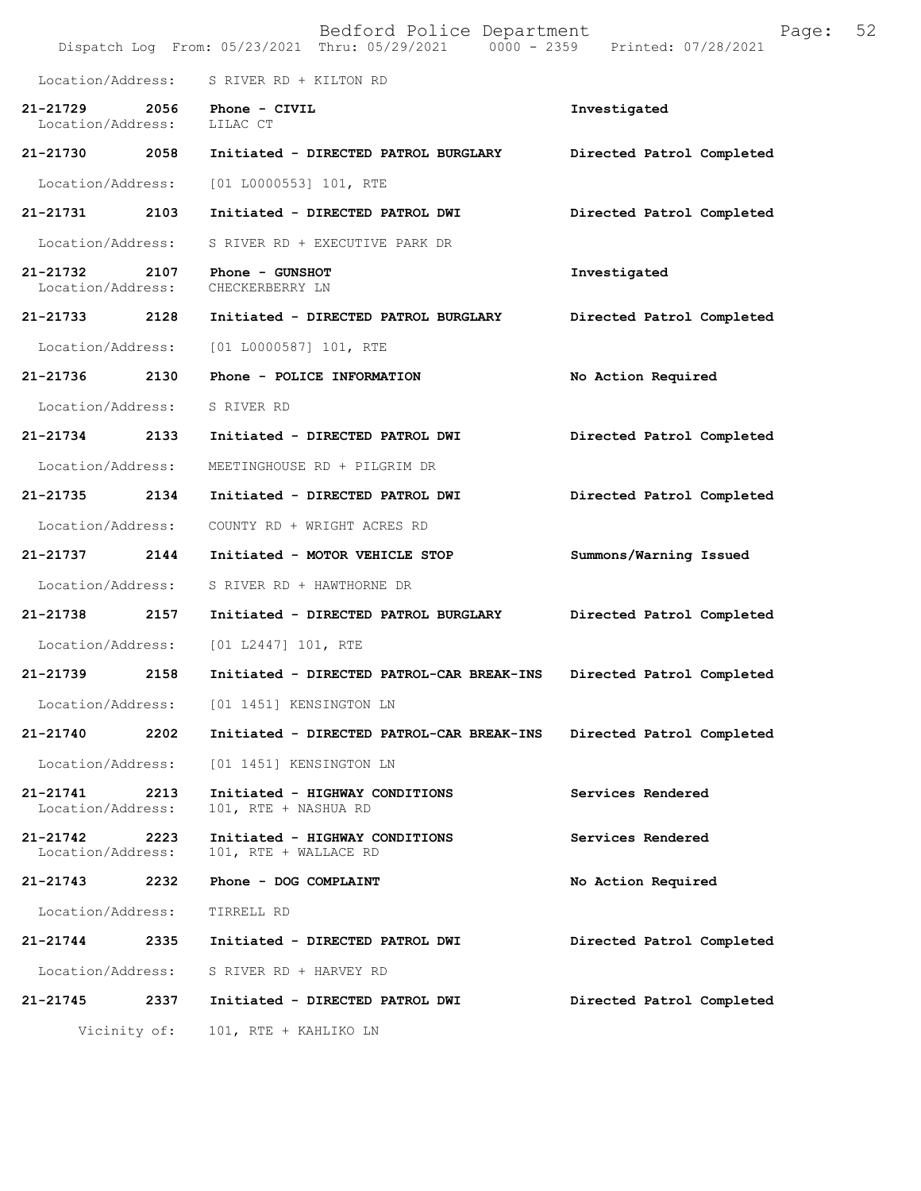Location/Address: S RIVER RD + KILTON RD

| | | | |
|---|---|---|---|
| 21-21729 | 2056 | Phone - CIVIL | Investigated |
| Location/Address: | | LILAC CT | |
| 21-21730 | 2058 | Initiated - DIRECTED PATROL BURGLARY | Directed Patrol Completed |
| Location/Address: | | [01 L0000553] 101, RTE | |
| 21-21731 | 2103 | Initiated - DIRECTED PATROL DWI | Directed Patrol Completed |
| Location/Address: | | S RIVER RD + EXECUTIVE PARK DR | |
| 21-21732 | 2107 | Phone - GUNSHOT | Investigated |
| Location/Address: | | CHECKERBERRY LN | |
| 21-21733 | 2128 | Initiated - DIRECTED PATROL BURGLARY | Directed Patrol Completed |
| Location/Address: | | [01 L0000587] 101, RTE | |
| 21-21736 | 2130 | Phone - POLICE INFORMATION | No Action Required |
| Location/Address: | | S RIVER RD | |
| 21-21734 | 2133 | Initiated - DIRECTED PATROL DWI | Directed Patrol Completed |
| Location/Address: | | MEETINGHOUSE RD + PILGRIM DR | |
| 21-21735 | 2134 | Initiated - DIRECTED PATROL DWI | Directed Patrol Completed |
| Location/Address: | | COUNTY RD + WRIGHT ACRES RD | |
| 21-21737 | 2144 | Initiated - MOTOR VEHICLE STOP | Summons/Warning Issued |
| Location/Address: | | S RIVER RD + HAWTHORNE DR | |
| 21-21738 | 2157 | Initiated - DIRECTED PATROL BURGLARY | Directed Patrol Completed |
| Location/Address: | | [01 L2447] 101, RTE | |
| 21-21739 | 2158 | Initiated - DIRECTED PATROL-CAR BREAK-INS | Directed Patrol Completed |
| Location/Address: | | [01 1451] KENSINGTON LN | |
| 21-21740 | 2202 | Initiated - DIRECTED PATROL-CAR BREAK-INS | Directed Patrol Completed |
| Location/Address: | | [01 1451] KENSINGTON LN | |
| 21-21741 | 2213 | Initiated - HIGHWAY CONDITIONS | Services Rendered |
| Location/Address: | | 101, RTE + NASHUA RD | |
| 21-21742 | 2223 | Initiated - HIGHWAY CONDITIONS | Services Rendered |
| Location/Address: | | 101, RTE + WALLACE RD | |
| 21-21743 | 2232 | Phone - DOG COMPLAINT | No Action Required |
| Location/Address: | | TIRRELL RD | |
| 21-21744 | 2335 | Initiated - DIRECTED PATROL DWI | Directed Patrol Completed |
| Location/Address: | | S RIVER RD + HARVEY RD | |
| 21-21745 | 2337 | Initiated - DIRECTED PATROL DWI | Directed Patrol Completed |
| Vicinity of: | | 101, RTE + KAHLIKO LN | |